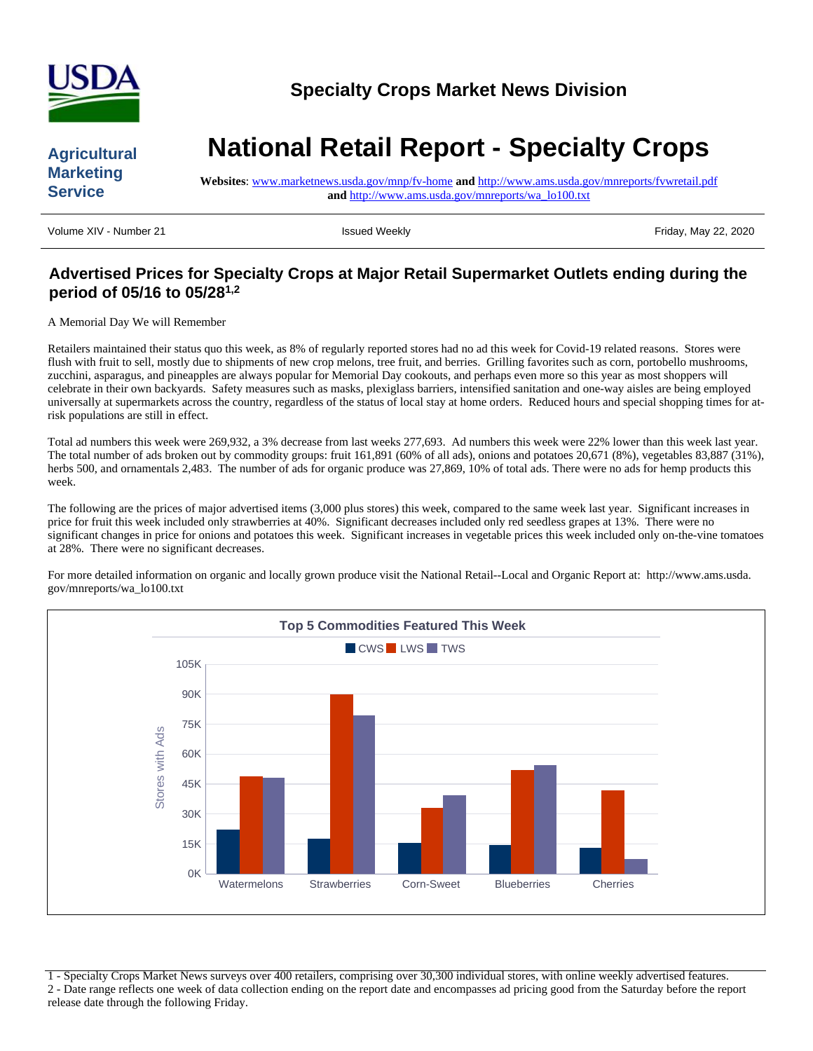USDA

## Specialty Crops Market News Division

**Agricultural Marketing Service**

# National Retail Report - Specialty Crops

**Websites**: www.marketnews.usda.gov/mnp/fv-home **and** http://www.ams.usda.gov/mnreports/fvwretail.pdf **and** http://www.ams.usda.gov/mnreports/wa_lo100.txt

Volume XIV - Number 21 | Issued Weekly | Friday, May 22, 2020

## Advertised Prices for Specialty Crops at Major Retail Supermarket Outlets ending during the period of 05/16 to 05/28[1,2]

A Memorial Day We will Remember

Retailers maintained their status quo this week, as 8% of regularly reported stores had no ad this week for Covid-19 related reasons. Stores were flush with fruit to sell, mostly due to shipments of new crop melons, tree fruit, and berries. Grilling favorites such as corn, portobello mushrooms, zucchini, asparagus, and pineapples are always popular for Memorial Day cookouts, and perhaps even more so this year as most shoppers will celebrate in their own backyards. Safety measures such as masks, plexiglass barriers, intensified sanitation and one-way aisles are being employed universally at supermarkets across the country, regardless of the status of local stay at home orders. Reduced hours and special shopping times for at-risk populations are still in effect.

Total ad numbers this week were 269,932, a 3% decrease from last weeks 277,693. Ad numbers this week were 22% lower than this week last year. The total number of ads broken out by commodity groups: fruit 161,891 (60% of all ads), onions and potatoes 20,671 (8%), vegetables 83,887 (31%), herbs 500, and ornamentals 2,483. The number of ads for organic produce was 27,869, 10% of total ads. There were no ads for hemp products this week.

The following are the prices of major advertised items (3,000 plus stores) this week, compared to the same week last year. Significant increases in price for fruit this week included only strawberries at 40%. Significant decreases included only red seedless grapes at 13%. There were no significant changes in price for onions and potatoes this week. Significant increases in vegetable prices this week included only on-the-vine tomatoes at 28%. There were no significant decreases.

For more detailed information on organic and locally grown produce visit the National Retail--Local and Organic Report at: http://www.ams.usda.gov/mnreports/wa_lo100.txt

Top 5 Commodities Featured This Week

CWS LWS TWS

Stores with Ads

105K
90K
75K
60K
45K
30K
15K
0K

Watermelons Strawberries Corn-Sweet Blueberries Cherries

1 - Specialty Crops Market News surveys over 400 retailers, comprising over 30,300 individual stores, with online weekly advertised features.

2 - Date range reflects one week of data collection ending on the report date and encompasses ad pricing good from the Saturday before the report release date through the following Friday.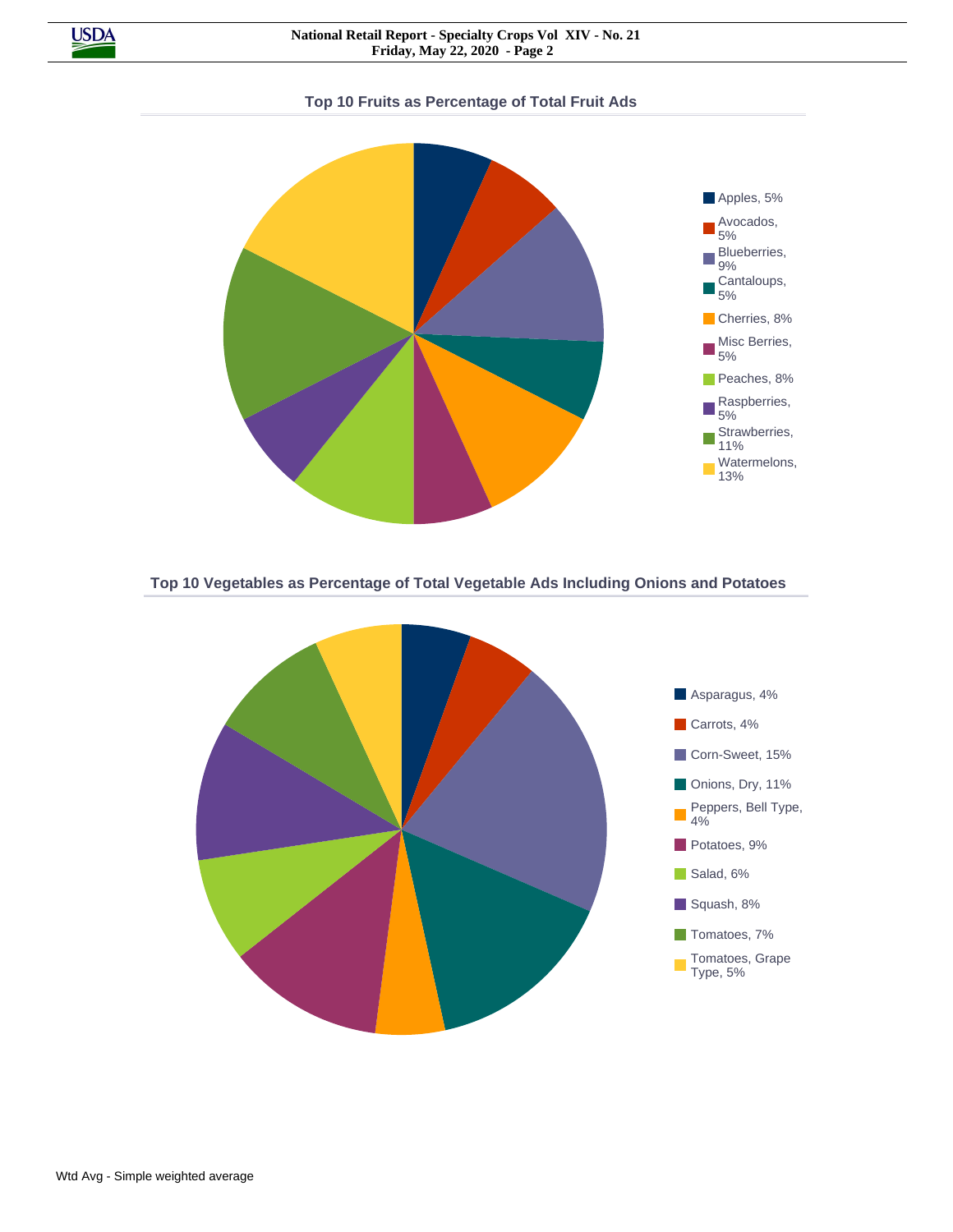## Top 10 Fruits as Percentage of Total Fruit Ads

Apples, 5%
Avocados, 5%
Blueberries, 9%
Cantaloups, 5%
Cherries, 8%
Misc Berries, 5%
Peaches, 8%
Raspberries, 5%
Strawberries, 11%
Watermelons, 13%

## Top 10 Vegetables as Percentage of Total Vegetable Ads Including Onions and Potatoes

Asparagus, 4%
Carrots, 4%
Corn-Sweet, 15%
Onions, Dry, 11%
Peppers, Bell Type, 4%
Potatoes, 9%
Salad, 6%
Squash, 8%
Tomatoes, 7%
Tomatoes, Grape Type, 5%

Wtd Avg - Simple weighted average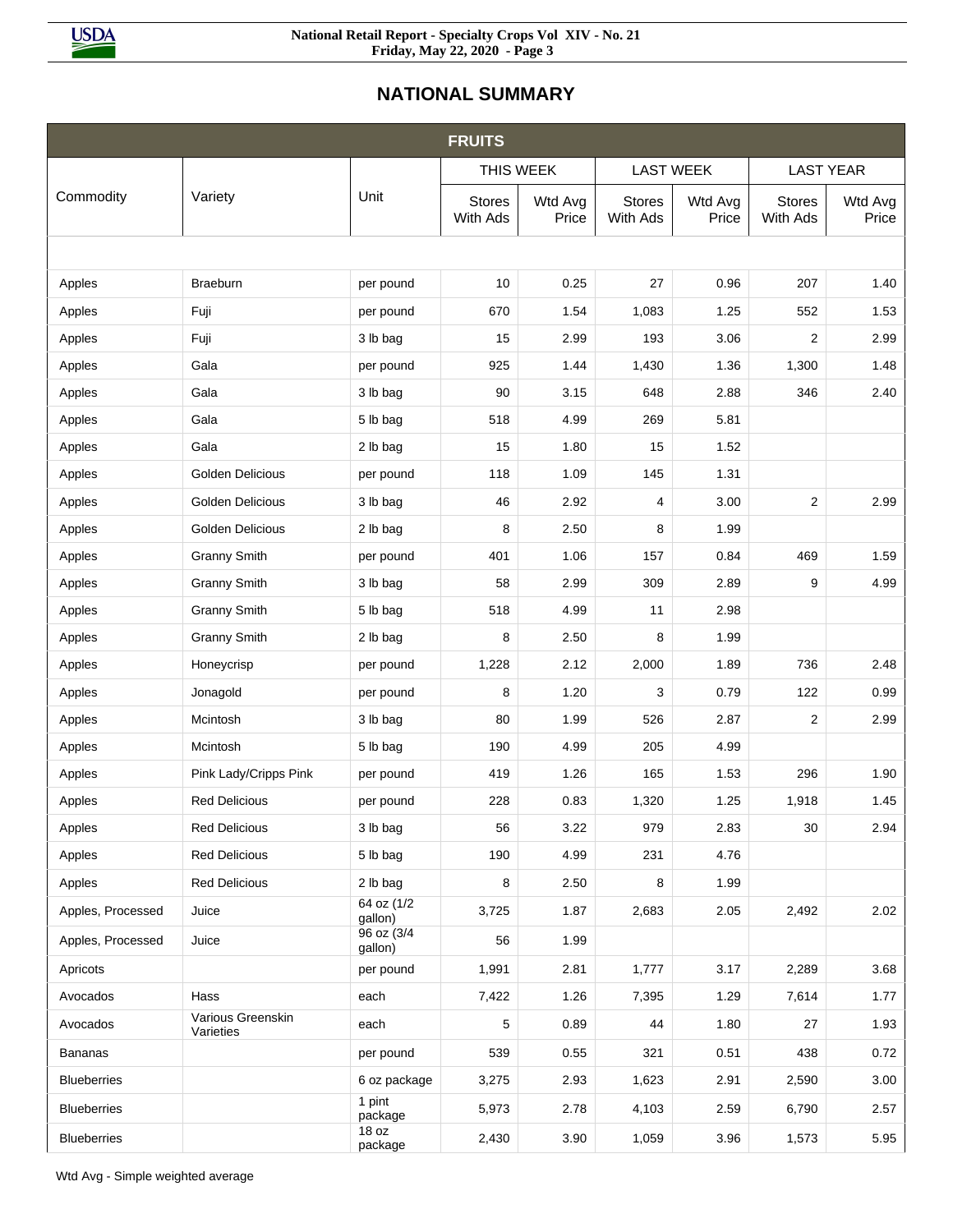## NATIONAL SUMMARY

| FRUITS | | | | | | | | |
|---|---|---|---|---|---|---|---|---|
| | | | THIS WEEK | | LAST WEEK | | LAST YEAR | |
| Commodity | Variety | Unit | Stores With Ads | Wtd Avg Price | Stores With Ads | Wtd Avg Price | Stores With Ads | Wtd Avg Price |
| Apples | Braeburn | per pound | 10 | 0.25 | 27 | 0.96 | 207 | 1.40 |
| Apples | Fuji | per pound | 670 | 1.54 | 1,083 | 1.25 | 552 | 1.53 |
| Apples | Fuji | 3 lb bag | 15 | 2.99 | 193 | 3.06 | 2 | 2.99 |
| Apples | Gala | per pound | 925 | 1.44 | 1,430 | 1.36 | 1,300 | 1.48 |
| Apples | Gala | 3 lb bag | 90 | 3.15 | 648 | 2.88 | 346 | 2.40 |
| Apples | Gala | 5 lb bag | 518 | 4.99 | 269 | 5.81 | | |
| Apples | Gala | 2 lb bag | 15 | 1.80 | 15 | 1.52 | | |
| Apples | Golden Delicious | per pound | 118 | 1.09 | 145 | 1.31 | | |
| Apples | Golden Delicious | 3 lb bag | 46 | 2.92 | 4 | 3.00 | 2 | 2.99 |
| Apples | Golden Delicious | 2 lb bag | 8 | 2.50 | 8 | 1.99 | | |
| Apples | Granny Smith | per pound | 401 | 1.06 | 157 | 0.84 | 469 | 1.59 |
| Apples | Granny Smith | 3 lb bag | 58 | 2.99 | 309 | 2.89 | 9 | 4.99 |
| Apples | Granny Smith | 5 lb bag | 518 | 4.99 | 11 | 2.98 | | |
| Apples | Granny Smith | 2 lb bag | 8 | 2.50 | 8 | 1.99 | | |
| Apples | Honeycrisp | per pound | 1,228 | 2.12 | 2,000 | 1.89 | 736 | 2.48 |
| Apples | Jonagold | per pound | 8 | 1.20 | 3 | 0.79 | 122 | 0.99 |
| Apples | Mcintosh | 3 lb bag | 80 | 1.99 | 526 | 2.87 | 2 | 2.99 |
| Apples | Mcintosh | 5 lb bag | 190 | 4.99 | 205 | 4.99 | | |
| Apples | Pink Lady/Cripps Pink | per pound | 419 | 1.26 | 165 | 1.53 | 296 | 1.90 |
| Apples | Red Delicious | per pound | 228 | 0.83 | 1,320 | 1.25 | 1,918 | 1.45 |
| Apples | Red Delicious | 3 lb bag | 56 | 3.22 | 979 | 2.83 | 30 | 2.94 |
| Apples | Red Delicious | 5 lb bag | 190 | 4.99 | 231 | 4.76 | | |
| Apples | Red Delicious | 2 lb bag | 8 | 2.50 | 8 | 1.99 | | |
| Apples, Processed | Juice | 64 oz (1/2 gallon) | 3,725 | 1.87 | 2,683 | 2.05 | 2,492 | 2.02 |
| Apples, Processed | Juice | 96 oz (3/4 gallon) | 56 | 1.99 | | | | |
| Apricots | | per pound | 1,991 | 2.81 | 1,777 | 3.17 | 2,289 | 3.68 |
| Avocados | Hass | each | 7,422 | 1.26 | 7,395 | 1.29 | 7,614 | 1.77 |
| Avocados | Various Greenskin Varieties | each | 5 | 0.89 | 44 | 1.80 | 27 | 1.93 |
| Bananas | | per pound | 539 | 0.55 | 321 | 0.51 | 438 | 0.72 |
| Blueberries | | 6 oz package | 3,275 | 2.93 | 1,623 | 2.91 | 2,590 | 3.00 |
| Blueberries | | 1 pint package | 5,973 | 2.78 | 4,103 | 2.59 | 6,790 | 2.57 |
| Blueberries | | 18 oz package | 2,430 | 3.90 | 1,059 | 3.96 | 1,573 | 5.95 |

Wtd Avg - Simple weighted average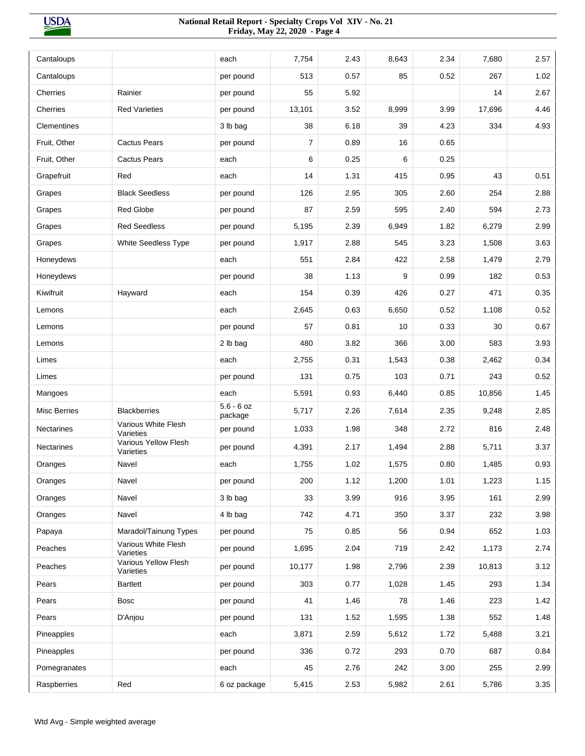| | | | | | | | | |
|---|---|---|---|---|---|---|---|---|
| Cantaloups | | each | 7,754 | 2.43 | 8,643 | 2.34 | 7,680 | 2.57 |
| Cantaloups | | per pound | 513 | 0.57 | 85 | 0.52 | 267 | 1.02 |
| Cherries | Rainier | per pound | 55 | 5.92 | | | 14 | 2.67 |
| Cherries | Red Varieties | per pound | 13,101 | 3.52 | 8,999 | 3.99 | 17,696 | 4.46 |
| Clementines | | 3 lb bag | 38 | 6.18 | 39 | 4.23 | 334 | 4.93 |
| Fruit, Other | Cactus Pears | per pound | 7 | 0.89 | 16 | 0.65 | | |
| Fruit, Other | Cactus Pears | each | 6 | 0.25 | 6 | 0.25 | | |
| Grapefruit | Red | each | 14 | 1.31 | 415 | 0.95 | 43 | 0.51 |
| Grapes | Black Seedless | per pound | 126 | 2.95 | 305 | 2.60 | 254 | 2.88 |
| Grapes | Red Globe | per pound | 87 | 2.59 | 595 | 2.40 | 594 | 2.73 |
| Grapes | Red Seedless | per pound | 5,195 | 2.39 | 6,949 | 1.82 | 6,279 | 2.99 |
| Grapes | White Seedless Type | per pound | 1,917 | 2.88 | 545 | 3.23 | 1,508 | 3.63 |
| Honeydews | | each | 551 | 2.84 | 422 | 2.58 | 1,479 | 2.79 |
| Honeydews | | per pound | 38 | 1.13 | 9 | 0.99 | 182 | 0.53 |
| Kiwifruit | Hayward | each | 154 | 0.39 | 426 | 0.27 | 471 | 0.35 |
| Lemons | | each | 2,645 | 0.63 | 6,650 | 0.52 | 1,108 | 0.52 |
| Lemons | | per pound | 57 | 0.81 | 10 | 0.33 | 30 | 0.67 |
| Lemons | | 2 lb bag | 480 | 3.82 | 366 | 3.00 | 583 | 3.93 |
| Limes | | each | 2,755 | 0.31 | 1,543 | 0.38 | 2,462 | 0.34 |
| Limes | | per pound | 131 | 0.75 | 103 | 0.71 | 243 | 0.52 |
| Mangoes | | each | 5,591 | 0.93 | 6,440 | 0.85 | 10,856 | 1.45 |
| Misc Berries | Blackberries | 5.6 - 6 oz package | 5,717 | 2.26 | 7,614 | 2.35 | 9,248 | 2.85 |
| Nectarines | Various White Flesh Varieties | per pound | 1,033 | 1.98 | 348 | 2.72 | 816 | 2.48 |
| Nectarines | Various Yellow Flesh Varieties | per pound | 4,391 | 2.17 | 1,494 | 2.88 | 5,711 | 3.37 |
| Oranges | Navel | each | 1,755 | 1.02 | 1,575 | 0.80 | 1,485 | 0.93 |
| Oranges | Navel | per pound | 200 | 1.12 | 1,200 | 1.01 | 1,223 | 1.15 |
| Oranges | Navel | 3 lb bag | 33 | 3.99 | 916 | 3.95 | 161 | 2.99 |
| Oranges | Navel | 4 lb bag | 742 | 4.71 | 350 | 3.37 | 232 | 3.98 |
| Papaya | Maradol/Tainung Types | per pound | 75 | 0.85 | 56 | 0.94 | 652 | 1.03 |
| Peaches | Various White Flesh Varieties | per pound | 1,695 | 2.04 | 719 | 2.42 | 1,173 | 2.74 |
| Peaches | Various Yellow Flesh Varieties | per pound | 10,177 | 1.98 | 2,796 | 2.39 | 10,813 | 3.12 |
| Pears | Bartlett | per pound | 303 | 0.77 | 1,028 | 1.45 | 293 | 1.34 |
| Pears | Bosc | per pound | 41 | 1.46 | 78 | 1.46 | 223 | 1.42 |
| Pears | D'Anjou | per pound | 131 | 1.52 | 1,595 | 1.38 | 552 | 1.48 |
| Pineapples | | each | 3,871 | 2.59 | 5,612 | 1.72 | 5,488 | 3.21 |
| Pineapples | | per pound | 336 | 0.72 | 293 | 0.70 | 687 | 0.84 |
| Pomegranates | | each | 45 | 2.76 | 242 | 3.00 | 255 | 2.99 |
| Raspberries | Red | 6 oz package | 5,415 | 2.53 | 5,982 | 2.61 | 5,786 | 3.35 |

Wtd Avg - Simple weighted average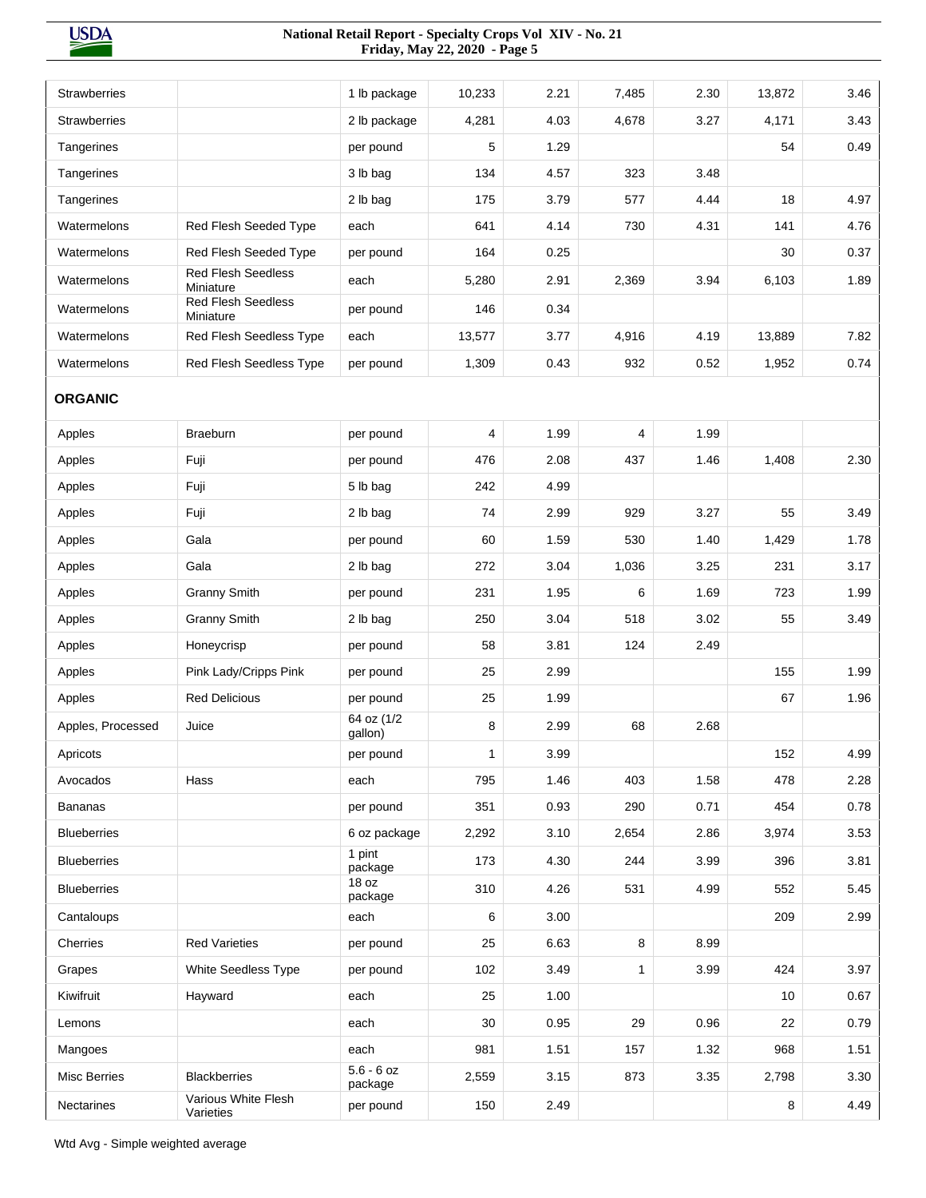| | | | | | | | | |
|---|---|---|---|---|---|---|---|---|
| Strawberries | | 1 lb package | 10,233 | 2.21 | 7,485 | 2.30 | 13,872 | 3.46 |
| Strawberries | | 2 lb package | 4,281 | 4.03 | 4,678 | 3.27 | 4,171 | 3.43 |
| Tangerines | | per pound | 5 | 1.29 | | | 54 | 0.49 |
| Tangerines | | 3 lb bag | 134 | 4.57 | 323 | 3.48 | | |
| Tangerines | | 2 lb bag | 175 | 3.79 | 577 | 4.44 | 18 | 4.97 |
| Watermelons | Red Flesh Seeded Type | each | 641 | 4.14 | 730 | 4.31 | 141 | 4.76 |
| Watermelons | Red Flesh Seeded Type | per pound | 164 | 0.25 | | | 30 | 0.37 |
| Watermelons | Red Flesh Seedless Miniature | each | 5,280 | 2.91 | 2,369 | 3.94 | 6,103 | 1.89 |
| Watermelons | Red Flesh Seedless Miniature | per pound | 146 | 0.34 | | | | |
| Watermelons | Red Flesh Seedless Type | each | 13,577 | 3.77 | 4,916 | 4.19 | 13,889 | 7.82 |
| Watermelons | Red Flesh Seedless Type | per pound | 1,309 | 0.43 | 932 | 0.52 | 1,952 | 0.74 |
| **ORGANIC** | | | | | | | | |
| Apples | Braeburn | per pound | 4 | 1.99 | 4 | 1.99 | | |
| Apples | Fuji | per pound | 476 | 2.08 | 437 | 1.46 | 1,408 | 2.30 |
| Apples | Fuji | 5 lb bag | 242 | 4.99 | | | | |
| Apples | Fuji | 2 lb bag | 74 | 2.99 | 929 | 3.27 | 55 | 3.49 |
| Apples | Gala | per pound | 60 | 1.59 | 530 | 1.40 | 1,429 | 1.78 |
| Apples | Gala | 2 lb bag | 272 | 3.04 | 1,036 | 3.25 | 231 | 3.17 |
| Apples | Granny Smith | per pound | 231 | 1.95 | 6 | 1.69 | 723 | 1.99 |
| Apples | Granny Smith | 2 lb bag | 250 | 3.04 | 518 | 3.02 | 55 | 3.49 |
| Apples | Honeycrisp | per pound | 58 | 3.81 | 124 | 2.49 | | |
| Apples | Pink Lady/Cripps Pink | per pound | 25 | 2.99 | | | 155 | 1.99 |
| Apples | Red Delicious | per pound | 25 | 1.99 | | | 67 | 1.96 |
| Apples, Processed | Juice | 64 oz (1/2 gallon) | 8 | 2.99 | 68 | 2.68 | | |
| Apricots | | per pound | 1 | 3.99 | | | 152 | 4.99 |
| Avocados | Hass | each | 795 | 1.46 | 403 | 1.58 | 478 | 2.28 |
| Bananas | | per pound | 351 | 0.93 | 290 | 0.71 | 454 | 0.78 |
| Blueberries | | 6 oz package | 2,292 | 3.10 | 2,654 | 2.86 | 3,974 | 3.53 |
| Blueberries | | 1 pint package | 173 | 4.30 | 244 | 3.99 | 396 | 3.81 |
| Blueberries | | 18 oz package | 310 | 4.26 | 531 | 4.99 | 552 | 5.45 |
| Cantaloups | | each | 6 | 3.00 | | | 209 | 2.99 |
| Cherries | Red Varieties | per pound | 25 | 6.63 | 8 | 8.99 | | |
| Grapes | White Seedless Type | per pound | 102 | 3.49 | 1 | 3.99 | 424 | 3.97 |
| Kiwifruit | Hayward | each | 25 | 1.00 | | | 10 | 0.67 |
| Lemons | | each | 30 | 0.95 | 29 | 0.96 | 22 | 0.79 |
| Mangoes | | each | 981 | 1.51 | 157 | 1.32 | 968 | 1.51 |
| Misc Berries | Blackberries | 5.6 - 6 oz package | 2,559 | 3.15 | 873 | 3.35 | 2,798 | 3.30 |
| Nectarines | Various White Flesh Varieties | per pound | 150 | 2.49 | | | 8 | 4.49 |

Wtd Avg - Simple weighted average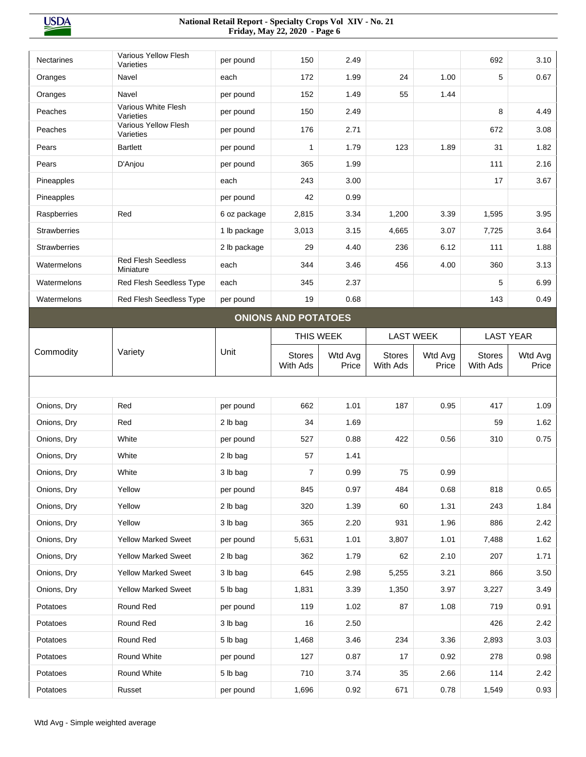| | | | | | | | | |
|---|---|---|---|---|---|---|---|---|
| Nectarines | Various Yellow Flesh Varieties | per pound | 150 | 2.49 | | | 692 | 3.10 |
| Oranges | Navel | each | 172 | 1.99 | 24 | 1.00 | 5 | 0.67 |
| Oranges | Navel | per pound | 152 | 1.49 | 55 | 1.44 | | |
| Peaches | Various White Flesh Varieties | per pound | 150 | 2.49 | | | 8 | 4.49 |
| Peaches | Various Yellow Flesh Varieties | per pound | 176 | 2.71 | | | 672 | 3.08 |
| Pears | Bartlett | per pound | 1 | 1.79 | 123 | 1.89 | 31 | 1.82 |
| Pears | D'Anjou | per pound | 365 | 1.99 | | | 111 | 2.16 |
| Pineapples | | each | 243 | 3.00 | | | 17 | 3.67 |
| Pineapples | | per pound | 42 | 0.99 | | | | |
| Raspberries | Red | 6 oz package | 2,815 | 3.34 | 1,200 | 3.39 | 1,595 | 3.95 |
| Strawberries | | 1 lb package | 3,013 | 3.15 | 4,665 | 3.07 | 7,725 | 3.64 |
| Strawberries | | 2 lb package | 29 | 4.40 | 236 | 6.12 | 111 | 1.88 |
| Watermelons | Red Flesh Seedless Miniature | each | 344 | 3.46 | 456 | 4.00 | 360 | 3.13 |
| Watermelons | Red Flesh Seedless Type | each | 345 | 2.37 | | | 5 | 6.99 |
| Watermelons | Red Flesh Seedless Type | per pound | 19 | 0.68 | | | 143 | 0.49 |

## ONIONS AND POTATOES

| Commodity | Variety | Unit | THIS WEEK | | LAST WEEK | | LAST YEAR | |
|---|---|---|---|---|---|---|---|---|
| | | | Stores With Ads | Wtd Avg Price | Stores With Ads | Wtd Avg Price | Stores With Ads | Wtd Avg Price |
| Onions, Dry | Red | per pound | 662 | 1.01 | 187 | 0.95 | 417 | 1.09 |
| Onions, Dry | Red | 2 lb bag | 34 | 1.69 | | | 59 | 1.62 |
| Onions, Dry | White | per pound | 527 | 0.88 | 422 | 0.56 | 310 | 0.75 |
| Onions, Dry | White | 2 lb bag | 57 | 1.41 | | | | |
| Onions, Dry | White | 3 lb bag | 7 | 0.99 | 75 | 0.99 | | |
| Onions, Dry | Yellow | per pound | 845 | 0.97 | 484 | 0.68 | 818 | 0.65 |
| Onions, Dry | Yellow | 2 lb bag | 320 | 1.39 | 60 | 1.31 | 243 | 1.84 |
| Onions, Dry | Yellow | 3 lb bag | 365 | 2.20 | 931 | 1.96 | 886 | 2.42 |
| Onions, Dry | Yellow Marked Sweet | per pound | 5,631 | 1.01 | 3,807 | 1.01 | 7,488 | 1.62 |
| Onions, Dry | Yellow Marked Sweet | 2 lb bag | 362 | 1.79 | 62 | 2.10 | 207 | 1.71 |
| Onions, Dry | Yellow Marked Sweet | 3 lb bag | 645 | 2.98 | 5,255 | 3.21 | 866 | 3.50 |
| Onions, Dry | Yellow Marked Sweet | 5 lb bag | 1,831 | 3.39 | 1,350 | 3.97 | 3,227 | 3.49 |
| Potatoes | Round Red | per pound | 119 | 1.02 | 87 | 1.08 | 719 | 0.91 |
| Potatoes | Round Red | 3 lb bag | 16 | 2.50 | | | 426 | 2.42 |
| Potatoes | Round Red | 5 lb bag | 1,468 | 3.46 | 234 | 3.36 | 2,893 | 3.03 |
| Potatoes | Round White | per pound | 127 | 0.87 | 17 | 0.92 | 278 | 0.98 |
| Potatoes | Round White | 5 lb bag | 710 | 3.74 | 35 | 2.66 | 114 | 2.42 |
| Potatoes | Russet | per pound | 1,696 | 0.92 | 671 | 0.78 | 1,549 | 0.93 |

Wtd Avg - Simple weighted average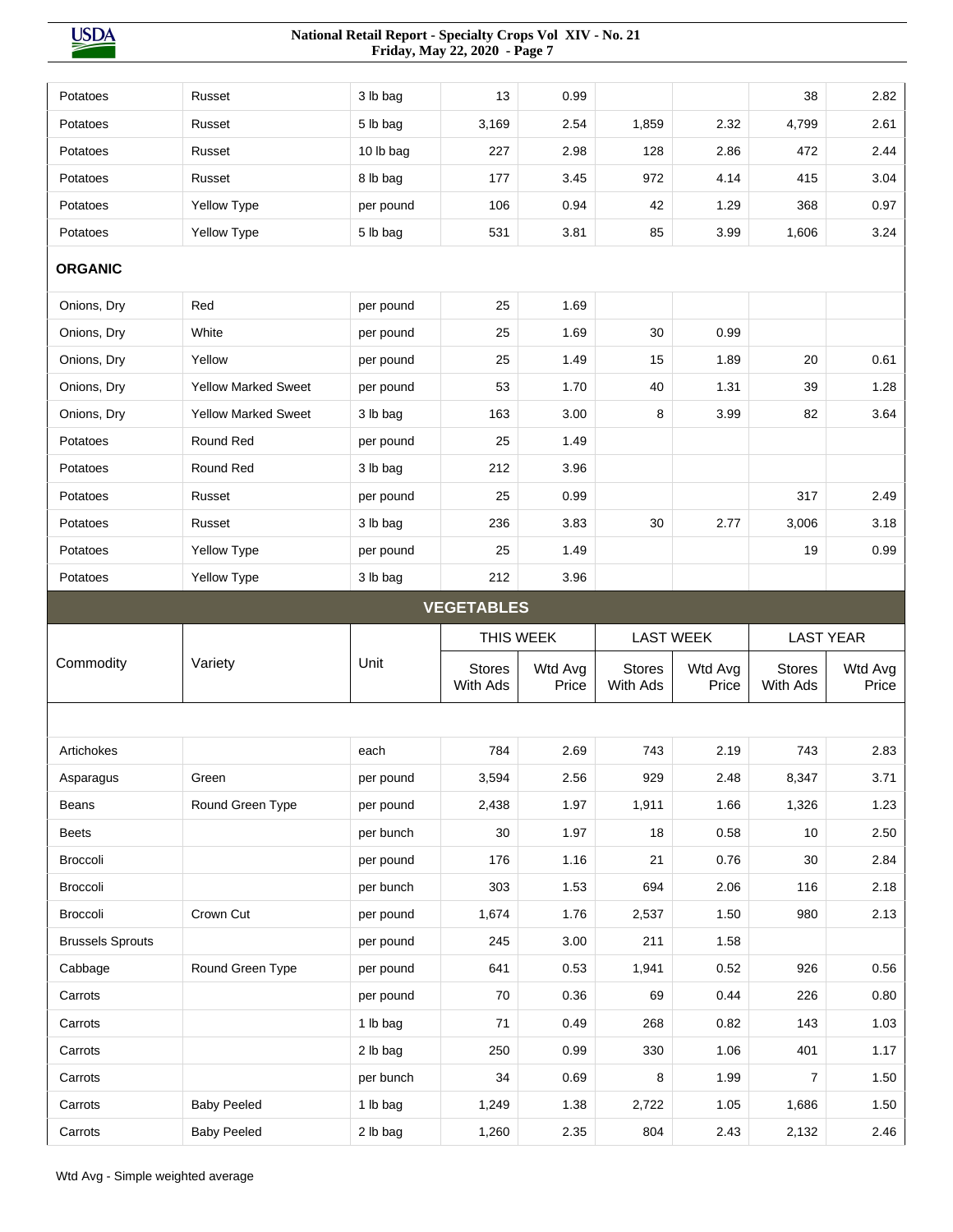| | | | | | | | | |
|---|---|---|---|---|---|---|---|---|
| Potatoes | Russet | 3 lb bag | 13 | 0.99 | | | 38 | 2.82 |
| Potatoes | Russet | 5 lb bag | 3,169 | 2.54 | 1,859 | 2.32 | 4,799 | 2.61 |
| Potatoes | Russet | 10 lb bag | 227 | 2.98 | 128 | 2.86 | 472 | 2.44 |
| Potatoes | Russet | 8 lb bag | 177 | 3.45 | 972 | 4.14 | 415 | 3.04 |
| Potatoes | Yellow Type | per pound | 106 | 0.94 | 42 | 1.29 | 368 | 0.97 |
| Potatoes | Yellow Type | 5 lb bag | 531 | 3.81 | 85 | 3.99 | 1,606 | 3.24 |
| **ORGANIC** | | | | | | | | |
| Onions, Dry | Red | per pound | 25 | 1.69 | | | | |
| Onions, Dry | White | per pound | 25 | 1.69 | 30 | 0.99 | | |
| Onions, Dry | Yellow | per pound | 25 | 1.49 | 15 | 1.89 | 20 | 0.61 |
| Onions, Dry | Yellow Marked Sweet | per pound | 53 | 1.70 | 40 | 1.31 | 39 | 1.28 |
| Onions, Dry | Yellow Marked Sweet | 3 lb bag | 163 | 3.00 | 8 | 3.99 | 82 | 3.64 |
| Potatoes | Round Red | per pound | 25 | 1.49 | | | | |
| Potatoes | Round Red | 3 lb bag | 212 | 3.96 | | | | |
| Potatoes | Russet | per pound | 25 | 0.99 | | | 317 | 2.49 |
| Potatoes | Russet | 3 lb bag | 236 | 3.83 | 30 | 2.77 | 3,006 | 3.18 |
| Potatoes | Yellow Type | per pound | 25 | 1.49 | | | 19 | 0.99 |
| Potatoes | Yellow Type | 3 lb bag | 212 | 3.96 | | | | |

## VEGETABLES

| Commodity | Variety | Unit | THIS WEEK | | LAST WEEK | | LAST YEAR | |
|---|---|---|---|---|---|---|---|---|
| | | | Stores With Ads | Wtd Avg Price | Stores With Ads | Wtd Avg Price | Stores With Ads | Wtd Avg Price |
| Artichokes | | each | 784 | 2.69 | 743 | 2.19 | 743 | 2.83 |
| Asparagus | Green | per pound | 3,594 | 2.56 | 929 | 2.48 | 8,347 | 3.71 |
| Beans | Round Green Type | per pound | 2,438 | 1.97 | 1,911 | 1.66 | 1,326 | 1.23 |
| Beets | | per bunch | 30 | 1.97 | 18 | 0.58 | 10 | 2.50 |
| Broccoli | | per pound | 176 | 1.16 | 21 | 0.76 | 30 | 2.84 |
| Broccoli | | per bunch | 303 | 1.53 | 694 | 2.06 | 116 | 2.18 |
| Broccoli | Crown Cut | per pound | 1,674 | 1.76 | 2,537 | 1.50 | 980 | 2.13 |
| Brussels Sprouts | | per pound | 245 | 3.00 | 211 | 1.58 | | |
| Cabbage | Round Green Type | per pound | 641 | 0.53 | 1,941 | 0.52 | 926 | 0.56 |
| Carrots | | per pound | 70 | 0.36 | 69 | 0.44 | 226 | 0.80 |
| Carrots | | 1 lb bag | 71 | 0.49 | 268 | 0.82 | 143 | 1.03 |
| Carrots | | 2 lb bag | 250 | 0.99 | 330 | 1.06 | 401 | 1.17 |
| Carrots | | per bunch | 34 | 0.69 | 8 | 1.99 | 7 | 1.50 |
| Carrots | Baby Peeled | 1 lb bag | 1,249 | 1.38 | 2,722 | 1.05 | 1,686 | 1.50 |
| Carrots | Baby Peeled | 2 lb bag | 1,260 | 2.35 | 804 | 2.43 | 2,132 | 2.46 |

Wtd Avg - Simple weighted average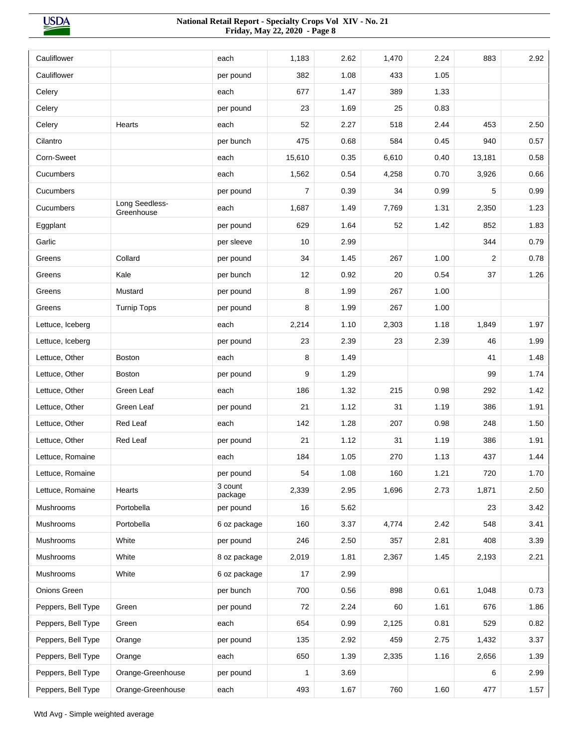| | | | | | | | | |
|---|---|---|---|---|---|---|---|---|
| Cauliflower | | each | 1,183 | 2.62 | 1,470 | 2.24 | 883 | 2.92 |
| Cauliflower | | per pound | 382 | 1.08 | 433 | 1.05 | | |
| Celery | | each | 677 | 1.47 | 389 | 1.33 | | |
| Celery | | per pound | 23 | 1.69 | 25 | 0.83 | | |
| Celery | Hearts | each | 52 | 2.27 | 518 | 2.44 | 453 | 2.50 |
| Cilantro | | per bunch | 475 | 0.68 | 584 | 0.45 | 940 | 0.57 |
| Corn-Sweet | | each | 15,610 | 0.35 | 6,610 | 0.40 | 13,181 | 0.58 |
| Cucumbers | | each | 1,562 | 0.54 | 4,258 | 0.70 | 3,926 | 0.66 |
| Cucumbers | | per pound | 7 | 0.39 | 34 | 0.99 | 5 | 0.99 |
| Cucumbers | Long Seedless-Greenhouse | each | 1,687 | 1.49 | 7,769 | 1.31 | 2,350 | 1.23 |
| Eggplant | | per pound | 629 | 1.64 | 52 | 1.42 | 852 | 1.83 |
| Garlic | | per sleeve | 10 | 2.99 | | | 344 | 0.79 |
| Greens | Collard | per pound | 34 | 1.45 | 267 | 1.00 | 2 | 0.78 |
| Greens | Kale | per bunch | 12 | 0.92 | 20 | 0.54 | 37 | 1.26 |
| Greens | Mustard | per pound | 8 | 1.99 | 267 | 1.00 | | |
| Greens | Turnip Tops | per pound | 8 | 1.99 | 267 | 1.00 | | |
| Lettuce, Iceberg | | each | 2,214 | 1.10 | 2,303 | 1.18 | 1,849 | 1.97 |
| Lettuce, Iceberg | | per pound | 23 | 2.39 | 23 | 2.39 | 46 | 1.99 |
| Lettuce, Other | Boston | each | 8 | 1.49 | | | 41 | 1.48 |
| Lettuce, Other | Boston | per pound | 9 | 1.29 | | | 99 | 1.74 |
| Lettuce, Other | Green Leaf | each | 186 | 1.32 | 215 | 0.98 | 292 | 1.42 |
| Lettuce, Other | Green Leaf | per pound | 21 | 1.12 | 31 | 1.19 | 386 | 1.91 |
| Lettuce, Other | Red Leaf | each | 142 | 1.28 | 207 | 0.98 | 248 | 1.50 |
| Lettuce, Other | Red Leaf | per pound | 21 | 1.12 | 31 | 1.19 | 386 | 1.91 |
| Lettuce, Romaine | | each | 184 | 1.05 | 270 | 1.13 | 437 | 1.44 |
| Lettuce, Romaine | | per pound | 54 | 1.08 | 160 | 1.21 | 720 | 1.70 |
| Lettuce, Romaine | Hearts | 3 count package | 2,339 | 2.95 | 1,696 | 2.73 | 1,871 | 2.50 |
| Mushrooms | Portobella | per pound | 16 | 5.62 | | | 23 | 3.42 |
| Mushrooms | Portobella | 6 oz package | 160 | 3.37 | 4,774 | 2.42 | 548 | 3.41 |
| Mushrooms | White | per pound | 246 | 2.50 | 357 | 2.81 | 408 | 3.39 |
| Mushrooms | White | 8 oz package | 2,019 | 1.81 | 2,367 | 1.45 | 2,193 | 2.21 |
| Mushrooms | White | 6 oz package | 17 | 2.99 | | | | |
| Onions Green | | per bunch | 700 | 0.56 | 898 | 0.61 | 1,048 | 0.73 |
| Peppers, Bell Type | Green | per pound | 72 | 2.24 | 60 | 1.61 | 676 | 1.86 |
| Peppers, Bell Type | Green | each | 654 | 0.99 | 2,125 | 0.81 | 529 | 0.82 |
| Peppers, Bell Type | Orange | per pound | 135 | 2.92 | 459 | 2.75 | 1,432 | 3.37 |
| Peppers, Bell Type | Orange | each | 650 | 1.39 | 2,335 | 1.16 | 2,656 | 1.39 |
| Peppers, Bell Type | Orange-Greenhouse | per pound | 1 | 3.69 | | | 6 | 2.99 |
| Peppers, Bell Type | Orange-Greenhouse | each | 493 | 1.67 | 760 | 1.60 | 477 | 1.57 |

Wtd Avg - Simple weighted average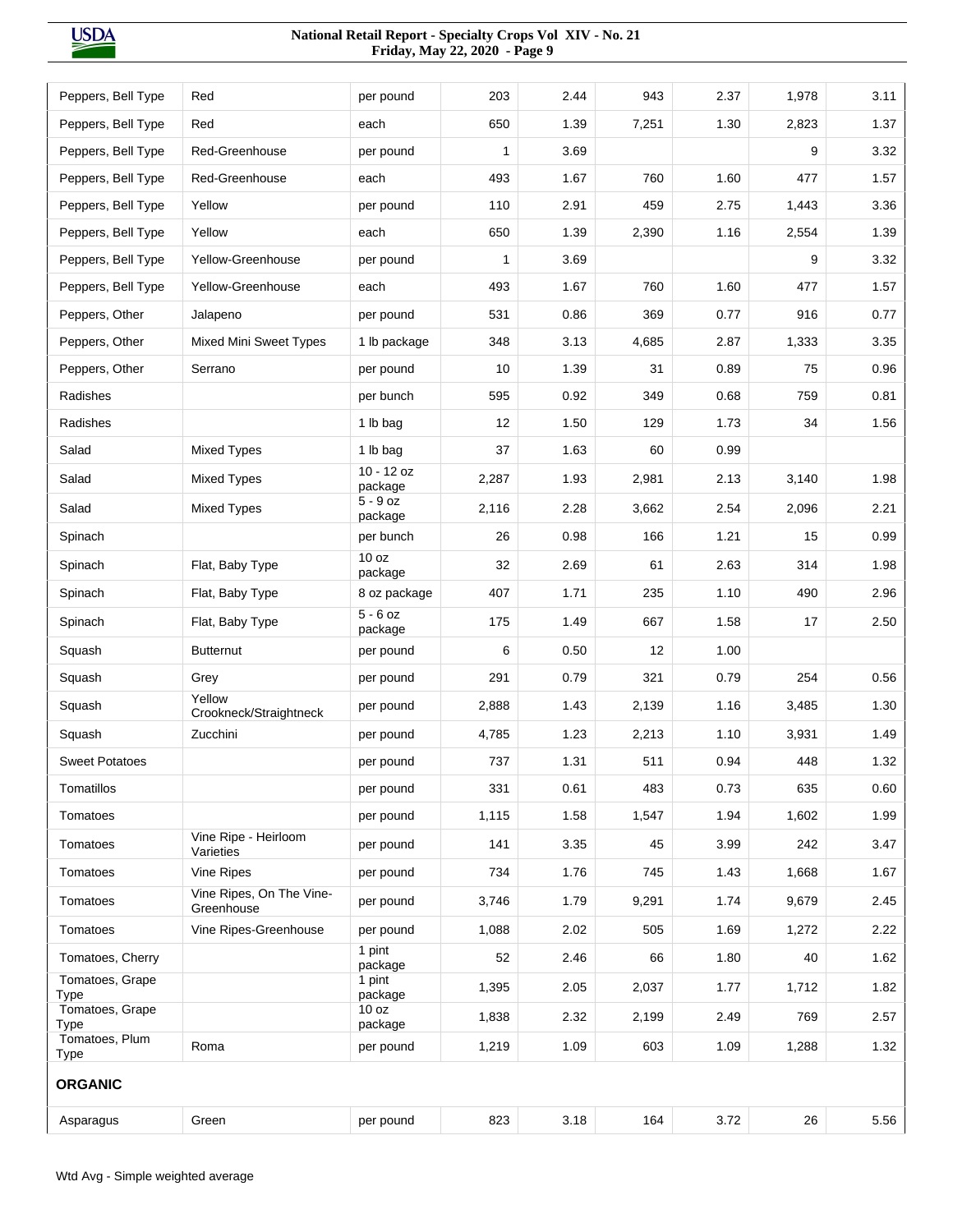| Peppers, Bell Type | Red | per pound | 203 | 2.44 | 943 | 2.37 | 1,978 | 3.11 |
|---|---|---|---|---|---|---|---|---|
| Peppers, Bell Type | Red | each | 650 | 1.39 | 7,251 | 1.30 | 2,823 | 1.37 |
| Peppers, Bell Type | Red-Greenhouse | per pound | 1 | 3.69 | | | 9 | 3.32 |
| Peppers, Bell Type | Red-Greenhouse | each | 493 | 1.67 | 760 | 1.60 | 477 | 1.57 |
| Peppers, Bell Type | Yellow | per pound | 110 | 2.91 | 459 | 2.75 | 1,443 | 3.36 |
| Peppers, Bell Type | Yellow | each | 650 | 1.39 | 2,390 | 1.16 | 2,554 | 1.39 |
| Peppers, Bell Type | Yellow-Greenhouse | per pound | 1 | 3.69 | | | 9 | 3.32 |
| Peppers, Bell Type | Yellow-Greenhouse | each | 493 | 1.67 | 760 | 1.60 | 477 | 1.57 |
| Peppers, Other | Jalapeno | per pound | 531 | 0.86 | 369 | 0.77 | 916 | 0.77 |
| Peppers, Other | Mixed Mini Sweet Types | 1 lb package | 348 | 3.13 | 4,685 | 2.87 | 1,333 | 3.35 |
| Peppers, Other | Serrano | per pound | 10 | 1.39 | 31 | 0.89 | 75 | 0.96 |
| Radishes | | per bunch | 595 | 0.92 | 349 | 0.68 | 759 | 0.81 |
| Radishes | | 1 lb bag | 12 | 1.50 | 129 | 1.73 | 34 | 1.56 |
| Salad | Mixed Types | 1 lb bag | 37 | 1.63 | 60 | 0.99 | | |
| Salad | Mixed Types | 10 - 12 oz package | 2,287 | 1.93 | 2,981 | 2.13 | 3,140 | 1.98 |
| Salad | Mixed Types | 5 - 9 oz package | 2,116 | 2.28 | 3,662 | 2.54 | 2,096 | 2.21 |
| Spinach | | per bunch | 26 | 0.98 | 166 | 1.21 | 15 | 0.99 |
| Spinach | Flat, Baby Type | 10 oz package | 32 | 2.69 | 61 | 2.63 | 314 | 1.98 |
| Spinach | Flat, Baby Type | 8 oz package | 407 | 1.71 | 235 | 1.10 | 490 | 2.96 |
| Spinach | Flat, Baby Type | 5 - 6 oz package | 175 | 1.49 | 667 | 1.58 | 17 | 2.50 |
| Squash | Butternut | per pound | 6 | 0.50 | 12 | 1.00 | | |
| Squash | Grey | per pound | 291 | 0.79 | 321 | 0.79 | 254 | 0.56 |
| Squash | Yellow Crookneck/Straightneck | per pound | 2,888 | 1.43 | 2,139 | 1.16 | 3,485 | 1.30 |
| Squash | Zucchini | per pound | 4,785 | 1.23 | 2,213 | 1.10 | 3,931 | 1.49 |
| Sweet Potatoes | | per pound | 737 | 1.31 | 511 | 0.94 | 448 | 1.32 |
| Tomatillos | | per pound | 331 | 0.61 | 483 | 0.73 | 635 | 0.60 |
| Tomatoes | | per pound | 1,115 | 1.58 | 1,547 | 1.94 | 1,602 | 1.99 |
| Tomatoes | Vine Ripe - Heirloom Varieties | per pound | 141 | 3.35 | 45 | 3.99 | 242 | 3.47 |
| Tomatoes | Vine Ripes | per pound | 734 | 1.76 | 745 | 1.43 | 1,668 | 1.67 |
| Tomatoes | Vine Ripes, On The Vine-Greenhouse | per pound | 3,746 | 1.79 | 9,291 | 1.74 | 9,679 | 2.45 |
| Tomatoes | Vine Ripes-Greenhouse | per pound | 1,088 | 2.02 | 505 | 1.69 | 1,272 | 2.22 |
| Tomatoes, Cherry | | 1 pint package | 52 | 2.46 | 66 | 1.80 | 40 | 1.62 |
| Tomatoes, Grape Type | | 1 pint package | 1,395 | 2.05 | 2,037 | 1.77 | 1,712 | 1.82 |
| Tomatoes, Grape Type | | 10 oz package | 1,838 | 2.32 | 2,199 | 2.49 | 769 | 2.57 |
| Tomatoes, Plum Type | Roma | per pound | 1,219 | 1.09 | 603 | 1.09 | 1,288 | 1.32 |
| **ORGANIC** | | | | | | | | |
| Asparagus | Green | per pound | 823 | 3.18 | 164 | 3.72 | 26 | 5.56 |

Wtd Avg - Simple weighted average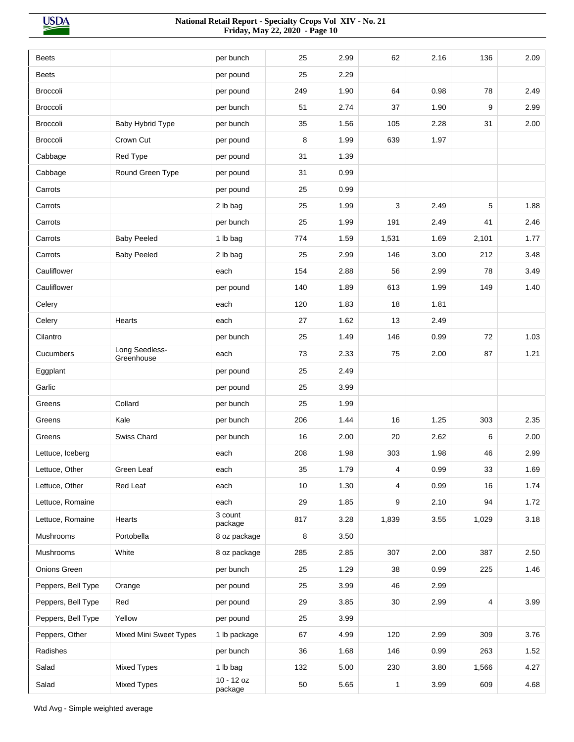| | | | | | | | | |
|---|---|---|---|---|---|---|---|---|
| Beets | | per bunch | 25 | 2.99 | 62 | 2.16 | 136 | 2.09 |
| Beets | | per pound | 25 | 2.29 | | | | |
| Broccoli | | per pound | 249 | 1.90 | 64 | 0.98 | 78 | 2.49 |
| Broccoli | | per bunch | 51 | 2.74 | 37 | 1.90 | 9 | 2.99 |
| Broccoli | Baby Hybrid Type | per bunch | 35 | 1.56 | 105 | 2.28 | 31 | 2.00 |
| Broccoli | Crown Cut | per pound | 8 | 1.99 | 639 | 1.97 | | |
| Cabbage | Red Type | per pound | 31 | 1.39 | | | | |
| Cabbage | Round Green Type | per pound | 31 | 0.99 | | | | |
| Carrots | | per pound | 25 | 0.99 | | | | |
| Carrots | | 2 lb bag | 25 | 1.99 | 3 | 2.49 | 5 | 1.88 |
| Carrots | | per bunch | 25 | 1.99 | 191 | 2.49 | 41 | 2.46 |
| Carrots | Baby Peeled | 1 lb bag | 774 | 1.59 | 1,531 | 1.69 | 2,101 | 1.77 |
| Carrots | Baby Peeled | 2 lb bag | 25 | 2.99 | 146 | 3.00 | 212 | 3.48 |
| Cauliflower | | each | 154 | 2.88 | 56 | 2.99 | 78 | 3.49 |
| Cauliflower | | per pound | 140 | 1.89 | 613 | 1.99 | 149 | 1.40 |
| Celery | | each | 120 | 1.83 | 18 | 1.81 | | |
| Celery | Hearts | each | 27 | 1.62 | 13 | 2.49 | | |
| Cilantro | | per bunch | 25 | 1.49 | 146 | 0.99 | 72 | 1.03 |
| Cucumbers | Long Seedless-Greenhouse | each | 73 | 2.33 | 75 | 2.00 | 87 | 1.21 |
| Eggplant | | per pound | 25 | 2.49 | | | | |
| Garlic | | per pound | 25 | 3.99 | | | | |
| Greens | Collard | per bunch | 25 | 1.99 | | | | |
| Greens | Kale | per bunch | 206 | 1.44 | 16 | 1.25 | 303 | 2.35 |
| Greens | Swiss Chard | per bunch | 16 | 2.00 | 20 | 2.62 | 6 | 2.00 |
| Lettuce, Iceberg | | each | 208 | 1.98 | 303 | 1.98 | 46 | 2.99 |
| Lettuce, Other | Green Leaf | each | 35 | 1.79 | 4 | 0.99 | 33 | 1.69 |
| Lettuce, Other | Red Leaf | each | 10 | 1.30 | 4 | 0.99 | 16 | 1.74 |
| Lettuce, Romaine | | each | 29 | 1.85 | 9 | 2.10 | 94 | 1.72 |
| Lettuce, Romaine | Hearts | 3 count package | 817 | 3.28 | 1,839 | 3.55 | 1,029 | 3.18 |
| Mushrooms | Portobella | 8 oz package | 8 | 3.50 | | | | |
| Mushrooms | White | 8 oz package | 285 | 2.85 | 307 | 2.00 | 387 | 2.50 |
| Onions Green | | per bunch | 25 | 1.29 | 38 | 0.99 | 225 | 1.46 |
| Peppers, Bell Type | Orange | per pound | 25 | 3.99 | 46 | 2.99 | | |
| Peppers, Bell Type | Red | per pound | 29 | 3.85 | 30 | 2.99 | 4 | 3.99 |
| Peppers, Bell Type | Yellow | per pound | 25 | 3.99 | | | | |
| Peppers, Other | Mixed Mini Sweet Types | 1 lb package | 67 | 4.99 | 120 | 2.99 | 309 | 3.76 |
| Radishes | | per bunch | 36 | 1.68 | 146 | 0.99 | 263 | 1.52 |
| Salad | Mixed Types | 1 lb bag | 132 | 5.00 | 230 | 3.80 | 1,566 | 4.27 |
| Salad | Mixed Types | 10 - 12 oz package | 50 | 5.65 | 1 | 3.99 | 609 | 4.68 |

Wtd Avg - Simple weighted average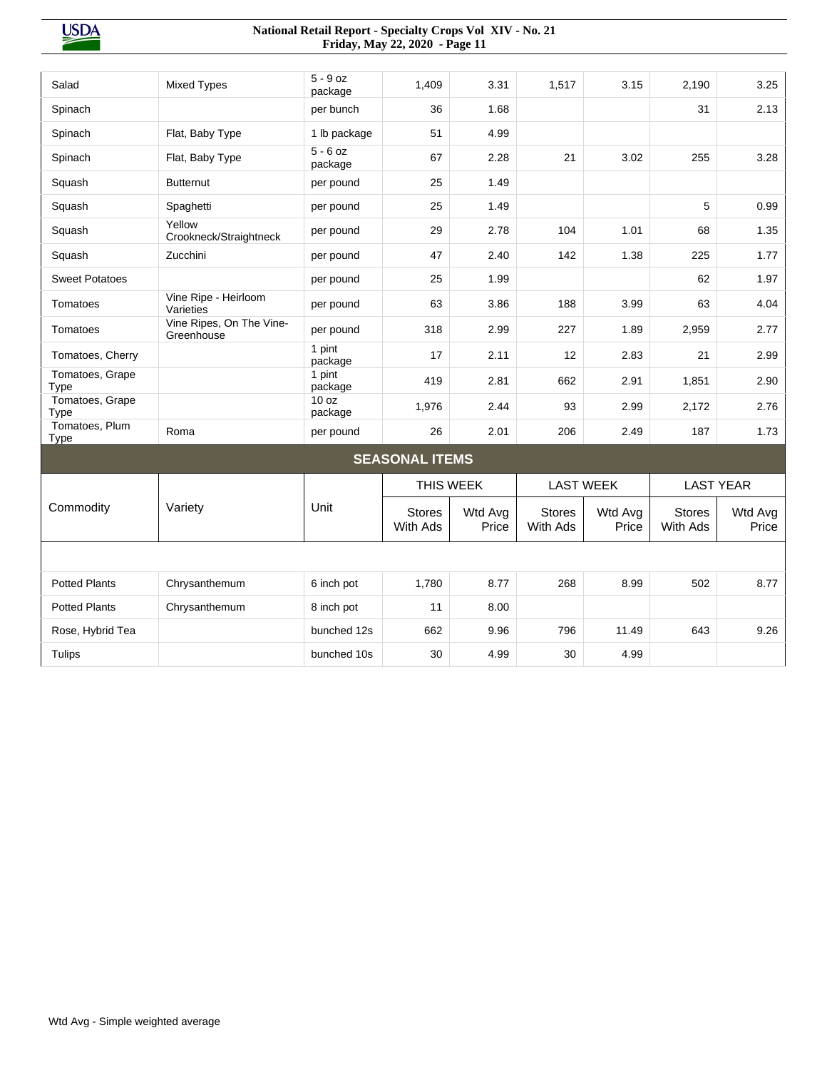| | | | | | | | | |
|---|---|---|---|---|---|---|---|---|
| Salad | Mixed Types | 5 - 9 oz package | 1,409 | 3.31 | 1,517 | 3.15 | 2,190 | 3.25 |
| Spinach | | per bunch | 36 | 1.68 | | | 31 | 2.13 |
| Spinach | Flat, Baby Type | 1 lb package | 51 | 4.99 | | | | |
| Spinach | Flat, Baby Type | 5 - 6 oz package | 67 | 2.28 | 21 | 3.02 | 255 | 3.28 |
| Squash | Butternut | per pound | 25 | 1.49 | | | | |
| Squash | Spaghetti | per pound | 25 | 1.49 | | | 5 | 0.99 |
| Squash | Yellow Crookneck/Straightneck | per pound | 29 | 2.78 | 104 | 1.01 | 68 | 1.35 |
| Squash | Zucchini | per pound | 47 | 2.40 | 142 | 1.38 | 225 | 1.77 |
| Sweet Potatoes | | per pound | 25 | 1.99 | | | 62 | 1.97 |
| Tomatoes | Vine Ripe - Heirloom Varieties | per pound | 63 | 3.86 | 188 | 3.99 | 63 | 4.04 |
| Tomatoes | Vine Ripes, On The Vine-Greenhouse | per pound | 318 | 2.99 | 227 | 1.89 | 2,959 | 2.77 |
| Tomatoes, Cherry | | 1 pint package | 17 | 2.11 | 12 | 2.83 | 21 | 2.99 |
| Tomatoes, Grape Type | | 1 pint package | 419 | 2.81 | 662 | 2.91 | 1,851 | 2.90 |
| Tomatoes, Grape Type | | 10 oz package | 1,976 | 2.44 | 93 | 2.99 | 2,172 | 2.76 |
| Tomatoes, Plum Type | Roma | per pound | 26 | 2.01 | 206 | 2.49 | 187 | 1.73 |

## SEASONAL ITEMS

| Commodity | Variety | Unit | THIS WEEK | | LAST WEEK | | LAST YEAR | |
|---|---|---|---|---|---|---|---|---|
| | | | Stores With Ads | Wtd Avg Price | Stores With Ads | Wtd Avg Price | Stores With Ads | Wtd Avg Price |
| Potted Plants | Chrysanthemum | 6 inch pot | 1,780 | 8.77 | 268 | 8.99 | 502 | 8.77 |
| Potted Plants | Chrysanthemum | 8 inch pot | 11 | 8.00 | | | | |
| Rose, Hybrid Tea | | bunched 12s | 662 | 9.96 | 796 | 11.49 | 643 | 9.26 |
| Tulips | | bunched 10s | 30 | 4.99 | 30 | 4.99 | | |

Wtd Avg - Simple weighted average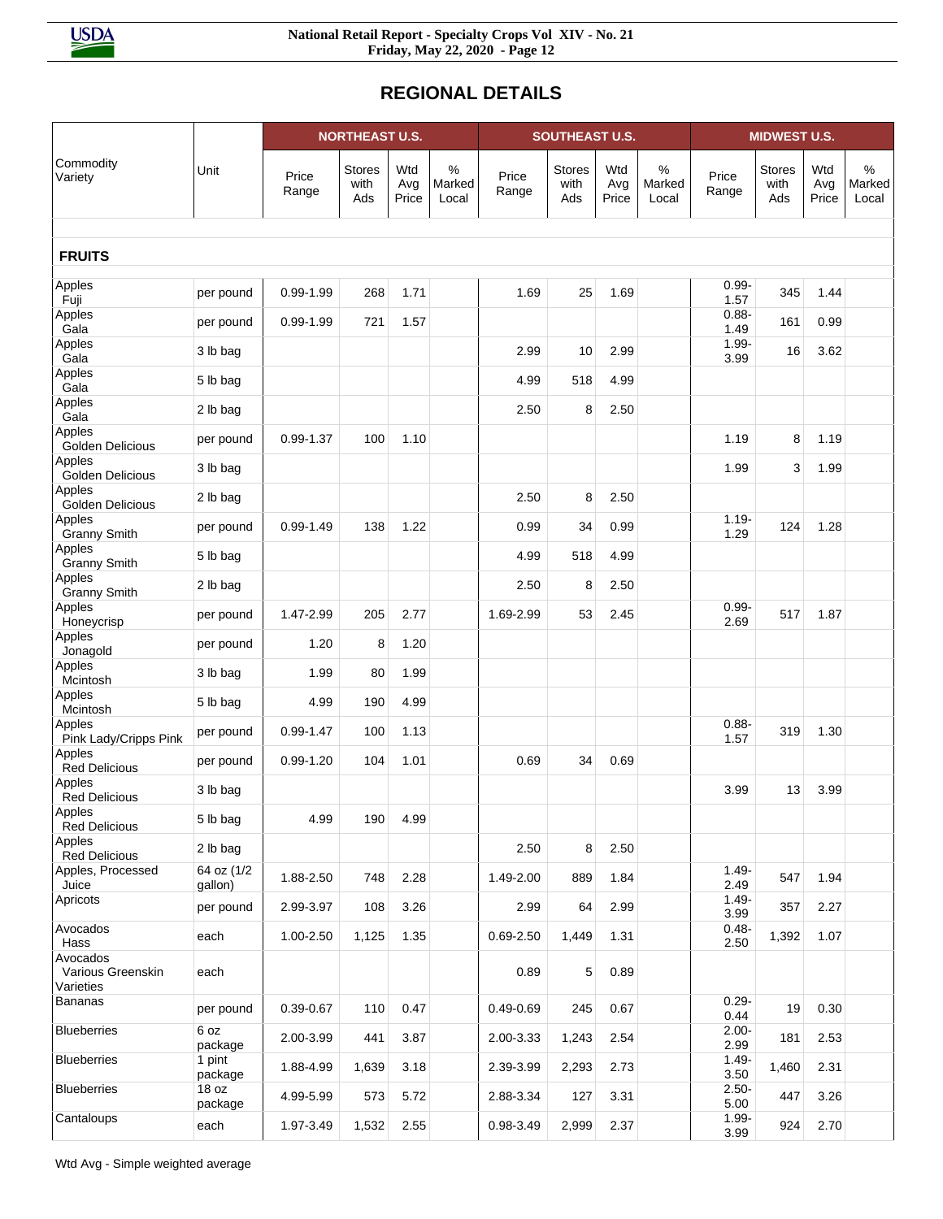## REGIONAL DETAILS

| Commodity Variety | Unit | NORTHEAST U.S. | | | | SOUTHEAST U.S. | | | | MIDWEST U.S. | | | |
|---|---|---|---|---|---|---|---|---|---|---|---|---|---|
| | | Price Range | Stores with Ads | Wtd Avg Price | % Marked Local | Price Range | Stores with Ads | Wtd Avg Price | % Marked Local | Price Range | Stores with Ads | Wtd Avg Price | % Marked Local |
| **FRUITS** | | | | | | | | | | | | | |
| Apples Fuji | per pound | 0.99-1.99 | 268 | 1.71 | | 1.69 | 25 | 1.69 | | 0.99-1.57 | 345 | 1.44 | |
| Apples Gala | per pound | 0.99-1.99 | 721 | 1.57 | | | | | | 0.88-1.49 | 161 | 0.99 | |
| Apples Gala | 3 lb bag | | | | | 2.99 | 10 | 2.99 | | 1.99-3.99 | 16 | 3.62 | |
| Apples Gala | 5 lb bag | | | | | 4.99 | 518 | 4.99 | | | | | |
| Apples Gala | 2 lb bag | | | | | 2.50 | 8 | 2.50 | | | | | |
| Apples Golden Delicious | per pound | 0.99-1.37 | 100 | 1.10 | | | | | | 1.19 | 8 | 1.19 | |
| Apples Golden Delicious | 3 lb bag | | | | | | | | | 1.99 | 3 | 1.99 | |
| Apples Golden Delicious | 2 lb bag | | | | | 2.50 | 8 | 2.50 | | | | | |
| Apples Granny Smith | per pound | 0.99-1.49 | 138 | 1.22 | | 0.99 | 34 | 0.99 | | 1.19-1.29 | 124 | 1.28 | |
| Apples Granny Smith | 5 lb bag | | | | | 4.99 | 518 | 4.99 | | | | | |
| Apples Granny Smith | 2 lb bag | | | | | 2.50 | 8 | 2.50 | | | | | |
| Apples Honeycrisp | per pound | 1.47-2.99 | 205 | 2.77 | | 1.69-2.99 | 53 | 2.45 | | 0.99-2.69 | 517 | 1.87 | |
| Apples Jonagold | per pound | 1.20 | 8 | 1.20 | | | | | | | | | |
| Apples Mcintosh | 3 lb bag | 1.99 | 80 | 1.99 | | | | | | | | | |
| Apples Mcintosh | 5 lb bag | 4.99 | 190 | 4.99 | | | | | | | | | |
| Apples Pink Lady/Cripps Pink | per pound | 0.99-1.47 | 100 | 1.13 | | | | | | 0.88-1.57 | 319 | 1.30 | |
| Apples Red Delicious | per pound | 0.99-1.20 | 104 | 1.01 | | 0.69 | 34 | 0.69 | | | | | |
| Apples Red Delicious | 3 lb bag | | | | | | | | | 3.99 | 13 | 3.99 | |
| Apples Red Delicious | 5 lb bag | 4.99 | 190 | 4.99 | | | | | | | | | |
| Apples Red Delicious | 2 lb bag | | | | | 2.50 | 8 | 2.50 | | | | | |
| Apples, Processed Juice | 64 oz (1/2 gallon) | 1.88-2.50 | 748 | 2.28 | | 1.49-2.00 | 889 | 1.84 | | 1.49-2.49 | 547 | 1.94 | |
| Apricots | per pound | 2.99-3.97 | 108 | 3.26 | | 2.99 | 64 | 2.99 | | 1.49-3.99 | 357 | 2.27 | |
| Avocados Hass | each | 1.00-2.50 | 1,125 | 1.35 | | 0.69-2.50 | 1,449 | 1.31 | | 0.48-2.50 | 1,392 | 1.07 | |
| Avocados Various Greenskin Varieties | each | | | | | 0.89 | 5 | 0.89 | | | | | |
| Bananas | per pound | 0.39-0.67 | 110 | 0.47 | | 0.49-0.69 | 245 | 0.67 | | 0.29-0.44 | 19 | 0.30 | |
| Blueberries | 6 oz package | 2.00-3.99 | 441 | 3.87 | | 2.00-3.33 | 1,243 | 2.54 | | 2.00-2.99 | 181 | 2.53 | |
| Blueberries | 1 pint package | 1.88-4.99 | 1,639 | 3.18 | | 2.39-3.99 | 2,293 | 2.73 | | 1.49-3.50 | 1,460 | 2.31 | |
| Blueberries | 18 oz package | 4.99-5.99 | 573 | 5.72 | | 2.88-3.34 | 127 | 3.31 | | 2.50-5.00 | 447 | 3.26 | |
| Cantaloups | each | 1.97-3.49 | 1,532 | 2.55 | | 0.98-3.49 | 2,999 | 2.37 | | 1.99-3.99 | 924 | 2.70 | |

Wtd Avg - Simple weighted average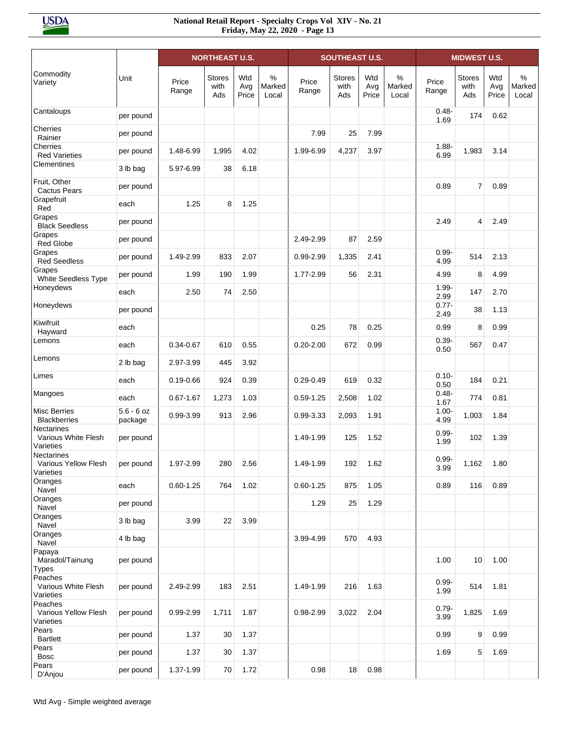| Commodity Variety | Unit | NORTHEAST U.S. | | | | SOUTHEAST U.S. | | | | MIDWEST U.S. | | | |
|---|---|---|---|---|---|---|---|---|---|---|---|---|---|
| | | Price Range | Stores with Ads | Wtd Avg Price | % Marked Local | Price Range | Stores with Ads | Wtd Avg Price | % Marked Local | Price Range | Stores with Ads | Wtd Avg Price | % Marked Local |
| Cantaloups | per pound | | | | | | | | | 0.48-1.69 | 174 | 0.62 | |
| Cherries Rainier | per pound | | | | | 7.99 | 25 | 7.99 | | | | | |
| Cherries Red Varieties | per pound | 1.48-6.99 | 1,995 | 4.02 | | 1.99-6.99 | 4,237 | 3.97 | | 1.88-6.99 | 1,983 | 3.14 | |
| Clementines | 3 lb bag | 5.97-6.99 | 38 | 6.18 | | | | | | | | | |
| Fruit, Other Cactus Pears | per pound | | | | | | | | | 0.89 | 7 | 0.89 | |
| Grapefruit Red | each | 1.25 | 8 | 1.25 | | | | | | | | | |
| Grapes Black Seedless | per pound | | | | | | | | | 2.49 | 4 | 2.49 | |
| Grapes Red Globe | per pound | | | | | 2.49-2.99 | 87 | 2.59 | | | | | |
| Grapes Red Seedless | per pound | 1.49-2.99 | 833 | 2.07 | | 0.99-2.99 | 1,335 | 2.41 | | 0.99-4.99 | 514 | 2.13 | |
| Grapes White Seedless Type | per pound | 1.99 | 190 | 1.99 | | 1.77-2.99 | 56 | 2.31 | | 4.99 | 8 | 4.99 | |
| Honeydews | each | 2.50 | 74 | 2.50 | | | | | | 1.99-2.99 | 147 | 2.70 | |
| Honeydews | per pound | | | | | | | | | 0.77-2.49 | 38 | 1.13 | |
| Kiwifruit Hayward | each | | | | | 0.25 | 78 | 0.25 | | 0.99 | 8 | 0.99 | |
| Lemons | each | 0.34-0.67 | 610 | 0.55 | | 0.20-2.00 | 672 | 0.99 | | 0.39-0.50 | 567 | 0.47 | |
| Lemons | 2 lb bag | 2.97-3.99 | 445 | 3.92 | | | | | | | | | |
| Limes | each | 0.19-0.66 | 924 | 0.39 | | 0.29-0.49 | 619 | 0.32 | | 0.10-0.50 | 184 | 0.21 | |
| Mangoes | each | 0.67-1.67 | 1,273 | 1.03 | | 0.59-1.25 | 2,508 | 1.02 | | 0.48-1.67 | 774 | 0.81 | |
| Misc Berries Blackberries | 5.6 - 6 oz package | 0.99-3.99 | 913 | 2.96 | | 0.99-3.33 | 2,093 | 1.91 | | 1.00-4.99 | 1,003 | 1.84 | |
| Nectarines Various White Flesh Varieties | per pound | | | | | 1.49-1.99 | 125 | 1.52 | | 0.99-1.99 | 102 | 1.39 | |
| Nectarines Various Yellow Flesh Varieties | per pound | 1.97-2.99 | 280 | 2.56 | | 1.49-1.99 | 192 | 1.62 | | 0.99-3.99 | 1,162 | 1.80 | |
| Oranges Navel | each | 0.60-1.25 | 764 | 1.02 | | 0.60-1.25 | 875 | 1.05 | | 0.89 | 116 | 0.89 | |
| Oranges Navel | per pound | | | | | 1.29 | 25 | 1.29 | | | | | |
| Oranges Navel | 3 lb bag | 3.99 | 22 | 3.99 | | | | | | | | | |
| Oranges Navel | 4 lb bag | | | | | 3.99-4.99 | 570 | 4.93 | | | | | |
| Papaya Maradol/Tainung Types | per pound | | | | | | | | | 1.00 | 10 | 1.00 | |
| Peaches Various White Flesh Varieties | per pound | 2.49-2.99 | 183 | 2.51 | | 1.49-1.99 | 216 | 1.63 | | 0.99-1.99 | 514 | 1.81 | |
| Peaches Various Yellow Flesh Varieties | per pound | 0.99-2.99 | 1,711 | 1.87 | | 0.98-2.99 | 3,022 | 2.04 | | 0.79-3.99 | 1,825 | 1.69 | |
| Pears Bartlett | per pound | 1.37 | 30 | 1.37 | | | | | | 0.99 | 9 | 0.99 | |
| Pears Bosc | per pound | 1.37 | 30 | 1.37 | | | | | | 1.69 | 5 | 1.69 | |
| Pears D'Anjou | per pound | 1.37-1.99 | 70 | 1.72 | | 0.98 | 18 | 0.98 | | | | | |

Wtd Avg - Simple weighted average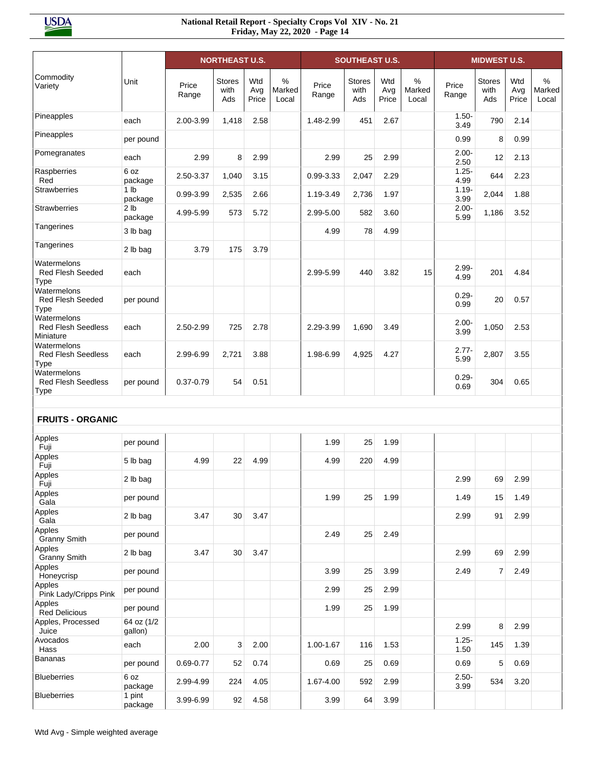| Commodity Variety | Unit | NORTHEAST U.S. | | | | SOUTHEAST U.S. | | | | MIDWEST U.S. | | | |
|---|---|---|---|---|---|---|---|---|---|---|---|---|---|
| | | Price Range | Stores with Ads | Wtd Avg Price | % Marked Local | Price Range | Stores with Ads | Wtd Avg Price | % Marked Local | Price Range | Stores with Ads | Wtd Avg Price | % Marked Local |
| Pineapples | each | 2.00-3.99 | 1,418 | 2.58 | | 1.48-2.99 | 451 | 2.67 | | 1.50-3.49 | 790 | 2.14 | |
| Pineapples | per pound | | | | | | | | | 0.99 | 8 | 0.99 | |
| Pomegranates | each | 2.99 | 8 | 2.99 | | 2.99 | 25 | 2.99 | | 2.00-2.50 | 12 | 2.13 | |
| Raspberries Red | 6 oz package | 2.50-3.37 | 1,040 | 3.15 | | 0.99-3.33 | 2,047 | 2.29 | | 1.25-4.99 | 644 | 2.23 | |
| Strawberries | 1 lb package | 0.99-3.99 | 2,535 | 2.66 | | 1.19-3.49 | 2,736 | 1.97 | | 1.19-3.99 | 2,044 | 1.88 | |
| Strawberries | 2 lb package | 4.99-5.99 | 573 | 5.72 | | 2.99-5.00 | 582 | 3.60 | | 2.00-5.99 | 1,186 | 3.52 | |
| Tangerines | 3 lb bag | | | | | 4.99 | 78 | 4.99 | | | | | |
| Tangerines | 2 lb bag | 3.79 | 175 | 3.79 | | | | | | | | | |
| Watermelons Red Flesh Seeded Type | each | | | | | 2.99-5.99 | 440 | 3.82 | 15 | 2.99-4.99 | 201 | 4.84 | |
| Watermelons Red Flesh Seeded Type | per pound | | | | | | | | | 0.29-0.99 | 20 | 0.57 | |
| Watermelons Red Flesh Seedless Miniature | each | 2.50-2.99 | 725 | 2.78 | | 2.29-3.99 | 1,690 | 3.49 | | 2.00-3.99 | 1,050 | 2.53 | |
| Watermelons Red Flesh Seedless Type | each | 2.99-6.99 | 2,721 | 3.88 | | 1.98-6.99 | 4,925 | 4.27 | | 2.77-5.99 | 2,807 | 3.55 | |
| Watermelons Red Flesh Seedless Type | per pound | 0.37-0.79 | 54 | 0.51 | | | | | | 0.29-0.69 | 304 | 0.65 | |
| **FRUITS - ORGANIC** | | | | | | | | | | | | | |
| Apples Fuji | per pound | | | | | 1.99 | 25 | 1.99 | | | | | |
| Apples Fuji | 5 lb bag | 4.99 | 22 | 4.99 | | 4.99 | 220 | 4.99 | | | | | |
| Apples Fuji | 2 lb bag | | | | | | | | | 2.99 | 69 | 2.99 | |
| Apples Gala | per pound | | | | | 1.99 | 25 | 1.99 | | 1.49 | 15 | 1.49 | |
| Apples Gala | 2 lb bag | 3.47 | 30 | 3.47 | | | | | | 2.99 | 91 | 2.99 | |
| Apples Granny Smith | per pound | | | | | 2.49 | 25 | 2.49 | | | | | |
| Apples Granny Smith | 2 lb bag | 3.47 | 30 | 3.47 | | | | | | 2.99 | 69 | 2.99 | |
| Apples Honeycrisp | per pound | | | | | 3.99 | 25 | 3.99 | | 2.49 | 7 | 2.49 | |
| Apples Pink Lady/Cripps Pink | per pound | | | | | 2.99 | 25 | 2.99 | | | | | |
| Apples Red Delicious | per pound | | | | | 1.99 | 25 | 1.99 | | | | | |
| Apples, Processed Juice | 64 oz (1/2 gallon) | | | | | | | | | 2.99 | 8 | 2.99 | |
| Avocados Hass | each | 2.00 | 3 | 2.00 | | 1.00-1.67 | 116 | 1.53 | | 1.25-1.50 | 145 | 1.39 | |
| Bananas | per pound | 0.69-0.77 | 52 | 0.74 | | 0.69 | 25 | 0.69 | | 0.69 | 5 | 0.69 | |
| Blueberries | 6 oz package | 2.99-4.99 | 224 | 4.05 | | 1.67-4.00 | 592 | 2.99 | | 2.50-3.99 | 534 | 3.20 | |
| Blueberries | 1 pint package | 3.99-6.99 | 92 | 4.58 | | 3.99 | 64 | 3.99 | | | | | |

Wtd Avg - Simple weighted average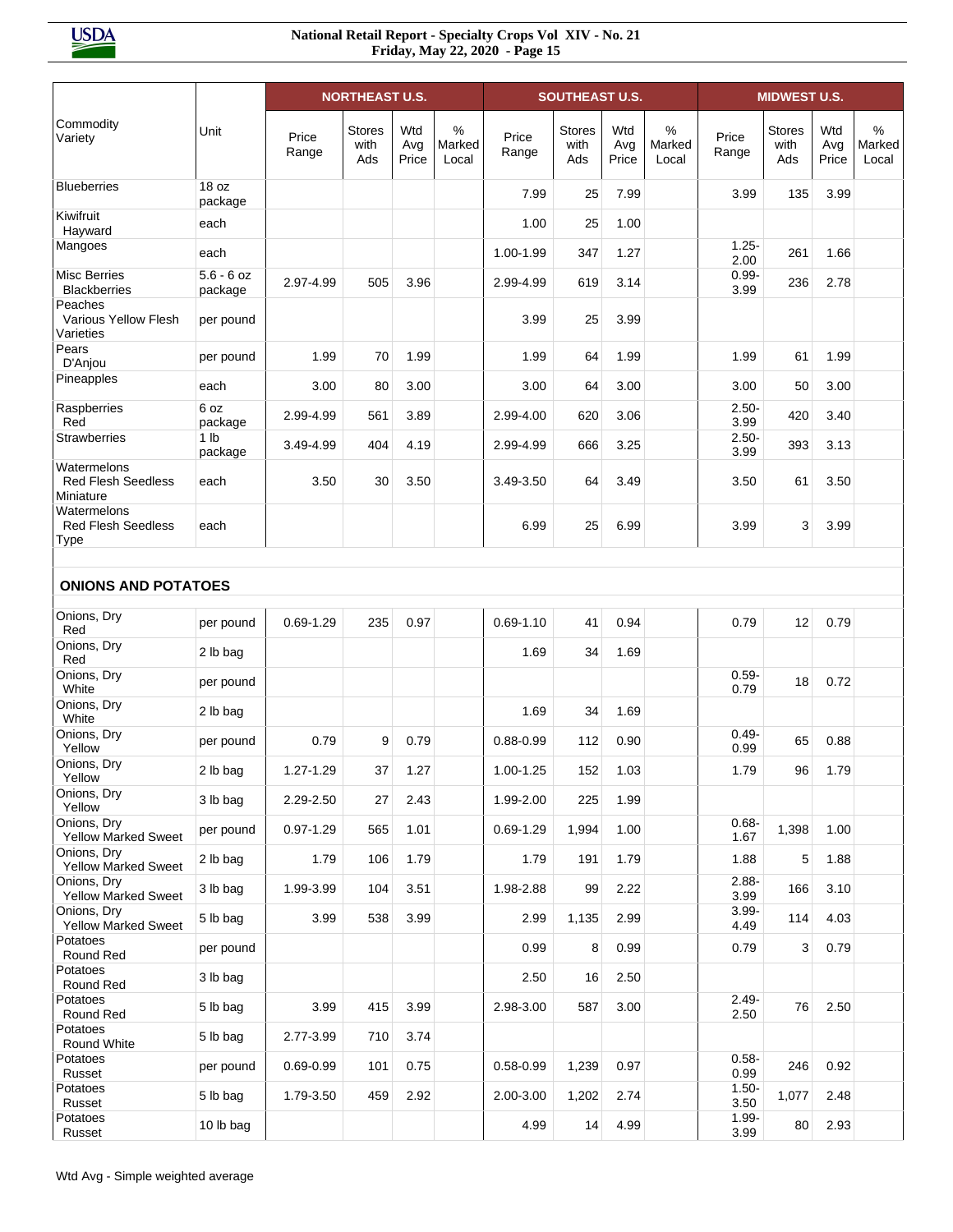| Commodity Variety | Unit | NORTHEAST U.S. | | | | SOUTHEAST U.S. | | | | MIDWEST U.S. | | | |
|---|---|---|---|---|---|---|---|---|---|---|---|---|---|
| | | Price Range | Stores with Ads | Wtd Avg Price | % Marked Local | Price Range | Stores with Ads | Wtd Avg Price | % Marked Local | Price Range | Stores with Ads | Wtd Avg Price | % Marked Local |
| Blueberries | 18 oz package | | | | | 7.99 | 25 | 7.99 | | 3.99 | 135 | 3.99 | |
| Kiwifruit Hayward | each | | | | | 1.00 | 25 | 1.00 | | | | | |
| Mangoes | each | | | | | 1.00-1.99 | 347 | 1.27 | | 1.25-2.00 | 261 | 1.66 | |
| Misc Berries Blackberries | 5.6 - 6 oz package | 2.97-4.99 | 505 | 3.96 | | 2.99-4.99 | 619 | 3.14 | | 0.99-3.99 | 236 | 2.78 | |
| Peaches Various Yellow Flesh Varieties | per pound | | | | | 3.99 | 25 | 3.99 | | | | | |
| Pears D'Anjou | per pound | 1.99 | 70 | 1.99 | | 1.99 | 64 | 1.99 | | 1.99 | 61 | 1.99 | |
| Pineapples | each | 3.00 | 80 | 3.00 | | 3.00 | 64 | 3.00 | | 3.00 | 50 | 3.00 | |
| Raspberries Red | 6 oz package | 2.99-4.99 | 561 | 3.89 | | 2.99-4.00 | 620 | 3.06 | | 2.50-3.99 | 420 | 3.40 | |
| Strawberries | 1 lb package | 3.49-4.99 | 404 | 4.19 | | 2.99-4.99 | 666 | 3.25 | | 2.50-3.99 | 393 | 3.13 | |
| Watermelons Red Flesh Seedless Miniature | each | 3.50 | 30 | 3.50 | | 3.49-3.50 | 64 | 3.49 | | 3.50 | 61 | 3.50 | |
| Watermelons Red Flesh Seedless Type | each | | | | | 6.99 | 25 | 6.99 | | 3.99 | 3 | 3.99 | |
| **ONIONS AND POTATOES** | | | | | | | | | | | | | |
| Onions, Dry Red | per pound | 0.69-1.29 | 235 | 0.97 | | 0.69-1.10 | 41 | 0.94 | | 0.79 | 12 | 0.79 | |
| Onions, Dry Red | 2 lb bag | | | | | 1.69 | 34 | 1.69 | | | | | |
| Onions, Dry White | per pound | | | | | | | | | 0.59-0.79 | 18 | 0.72 | |
| Onions, Dry White | 2 lb bag | | | | | 1.69 | 34 | 1.69 | | | | | |
| Onions, Dry Yellow | per pound | 0.79 | 9 | 0.79 | | 0.88-0.99 | 112 | 0.90 | | 0.49-0.99 | 65 | 0.88 | |
| Onions, Dry Yellow | 2 lb bag | 1.27-1.29 | 37 | 1.27 | | 1.00-1.25 | 152 | 1.03 | | 1.79 | 96 | 1.79 | |
| Onions, Dry Yellow | 3 lb bag | 2.29-2.50 | 27 | 2.43 | | 1.99-2.00 | 225 | 1.99 | | | | | |
| Onions, Dry Yellow Marked Sweet | per pound | 0.97-1.29 | 565 | 1.01 | | 0.69-1.29 | 1,994 | 1.00 | | 0.68-1.67 | 1,398 | 1.00 | |
| Onions, Dry Yellow Marked Sweet | 2 lb bag | 1.79 | 106 | 1.79 | | 1.79 | 191 | 1.79 | | 1.88 | 5 | 1.88 | |
| Onions, Dry Yellow Marked Sweet | 3 lb bag | 1.99-3.99 | 104 | 3.51 | | 1.98-2.88 | 99 | 2.22 | | 2.88-3.99 | 166 | 3.10 | |
| Onions, Dry Yellow Marked Sweet | 5 lb bag | 3.99 | 538 | 3.99 | | 2.99 | 1,135 | 2.99 | | 3.99-4.49 | 114 | 4.03 | |
| Potatoes Round Red | per pound | | | | | 0.99 | 8 | 0.99 | | 0.79 | 3 | 0.79 | |
| Potatoes Round Red | 3 lb bag | | | | | 2.50 | 16 | 2.50 | | | | | |
| Potatoes Round Red | 5 lb bag | 3.99 | 415 | 3.99 | | 2.98-3.00 | 587 | 3.00 | | 2.49-2.50 | 76 | 2.50 | |
| Potatoes Round White | 5 lb bag | 2.77-3.99 | 710 | 3.74 | | | | | | | | | |
| Potatoes Russet | per pound | 0.69-0.99 | 101 | 0.75 | | 0.58-0.99 | 1,239 | 0.97 | | 0.58-0.99 | 246 | 0.92 | |
| Potatoes Russet | 5 lb bag | 1.79-3.50 | 459 | 2.92 | | 2.00-3.00 | 1,202 | 2.74 | | 1.50-3.50 | 1,077 | 2.48 | |
| Potatoes Russet | 10 lb bag | | | | | 4.99 | 14 | 4.99 | | 1.99-3.99 | 80 | 2.93 | |

Wtd Avg - Simple weighted average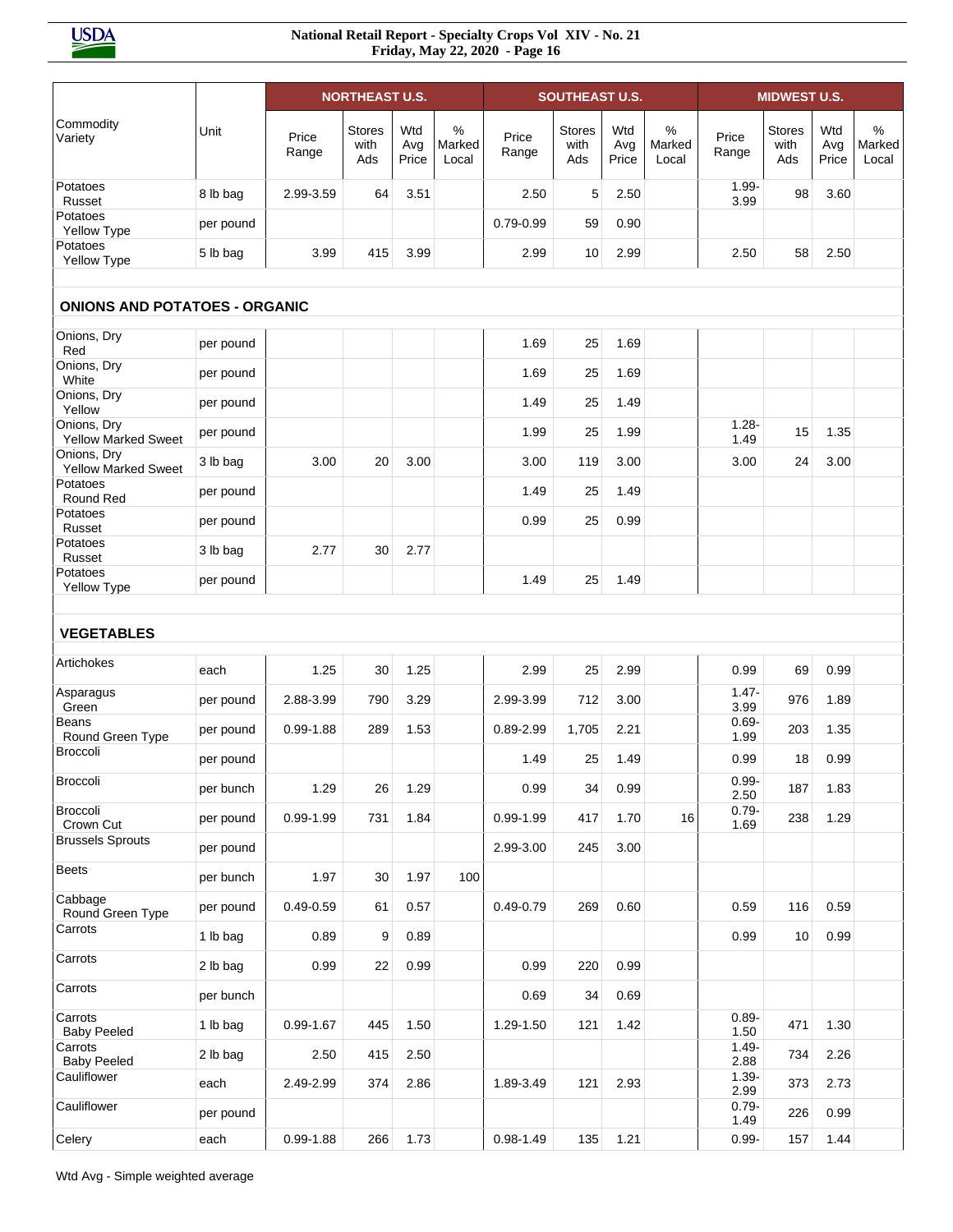| Commodity Variety | Unit | NORTHEAST U.S. | | | | SOUTHEAST U.S. | | | | MIDWEST U.S. | | | |
|---|---|---|---|---|---|---|---|---|---|---|---|---|---|
| | | Price Range | Stores with Ads | Wtd Avg Price | % Marked Local | Price Range | Stores with Ads | Wtd Avg Price | % Marked Local | Price Range | Stores with Ads | Wtd Avg Price | % Marked Local |
| Potatoes Russet | 8 lb bag | 2.99-3.59 | 64 | 3.51 | | 2.50 | 5 | 2.50 | | 1.99-3.99 | 98 | 3.60 | |
| Potatoes Yellow Type | per pound | | | | | 0.79-0.99 | 59 | 0.90 | | | | | |
| Potatoes Yellow Type | 5 lb bag | 3.99 | 415 | 3.99 | | 2.99 | 10 | 2.99 | | 2.50 | 58 | 2.50 | |
| **ONIONS AND POTATOES - ORGANIC** | | | | | | | | | | | | | |
| Onions, Dry Red | per pound | | | | | 1.69 | 25 | 1.69 | | | | | |
| Onions, Dry White | per pound | | | | | 1.69 | 25 | 1.69 | | | | | |
| Onions, Dry Yellow | per pound | | | | | 1.49 | 25 | 1.49 | | | | | |
| Onions, Dry Yellow Marked Sweet | per pound | | | | | 1.99 | 25 | 1.99 | | 1.28-1.49 | 15 | 1.35 | |
| Onions, Dry Yellow Marked Sweet | 3 lb bag | 3.00 | 20 | 3.00 | | 3.00 | 119 | 3.00 | | 3.00 | 24 | 3.00 | |
| Potatoes Round Red | per pound | | | | | 1.49 | 25 | 1.49 | | | | | |
| Potatoes Russet | per pound | | | | | 0.99 | 25 | 0.99 | | | | | |
| Potatoes Russet | 3 lb bag | 2.77 | 30 | 2.77 | | | | | | | | | |
| Potatoes Yellow Type | per pound | | | | | 1.49 | 25 | 1.49 | | | | | |
| **VEGETABLES** | | | | | | | | | | | | | |
| Artichokes | each | 1.25 | 30 | 1.25 | | 2.99 | 25 | 2.99 | | 0.99 | 69 | 0.99 | |
| Asparagus Green | per pound | 2.88-3.99 | 790 | 3.29 | | 2.99-3.99 | 712 | 3.00 | | 1.47-3.99 | 976 | 1.89 | |
| Beans Round Green Type | per pound | 0.99-1.88 | 289 | 1.53 | | 0.89-2.99 | 1,705 | 2.21 | | 0.69-1.99 | 203 | 1.35 | |
| Broccoli | per pound | | | | | 1.49 | 25 | 1.49 | | 0.99 | 18 | 0.99 | |
| Broccoli | per bunch | 1.29 | 26 | 1.29 | | 0.99 | 34 | 0.99 | | 0.99-2.50 | 187 | 1.83 | |
| Broccoli Crown Cut | per pound | 0.99-1.99 | 731 | 1.84 | | 0.99-1.99 | 417 | 1.70 | 16 | 0.79-1.69 | 238 | 1.29 | |
| Brussels Sprouts | per pound | | | | | 2.99-3.00 | 245 | 3.00 | | | | | |
| Beets | per bunch | 1.97 | 30 | 1.97 | 100 | | | | | | | | |
| Cabbage Round Green Type | per pound | 0.49-0.59 | 61 | 0.57 | | 0.49-0.79 | 269 | 0.60 | | 0.59 | 116 | 0.59 | |
| Carrots | 1 lb bag | 0.89 | 9 | 0.89 | | | | | | 0.99 | 10 | 0.99 | |
| Carrots | 2 lb bag | 0.99 | 22 | 0.99 | | 0.99 | 220 | 0.99 | | | | | |
| Carrots | per bunch | | | | | 0.69 | 34 | 0.69 | | | | | |
| Carrots Baby Peeled | 1 lb bag | 0.99-1.67 | 445 | 1.50 | | 1.29-1.50 | 121 | 1.42 | | 0.89-1.50 | 471 | 1.30 | |
| Carrots Baby Peeled | 2 lb bag | 2.50 | 415 | 2.50 | | | | | | 1.49-2.88 | 734 | 2.26 | |
| Cauliflower | each | 2.49-2.99 | 374 | 2.86 | | 1.89-3.49 | 121 | 2.93 | | 1.39-2.99 | 373 | 2.73 | |
| Cauliflower | per pound | | | | | | | | | 0.79-1.49 | 226 | 0.99 | |
| Celery | each | 0.99-1.88 | 266 | 1.73 | | 0.98-1.49 | 135 | 1.21 | | 0.99- | 157 | 1.44 | |

Wtd Avg - Simple weighted average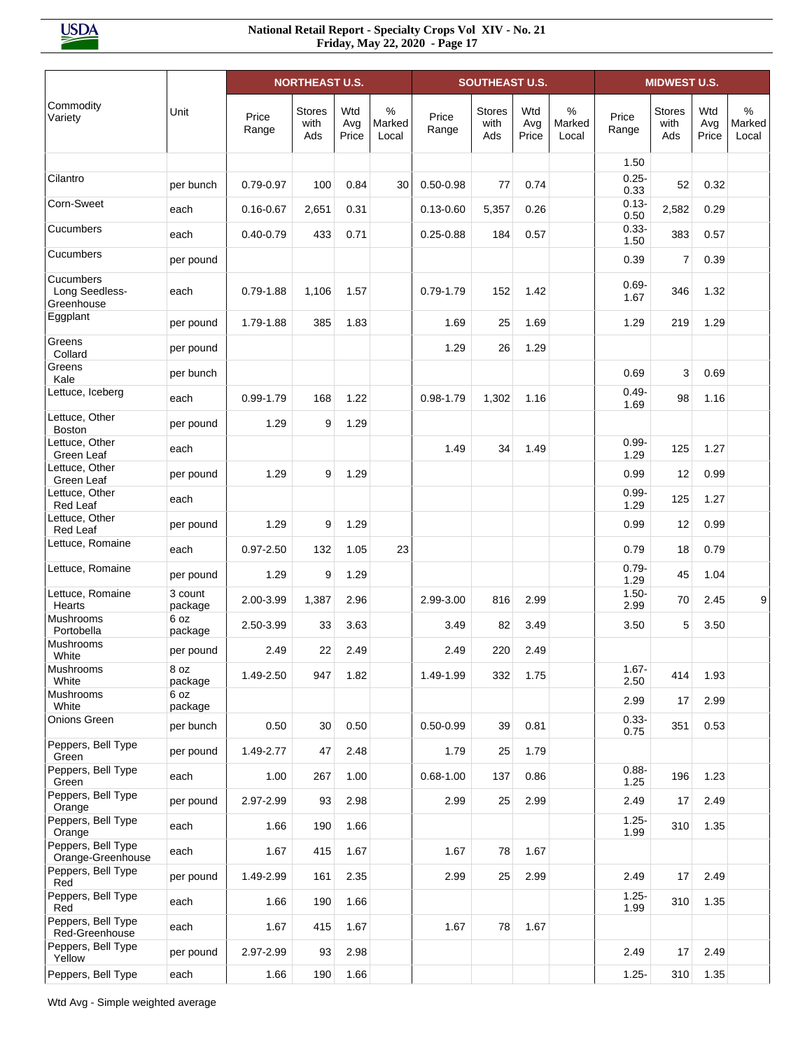| Commodity Variety | Unit | NORTHEAST U.S. | | | | SOUTHEAST U.S. | | | | MIDWEST U.S. | | | |
|---|---|---|---|---|---|---|---|---|---|---|---|---|---|
| | | Price Range | Stores with Ads | Wtd Avg Price | % Marked Local | Price Range | Stores with Ads | Wtd Avg Price | % Marked Local | Price Range | Stores with Ads | Wtd Avg Price | % Marked Local |
| | | | | | | | | | | 1.50 | | | |
| Cilantro | per bunch | 0.79-0.97 | 100 | 0.84 | 30 | 0.50-0.98 | 77 | 0.74 | | 0.25-0.33 | 52 | 0.32 | |
| Corn-Sweet | each | 0.16-0.67 | 2,651 | 0.31 | | 0.13-0.60 | 5,357 | 0.26 | | 0.13-0.50 | 2,582 | 0.29 | |
| Cucumbers | each | 0.40-0.79 | 433 | 0.71 | | 0.25-0.88 | 184 | 0.57 | | 0.33-1.50 | 383 | 0.57 | |
| Cucumbers | per pound | | | | | | | | | 0.39 | 7 | 0.39 | |
| Cucumbers Long Seedless-Greenhouse | each | 0.79-1.88 | 1,106 | 1.57 | | 0.79-1.79 | 152 | 1.42 | | 0.69-1.67 | 346 | 1.32 | |
| Eggplant | per pound | 1.79-1.88 | 385 | 1.83 | | 1.69 | 25 | 1.69 | | 1.29 | 219 | 1.29 | |
| Greens Collard | per pound | | | | | 1.29 | 26 | 1.29 | | | | | |
| Greens Kale | per bunch | | | | | | | | | 0.69 | 3 | 0.69 | |
| Lettuce, Iceberg | each | 0.99-1.79 | 168 | 1.22 | | 0.98-1.79 | 1,302 | 1.16 | | 0.49-1.69 | 98 | 1.16 | |
| Lettuce, Other Boston | per pound | 1.29 | 9 | 1.29 | | | | | | | | | |
| Lettuce, Other Green Leaf | each | | | | | 1.49 | 34 | 1.49 | | 0.99-1.29 | 125 | 1.27 | |
| Lettuce, Other Green Leaf | per pound | 1.29 | 9 | 1.29 | | | | | | 0.99 | 12 | 0.99 | |
| Lettuce, Other Red Leaf | each | | | | | | | | | 0.99-1.29 | 125 | 1.27 | |
| Lettuce, Other Red Leaf | per pound | 1.29 | 9 | 1.29 | | | | | | 0.99 | 12 | 0.99 | |
| Lettuce, Romaine | each | 0.97-2.50 | 132 | 1.05 | 23 | | | | | 0.79 | 18 | 0.79 | |
| Lettuce, Romaine | per pound | 1.29 | 9 | 1.29 | | | | | | 0.79-1.29 | 45 | 1.04 | |
| Lettuce, Romaine Hearts | 3 count package | 2.00-3.99 | 1,387 | 2.96 | | 2.99-3.00 | 816 | 2.99 | | 1.50-2.99 | 70 | 2.45 | 9 |
| Mushrooms Portobella | 6 oz package | 2.50-3.99 | 33 | 3.63 | | 3.49 | 82 | 3.49 | | 3.50 | 5 | 3.50 | |
| Mushrooms White | per pound | 2.49 | 22 | 2.49 | | 2.49 | 220 | 2.49 | | | | | |
| Mushrooms White | 8 oz package | 1.49-2.50 | 947 | 1.82 | | 1.49-1.99 | 332 | 1.75 | | 1.67-2.50 | 414 | 1.93 | |
| Mushrooms White | 6 oz package | | | | | | | | | 2.99 | 17 | 2.99 | |
| Onions Green | per bunch | 0.50 | 30 | 0.50 | | 0.50-0.99 | 39 | 0.81 | | 0.33-0.75 | 351 | 0.53 | |
| Peppers, Bell Type Green | per pound | 1.49-2.77 | 47 | 2.48 | | 1.79 | 25 | 1.79 | | | | | |
| Peppers, Bell Type Green | each | 1.00 | 267 | 1.00 | | 0.68-1.00 | 137 | 0.86 | | 0.88-1.25 | 196 | 1.23 | |
| Peppers, Bell Type Orange | per pound | 2.97-2.99 | 93 | 2.98 | | 2.99 | 25 | 2.99 | | 2.49 | 17 | 2.49 | |
| Peppers, Bell Type Orange | each | 1.66 | 190 | 1.66 | | | | | | 1.25-1.99 | 310 | 1.35 | |
| Peppers, Bell Type Orange-Greenhouse | each | 1.67 | 415 | 1.67 | | 1.67 | 78 | 1.67 | | | | | |
| Peppers, Bell Type Red | per pound | 1.49-2.99 | 161 | 2.35 | | 2.99 | 25 | 2.99 | | 2.49 | 17 | 2.49 | |
| Peppers, Bell Type Red | each | 1.66 | 190 | 1.66 | | | | | | 1.25-1.99 | 310 | 1.35 | |
| Peppers, Bell Type Red-Greenhouse | each | 1.67 | 415 | 1.67 | | 1.67 | 78 | 1.67 | | | | | |
| Peppers, Bell Type Yellow | per pound | 2.97-2.99 | 93 | 2.98 | | | | | | 2.49 | 17 | 2.49 | |
| Peppers, Bell Type | each | 1.66 | 190 | 1.66 | | | | | | 1.25- | 310 | 1.35 | |

Wtd Avg - Simple weighted average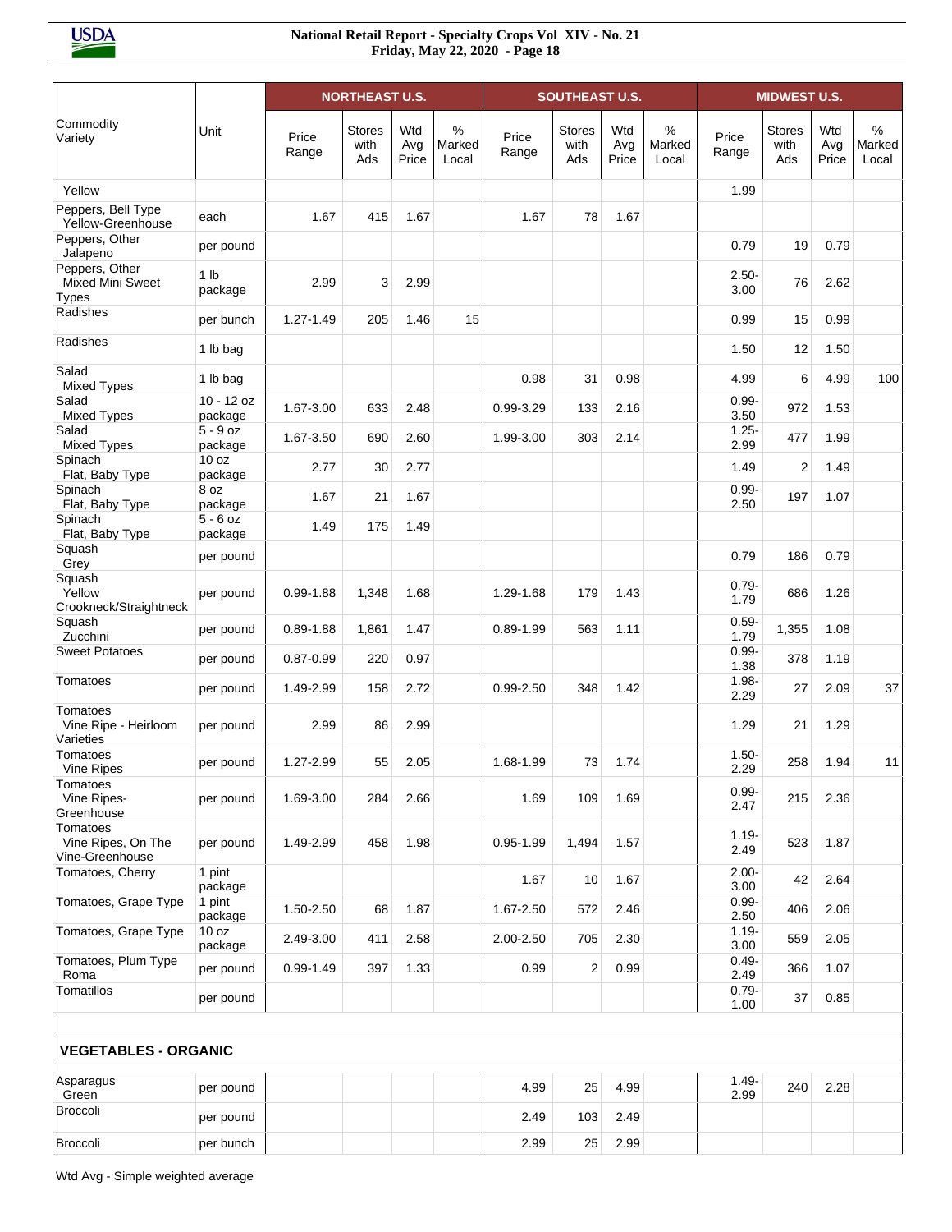| Commodity Variety | Unit | NORTHEAST U.S. | | | | SOUTHEAST U.S. | | | | MIDWEST U.S. | | | |
|---|---|---|---|---|---|---|---|---|---|---|---|---|---|
| | | Price Range | Stores with Ads | Wtd Avg Price | % Marked Local | Price Range | Stores with Ads | Wtd Avg Price | % Marked Local | Price Range | Stores with Ads | Wtd Avg Price | % Marked Local |
| Yellow | | | | | | | | | | 1.99 | | | |
| Peppers, Bell Type Yellow-Greenhouse | each | 1.67 | 415 | 1.67 | | 1.67 | 78 | 1.67 | | | | | |
| Peppers, Other Jalapeno | per pound | | | | | | | | | 0.79 | 19 | 0.79 | |
| Peppers, Other Mixed Mini Sweet Types | 1 lb package | 2.99 | 3 | 2.99 | | | | | | 2.50-3.00 | 76 | 2.62 | |
| Radishes | per bunch | 1.27-1.49 | 205 | 1.46 | 15 | | | | | 0.99 | 15 | 0.99 | |
| Radishes | 1 lb bag | | | | | | | | | 1.50 | 12 | 1.50 | |
| Salad Mixed Types | 1 lb bag | | | | | 0.98 | 31 | 0.98 | | 4.99 | 6 | 4.99 | 100 |
| Salad Mixed Types | 10 - 12 oz package | 1.67-3.00 | 633 | 2.48 | | 0.99-3.29 | 133 | 2.16 | | 0.99-3.50 | 972 | 1.53 | |
| Salad Mixed Types | 5 - 9 oz package | 1.67-3.50 | 690 | 2.60 | | 1.99-3.00 | 303 | 2.14 | | 1.25-2.99 | 477 | 1.99 | |
| Spinach Flat, Baby Type | 10 oz package | 2.77 | 30 | 2.77 | | | | | | 1.49 | 2 | 1.49 | |
| Spinach Flat, Baby Type | 8 oz package | 1.67 | 21 | 1.67 | | | | | | 0.99-2.50 | 197 | 1.07 | |
| Spinach Flat, Baby Type | 5 - 6 oz package | 1.49 | 175 | 1.49 | | | | | | | | | |
| Squash Grey | per pound | | | | | | | | | 0.79 | 186 | 0.79 | |
| Squash Yellow Crookneck/Straightneck | per pound | 0.99-1.88 | 1,348 | 1.68 | | 1.29-1.68 | 179 | 1.43 | | 0.79-1.79 | 686 | 1.26 | |
| Squash Zucchini | per pound | 0.89-1.88 | 1,861 | 1.47 | | 0.89-1.99 | 563 | 1.11 | | 0.59-1.79 | 1,355 | 1.08 | |
| Sweet Potatoes | per pound | 0.87-0.99 | 220 | 0.97 | | | | | | 0.99-1.38 | 378 | 1.19 | |
| Tomatoes | per pound | 1.49-2.99 | 158 | 2.72 | | 0.99-2.50 | 348 | 1.42 | | 1.98-2.29 | 27 | 2.09 | 37 |
| Tomatoes Vine Ripe - Heirloom Varieties | per pound | 2.99 | 86 | 2.99 | | | | | | 1.29 | 21 | 1.29 | |
| Tomatoes Vine Ripes | per pound | 1.27-2.99 | 55 | 2.05 | | 1.68-1.99 | 73 | 1.74 | | 1.50-2.29 | 258 | 1.94 | 11 |
| Tomatoes Vine Ripes-Greenhouse | per pound | 1.69-3.00 | 284 | 2.66 | | 1.69 | 109 | 1.69 | | 0.99-2.47 | 215 | 2.36 | |
| Tomatoes Vine Ripes, On The Vine-Greenhouse | per pound | 1.49-2.99 | 458 | 1.98 | | 0.95-1.99 | 1,494 | 1.57 | | 1.19-2.49 | 523 | 1.87 | |
| Tomatoes, Cherry | 1 pint package | | | | | 1.67 | 10 | 1.67 | | 2.00-3.00 | 42 | 2.64 | |
| Tomatoes, Grape Type | 1 pint package | 1.50-2.50 | 68 | 1.87 | | 1.67-2.50 | 572 | 2.46 | | 0.99-2.50 | 406 | 2.06 | |
| Tomatoes, Grape Type | 10 oz package | 2.49-3.00 | 411 | 2.58 | | 2.00-2.50 | 705 | 2.30 | | 1.19-3.00 | 559 | 2.05 | |
| Tomatoes, Plum Type Roma | per pound | 0.99-1.49 | 397 | 1.33 | | 0.99 | 2 | 0.99 | | 0.49-2.49 | 366 | 1.07 | |
| Tomatillos | per pound | | | | | | | | | 0.79-1.00 | 37 | 0.85 | |
| **VEGETABLES - ORGANIC** | | | | | | | | | | | | | |
| Asparagus Green | per pound | | | | | 4.99 | 25 | 4.99 | | 1.49-2.99 | 240 | 2.28 | |
| Broccoli | per pound | | | | | 2.49 | 103 | 2.49 | | | | | |
| Broccoli | per bunch | | | | | 2.99 | 25 | 2.99 | | | | | |

Wtd Avg - Simple weighted average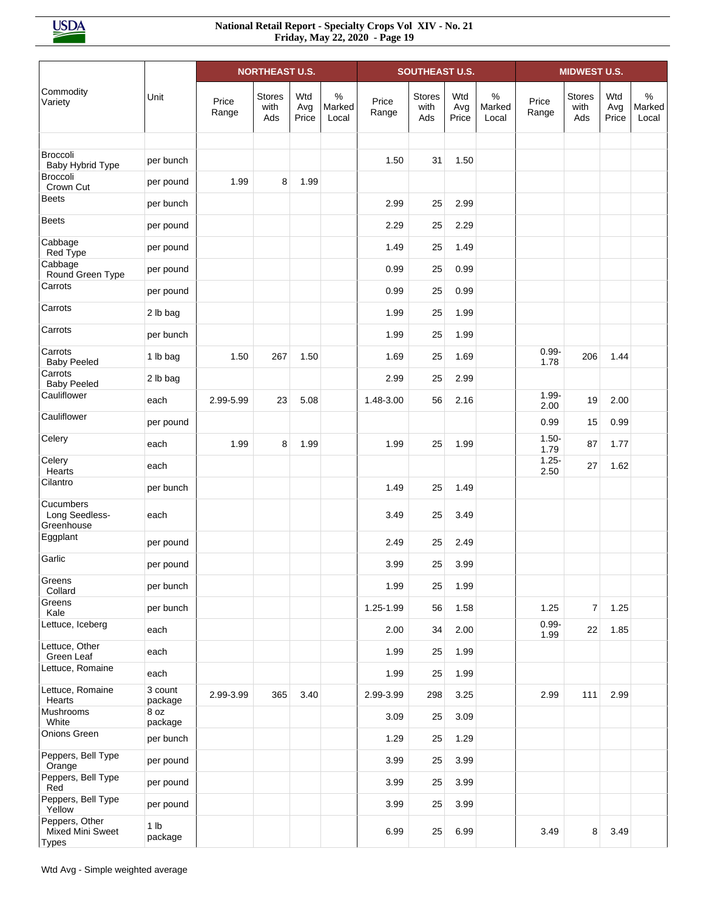| Commodity Variety | Unit | NORTHEAST U.S. | | | | SOUTHEAST U.S. | | | | MIDWEST U.S. | | | |
|---|---|---|---|---|---|---|---|---|---|---|---|---|---|
| | | Price Range | Stores with Ads | Wtd Avg Price | % Marked Local | Price Range | Stores with Ads | Wtd Avg Price | % Marked Local | Price Range | Stores with Ads | Wtd Avg Price | % Marked Local |
| Broccoli Baby Hybrid Type | per bunch | | | | | 1.50 | 31 | 1.50 | | | | | |
| Broccoli Crown Cut | per pound | 1.99 | 8 | 1.99 | | | | | | | | | |
| Beets | per bunch | | | | | 2.99 | 25 | 2.99 | | | | | |
| Beets | per pound | | | | | 2.29 | 25 | 2.29 | | | | | |
| Cabbage Red Type | per pound | | | | | 1.49 | 25 | 1.49 | | | | | |
| Cabbage Round Green Type | per pound | | | | | 0.99 | 25 | 0.99 | | | | | |
| Carrots | per pound | | | | | 0.99 | 25 | 0.99 | | | | | |
| Carrots | 2 lb bag | | | | | 1.99 | 25 | 1.99 | | | | | |
| Carrots | per bunch | | | | | 1.99 | 25 | 1.99 | | | | | |
| Carrots Baby Peeled | 1 lb bag | 1.50 | 267 | 1.50 | | 1.69 | 25 | 1.69 | | 0.99-1.78 | 206 | 1.44 | |
| Carrots Baby Peeled | 2 lb bag | | | | | 2.99 | 25 | 2.99 | | | | | |
| Cauliflower | each | 2.99-5.99 | 23 | 5.08 | | 1.48-3.00 | 56 | 2.16 | | 1.99-2.00 | 19 | 2.00 | |
| Cauliflower | per pound | | | | | | | | | 0.99 | 15 | 0.99 | |
| Celery | each | 1.99 | 8 | 1.99 | | 1.99 | 25 | 1.99 | | 1.50-1.79 | 87 | 1.77 | |
| Celery Hearts | each | | | | | | | | | 1.25-2.50 | 27 | 1.62 | |
| Cilantro | per bunch | | | | | 1.49 | 25 | 1.49 | | | | | |
| Cucumbers Long Seedless-Greenhouse | each | | | | | 3.49 | 25 | 3.49 | | | | | |
| Eggplant | per pound | | | | | 2.49 | 25 | 2.49 | | | | | |
| Garlic | per pound | | | | | 3.99 | 25 | 3.99 | | | | | |
| Greens Collard | per bunch | | | | | 1.99 | 25 | 1.99 | | | | | |
| Greens Kale | per bunch | | | | | 1.25-1.99 | 56 | 1.58 | | 1.25 | 7 | 1.25 | |
| Lettuce, Iceberg | each | | | | | 2.00 | 34 | 2.00 | | 0.99-1.99 | 22 | 1.85 | |
| Lettuce, Other Green Leaf | each | | | | | 1.99 | 25 | 1.99 | | | | | |
| Lettuce, Romaine | each | | | | | 1.99 | 25 | 1.99 | | | | | |
| Lettuce, Romaine Hearts | 3 count package | 2.99-3.99 | 365 | 3.40 | | 2.99-3.99 | 298 | 3.25 | | 2.99 | 111 | 2.99 | |
| Mushrooms White | 8 oz package | | | | | 3.09 | 25 | 3.09 | | | | | |
| Onions Green | per bunch | | | | | 1.29 | 25 | 1.29 | | | | | |
| Peppers, Bell Type Orange | per pound | | | | | 3.99 | 25 | 3.99 | | | | | |
| Peppers, Bell Type Red | per pound | | | | | 3.99 | 25 | 3.99 | | | | | |
| Peppers, Bell Type Yellow | per pound | | | | | 3.99 | 25 | 3.99 | | | | | |
| Peppers, Other Mixed Mini Sweet Types | 1 lb package | | | | | 6.99 | 25 | 6.99 | | 3.49 | 8 | 3.49 | |

Wtd Avg - Simple weighted average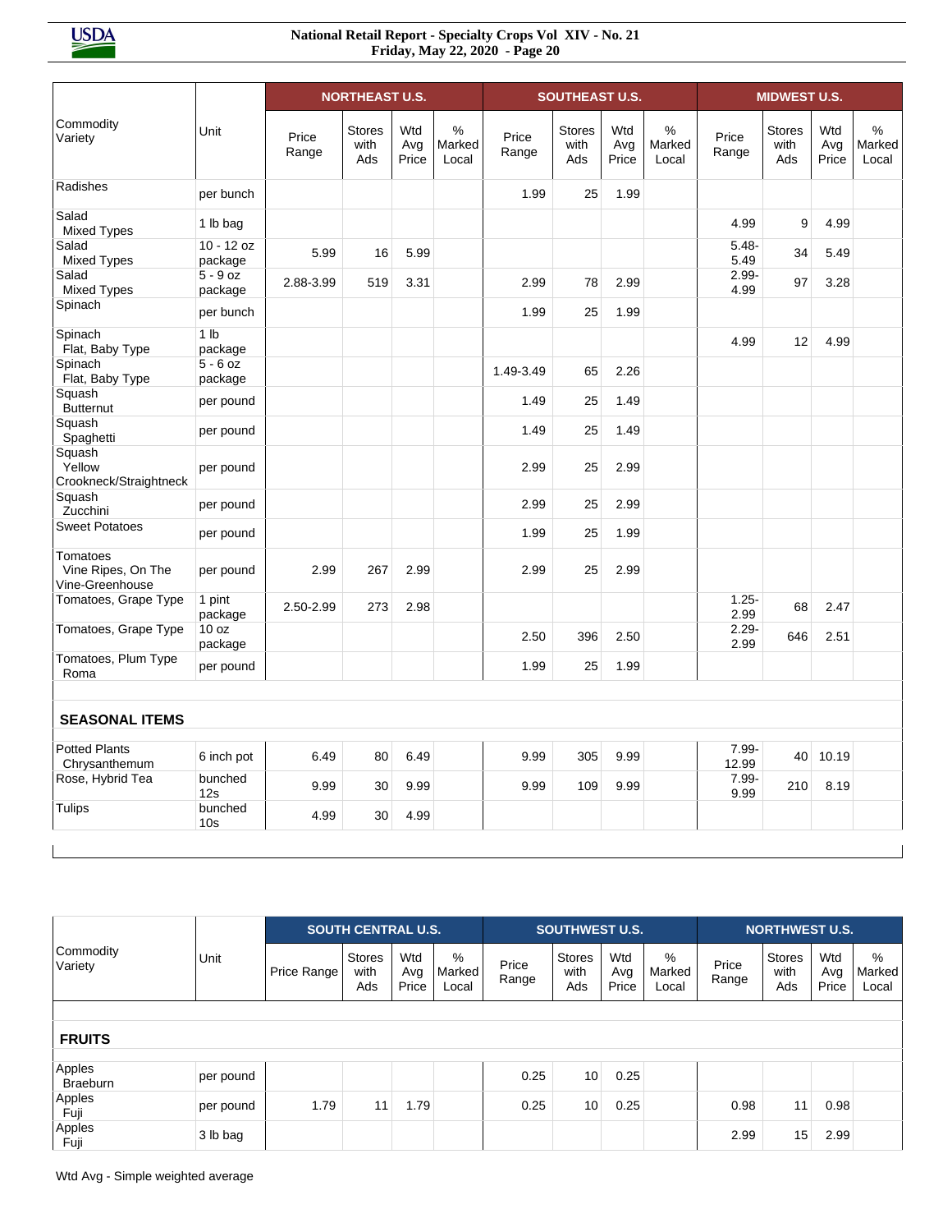| Commodity Variety | Unit | NORTHEAST U.S. | | | | SOUTHEAST U.S. | | | | MIDWEST U.S. | | | |
|---|---|---|---|---|---|---|---|---|---|---|---|---|---|
| | | Price Range | Stores with Ads | Wtd Avg Price | % Marked Local | Price Range | Stores with Ads | Wtd Avg Price | % Marked Local | Price Range | Stores with Ads | Wtd Avg Price | % Marked Local |
| Radishes | per bunch | | | | | 1.99 | 25 | 1.99 | | | | | |
| Salad Mixed Types | 1 lb bag | | | | | | | | | 4.99 | 9 | 4.99 | |
| Salad Mixed Types | 10 - 12 oz package | 5.99 | 16 | 5.99 | | | | | | 5.48-5.49 | 34 | 5.49 | |
| Salad Mixed Types | 5 - 9 oz package | 2.88-3.99 | 519 | 3.31 | | 2.99 | 78 | 2.99 | | 2.99-4.99 | 97 | 3.28 | |
| Spinach | per bunch | | | | | 1.99 | 25 | 1.99 | | | | | |
| Spinach Flat, Baby Type | 1 lb package | | | | | | | | | 4.99 | 12 | 4.99 | |
| Spinach Flat, Baby Type | 5 - 6 oz package | | | | | 1.49-3.49 | 65 | 2.26 | | | | | |
| Squash Butternut | per pound | | | | | 1.49 | 25 | 1.49 | | | | | |
| Squash Spaghetti | per pound | | | | | 1.49 | 25 | 1.49 | | | | | |
| Squash Yellow Crookneck/Straightneck | per pound | | | | | 2.99 | 25 | 2.99 | | | | | |
| Squash Zucchini | per pound | | | | | 2.99 | 25 | 2.99 | | | | | |
| Sweet Potatoes | per pound | | | | | 1.99 | 25 | 1.99 | | | | | |
| Tomatoes Vine Ripes, On The Vine-Greenhouse | per pound | 2.99 | 267 | 2.99 | | 2.99 | 25 | 2.99 | | | | | |
| Tomatoes, Grape Type | 1 pint package | 2.50-2.99 | 273 | 2.98 | | | | | | 1.25-2.99 | 68 | 2.47 | |
| Tomatoes, Grape Type | 10 oz package | | | | | 2.50 | 396 | 2.50 | | 2.29-2.99 | 646 | 2.51 | |
| Tomatoes, Plum Type Roma | per pound | | | | | 1.99 | 25 | 1.99 | | | | | |
| **SEASONAL ITEMS** | | | | | | | | | | | | | |
| Potted Plants Chrysanthemum | 6 inch pot | 6.49 | 80 | 6.49 | | 9.99 | 305 | 9.99 | | 7.99-12.99 | 40 | 10.19 | |
| Rose, Hybrid Tea | bunched 12s | 9.99 | 30 | 9.99 | | 9.99 | 109 | 9.99 | | 7.99-9.99 | 210 | 8.19 | |
| Tulips | bunched 10s | 4.99 | 30 | 4.99 | | | | | | | | | |

| Commodity Variety | Unit | SOUTH CENTRAL U.S. | | | | SOUTHWEST U.S. | | | | NORTHWEST U.S. | | | |
|---|---|---|---|---|---|---|---|---|---|---|---|---|---|
| | | Price Range | Stores with Ads | Wtd Avg Price | % Marked Local | Price Range | Stores with Ads | Wtd Avg Price | % Marked Local | Price Range | Stores with Ads | Wtd Avg Price | % Marked Local |
| **FRUITS** | | | | | | | | | | | | | |
| Apples Braeburn | per pound | | | | | 0.25 | 10 | 0.25 | | | | | |
| Apples Fuji | per pound | 1.79 | 11 | 1.79 | | 0.25 | 10 | 0.25 | | 0.98 | 11 | 0.98 | |
| Apples Fuji | 3 lb bag | | | | | | | | | 2.99 | 15 | 2.99 | |

Wtd Avg - Simple weighted average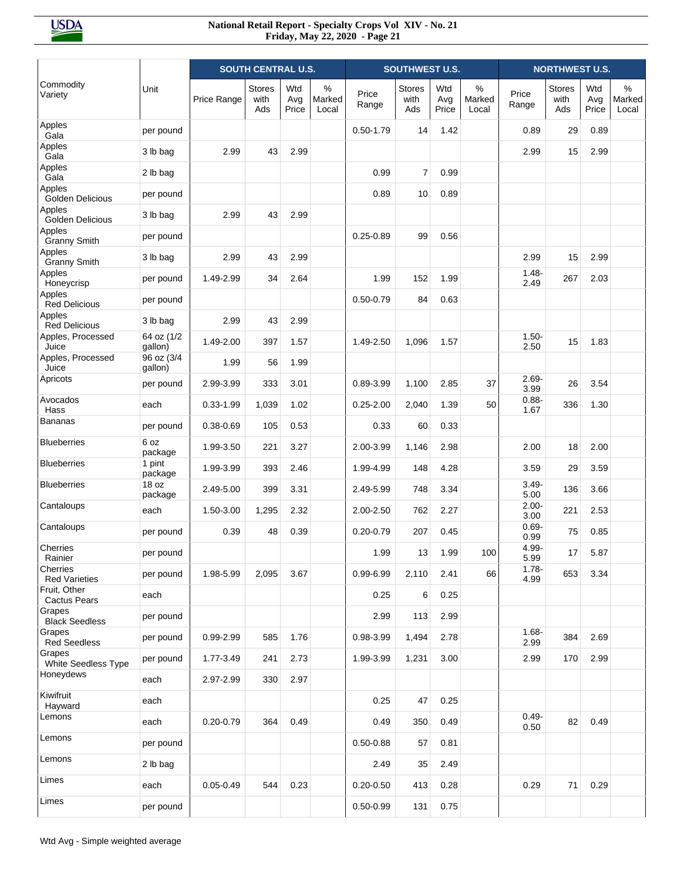| Commodity Variety | Unit | SOUTH CENTRAL U.S. | | | | SOUTHWEST U.S. | | | | NORTHWEST U.S. | | | |
|---|---|---|---|---|---|---|---|---|---|---|---|---|---|
| | | Price Range | Stores with Ads | Wtd Avg Price | % Marked Local | Price Range | Stores with Ads | Wtd Avg Price | % Marked Local | Price Range | Stores with Ads | Wtd Avg Price | % Marked Local |
| Apples Gala | per pound | | | | | 0.50-1.79 | 14 | 1.42 | | 0.89 | 29 | 0.89 | |
| Apples Gala | 3 lb bag | 2.99 | 43 | 2.99 | | | | | | 2.99 | 15 | 2.99 | |
| Apples Gala | 2 lb bag | | | | | 0.99 | 7 | 0.99 | | | | | |
| Apples Golden Delicious | per pound | | | | | 0.89 | 10 | 0.89 | | | | | |
| Apples Golden Delicious | 3 lb bag | 2.99 | 43 | 2.99 | | | | | | | | | |
| Apples Granny Smith | per pound | | | | | 0.25-0.89 | 99 | 0.56 | | | | | |
| Apples Granny Smith | 3 lb bag | 2.99 | 43 | 2.99 | | | | | | 2.99 | 15 | 2.99 | |
| Apples Honeycrisp | per pound | 1.49-2.99 | 34 | 2.64 | | 1.99 | 152 | 1.99 | | 1.48-2.49 | 267 | 2.03 | |
| Apples Red Delicious | per pound | | | | | 0.50-0.79 | 84 | 0.63 | | | | | |
| Apples Red Delicious | 3 lb bag | 2.99 | 43 | 2.99 | | | | | | | | | |
| Apples, Processed Juice | 64 oz (1/2 gallon) | 1.49-2.00 | 397 | 1.57 | | 1.49-2.50 | 1,096 | 1.57 | | 1.50-2.50 | 15 | 1.83 | |
| Apples, Processed Juice | 96 oz (3/4 gallon) | 1.99 | 56 | 1.99 | | | | | | | | | |
| Apricots | per pound | 2.99-3.99 | 333 | 3.01 | | 0.89-3.99 | 1,100 | 2.85 | 37 | 2.69-3.99 | 26 | 3.54 | |
| Avocados Hass | each | 0.33-1.99 | 1,039 | 1.02 | | 0.25-2.00 | 2,040 | 1.39 | 50 | 0.88-1.67 | 336 | 1.30 | |
| Bananas | per pound | 0.38-0.69 | 105 | 0.53 | | 0.33 | 60 | 0.33 | | | | | |
| Blueberries | 6 oz package | 1.99-3.50 | 221 | 3.27 | | 2.00-3.99 | 1,146 | 2.98 | | 2.00 | 18 | 2.00 | |
| Blueberries | 1 pint package | 1.99-3.99 | 393 | 2.46 | | 1.99-4.99 | 148 | 4.28 | | 3.59 | 29 | 3.59 | |
| Blueberries | 18 oz package | 2.49-5.00 | 399 | 3.31 | | 2.49-5.99 | 748 | 3.34 | | 3.49-5.00 | 136 | 3.66 | |
| Cantaloups | each | 1.50-3.00 | 1,295 | 2.32 | | 2.00-2.50 | 762 | 2.27 | | 2.00-3.00 | 221 | 2.53 | |
| Cantaloups | per pound | 0.39 | 48 | 0.39 | | 0.20-0.79 | 207 | 0.45 | | 0.69-0.99 | 75 | 0.85 | |
| Cherries Rainier | per pound | | | | | 1.99 | 13 | 1.99 | 100 | 4.99-5.99 | 17 | 5.87 | |
| Cherries Red Varieties | per pound | 1.98-5.99 | 2,095 | 3.67 | | 0.99-6.99 | 2,110 | 2.41 | 66 | 1.78-4.99 | 653 | 3.34 | |
| Fruit, Other Cactus Pears | each | | | | | 0.25 | 6 | 0.25 | | | | | |
| Grapes Black Seedless | per pound | | | | | 2.99 | 113 | 2.99 | | | | | |
| Grapes Red Seedless | per pound | 0.99-2.99 | 585 | 1.76 | | 0.98-3.99 | 1,494 | 2.78 | | 1.68-2.99 | 384 | 2.69 | |
| Grapes White Seedless Type | per pound | 1.77-3.49 | 241 | 2.73 | | 1.99-3.99 | 1,231 | 3.00 | | 2.99 | 170 | 2.99 | |
| Honeydews | each | 2.97-2.99 | 330 | 2.97 | | | | | | | | | |
| Kiwifruit Hayward | each | | | | | 0.25 | 47 | 0.25 | | | | | |
| Lemons | each | 0.20-0.79 | 364 | 0.49 | | 0.49 | 350 | 0.49 | | 0.49-0.50 | 82 | 0.49 | |
| Lemons | per pound | | | | | 0.50-0.88 | 57 | 0.81 | | | | | |
| Lemons | 2 lb bag | | | | | 2.49 | 35 | 2.49 | | | | | |
| Limes | each | 0.05-0.49 | 544 | 0.23 | | 0.20-0.50 | 413 | 0.28 | | 0.29 | 71 | 0.29 | |
| Limes | per pound | | | | | 0.50-0.99 | 131 | 0.75 | | | | | |

Wtd Avg - Simple weighted average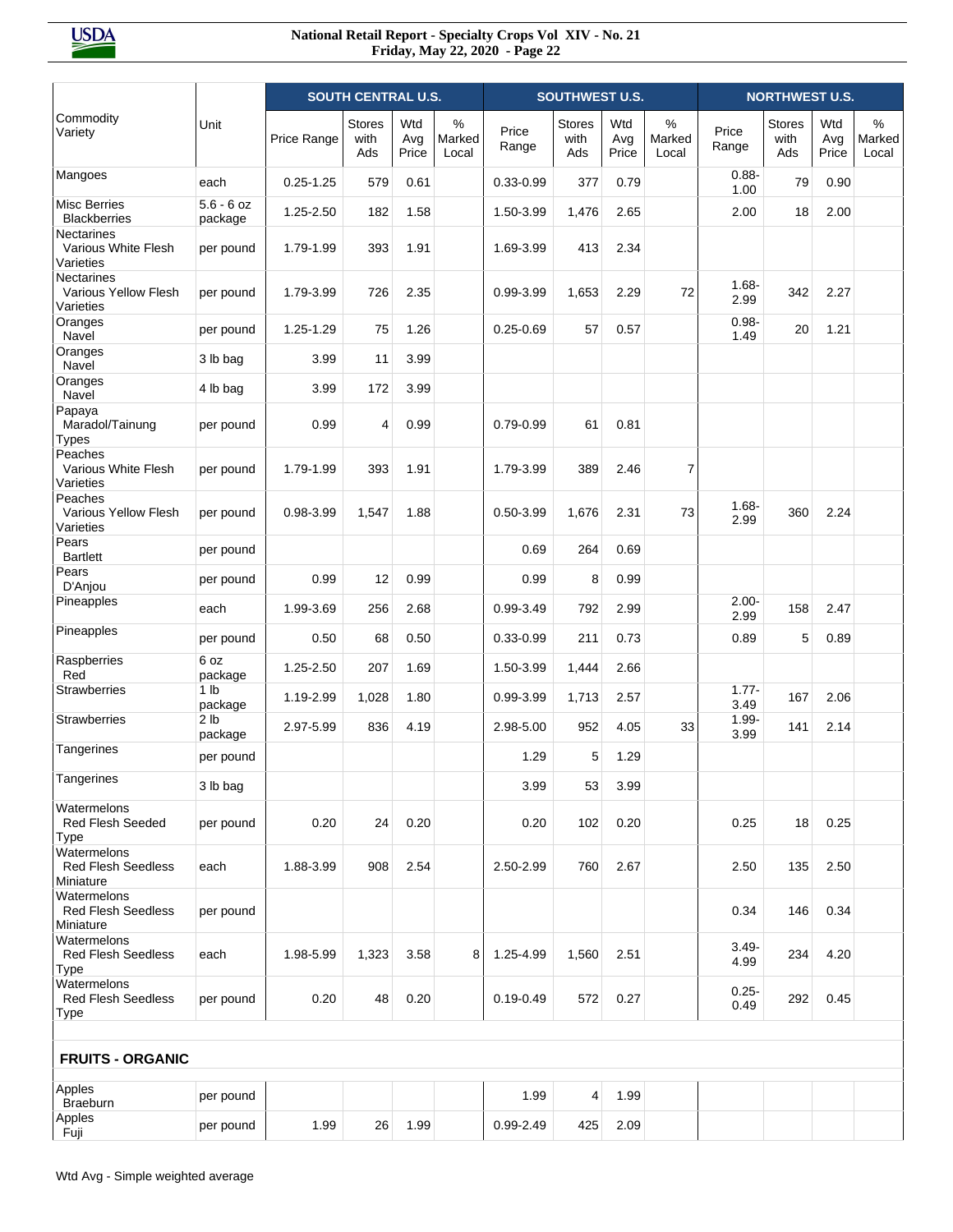| Commodity Variety | Unit | SOUTH CENTRAL U.S. | | | | SOUTHWEST U.S. | | | | NORTHWEST U.S. | | | |
|---|---|---|---|---|---|---|---|---|---|---|---|---|---|
| | | Price Range | Stores with Ads | Wtd Avg Price | % Marked Local | Price Range | Stores with Ads | Wtd Avg Price | % Marked Local | Price Range | Stores with Ads | Wtd Avg Price | % Marked Local |
| Mangoes | each | 0.25-1.25 | 579 | 0.61 | | 0.33-0.99 | 377 | 0.79 | | 0.88-1.00 | 79 | 0.90 | |
| Misc Berries Blackberries | 5.6 - 6 oz package | 1.25-2.50 | 182 | 1.58 | | 1.50-3.99 | 1,476 | 2.65 | | 2.00 | 18 | 2.00 | |
| Nectarines Various White Flesh Varieties | per pound | 1.79-1.99 | 393 | 1.91 | | 1.69-3.99 | 413 | 2.34 | | | | | |
| Nectarines Various Yellow Flesh Varieties | per pound | 1.79-3.99 | 726 | 2.35 | | 0.99-3.99 | 1,653 | 2.29 | 72 | 1.68-2.99 | 342 | 2.27 | |
| Oranges Navel | per pound | 1.25-1.29 | 75 | 1.26 | | 0.25-0.69 | 57 | 0.57 | | 0.98-1.49 | 20 | 1.21 | |
| Oranges Navel | 3 lb bag | 3.99 | 11 | 3.99 | | | | | | | | | |
| Oranges Navel | 4 lb bag | 3.99 | 172 | 3.99 | | | | | | | | | |
| Papaya Maradol/Tainung Types | per pound | 0.99 | 4 | 0.99 | | 0.79-0.99 | 61 | 0.81 | | | | | |
| Peaches Various White Flesh Varieties | per pound | 1.79-1.99 | 393 | 1.91 | | 1.79-3.99 | 389 | 2.46 | 7 | | | | |
| Peaches Various Yellow Flesh Varieties | per pound | 0.98-3.99 | 1,547 | 1.88 | | 0.50-3.99 | 1,676 | 2.31 | 73 | 1.68-2.99 | 360 | 2.24 | |
| Pears Bartlett | per pound | | | | | 0.69 | 264 | 0.69 | | | | | |
| Pears D'Anjou | per pound | 0.99 | 12 | 0.99 | | 0.99 | 8 | 0.99 | | | | | |
| Pineapples | each | 1.99-3.69 | 256 | 2.68 | | 0.99-3.49 | 792 | 2.99 | | 2.00-2.99 | 158 | 2.47 | |
| Pineapples | per pound | 0.50 | 68 | 0.50 | | 0.33-0.99 | 211 | 0.73 | | 0.89 | 5 | 0.89 | |
| Raspberries Red | 6 oz package | 1.25-2.50 | 207 | 1.69 | | 1.50-3.99 | 1,444 | 2.66 | | | | | |
| Strawberries | 1 lb package | 1.19-2.99 | 1,028 | 1.80 | | 0.99-3.99 | 1,713 | 2.57 | | 1.77-3.49 | 167 | 2.06 | |
| Strawberries | 2 lb package | 2.97-5.99 | 836 | 4.19 | | 2.98-5.00 | 952 | 4.05 | 33 | 1.99-3.99 | 141 | 2.14 | |
| Tangerines | per pound | | | | | 1.29 | 5 | 1.29 | | | | | |
| Tangerines | 3 lb bag | | | | | 3.99 | 53 | 3.99 | | | | | |
| Watermelons Red Flesh Seeded Type | per pound | 0.20 | 24 | 0.20 | | 0.20 | 102 | 0.20 | | 0.25 | 18 | 0.25 | |
| Watermelons Red Flesh Seedless Miniature | each | 1.88-3.99 | 908 | 2.54 | | 2.50-2.99 | 760 | 2.67 | | 2.50 | 135 | 2.50 | |
| Watermelons Red Flesh Seedless Miniature | per pound | | | | | | | | | 0.34 | 146 | 0.34 | |
| Watermelons Red Flesh Seedless Type | each | 1.98-5.99 | 1,323 | 3.58 | 8 | 1.25-4.99 | 1,560 | 2.51 | | 3.49-4.99 | 234 | 4.20 | |
| Watermelons Red Flesh Seedless Type | per pound | 0.20 | 48 | 0.20 | | 0.19-0.49 | 572 | 0.27 | | 0.25-0.49 | 292 | 0.45 | |
| **FRUITS - ORGANIC** | | | | | | | | | | | | | |
| Apples Braeburn | per pound | | | | | 1.99 | 4 | 1.99 | | | | | |
| Apples Fuji | per pound | 1.99 | 26 | 1.99 | | 0.99-2.49 | 425 | 2.09 | | | | | |

Wtd Avg - Simple weighted average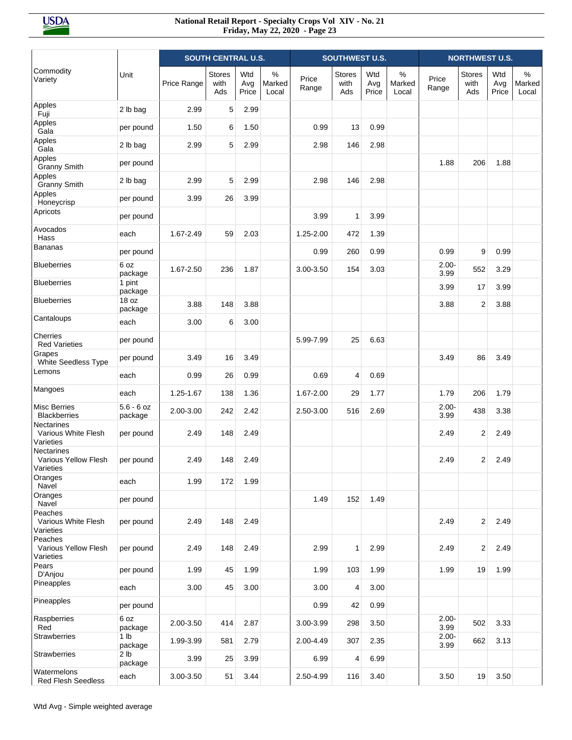| Commodity Variety | Unit | SOUTH CENTRAL U.S. | | | | SOUTHWEST U.S. | | | | NORTHWEST U.S. | | | |
|---|---|---|---|---|---|---|---|---|---|---|---|---|---|
| | | Price Range | Stores with Ads | Wtd Avg Price | % Marked Local | Price Range | Stores with Ads | Wtd Avg Price | % Marked Local | Price Range | Stores with Ads | Wtd Avg Price | % Marked Local |
| Apples Fuji | 2 lb bag | 2.99 | 5 | 2.99 | | | | | | | | | |
| Apples Gala | per pound | 1.50 | 6 | 1.50 | | 0.99 | 13 | 0.99 | | | | | |
| Apples Gala | 2 lb bag | 2.99 | 5 | 2.99 | | 2.98 | 146 | 2.98 | | | | | |
| Apples Granny Smith | per pound | | | | | | | | | 1.88 | 206 | 1.88 | |
| Apples Granny Smith | 2 lb bag | 2.99 | 5 | 2.99 | | 2.98 | 146 | 2.98 | | | | | |
| Apples Honeycrisp | per pound | 3.99 | 26 | 3.99 | | | | | | | | | |
| Apricots | per pound | | | | | 3.99 | 1 | 3.99 | | | | | |
| Avocados Hass | each | 1.67-2.49 | 59 | 2.03 | | 1.25-2.00 | 472 | 1.39 | | | | | |
| Bananas | per pound | | | | | 0.99 | 260 | 0.99 | | 0.99 | 9 | 0.99 | |
| Blueberries | 6 oz package | 1.67-2.50 | 236 | 1.87 | | 3.00-3.50 | 154 | 3.03 | | 2.00-3.99 | 552 | 3.29 | |
| Blueberries | 1 pint package | | | | | | | | | 3.99 | 17 | 3.99 | |
| Blueberries | 18 oz package | 3.88 | 148 | 3.88 | | | | | | 3.88 | 2 | 3.88 | |
| Cantaloups | each | 3.00 | 6 | 3.00 | | | | | | | | | |
| Cherries Red Varieties | per pound | | | | | 5.99-7.99 | 25 | 6.63 | | | | | |
| Grapes White Seedless Type | per pound | 3.49 | 16 | 3.49 | | | | | | 3.49 | 86 | 3.49 | |
| Lemons | each | 0.99 | 26 | 0.99 | | 0.69 | 4 | 0.69 | | | | | |
| Mangoes | each | 1.25-1.67 | 138 | 1.36 | | 1.67-2.00 | 29 | 1.77 | | 1.79 | 206 | 1.79 | |
| Misc Berries Blackberries | 5.6 - 6 oz package | 2.00-3.00 | 242 | 2.42 | | 2.50-3.00 | 516 | 2.69 | | 2.00-3.99 | 438 | 3.38 | |
| Nectarines Various White Flesh Varieties | per pound | 2.49 | 148 | 2.49 | | | | | | 2.49 | 2 | 2.49 | |
| Nectarines Various Yellow Flesh Varieties | per pound | 2.49 | 148 | 2.49 | | | | | | 2.49 | 2 | 2.49 | |
| Oranges Navel | each | 1.99 | 172 | 1.99 | | | | | | | | | |
| Oranges Navel | per pound | | | | | 1.49 | 152 | 1.49 | | | | | |
| Peaches Various White Flesh Varieties | per pound | 2.49 | 148 | 2.49 | | | | | | 2.49 | 2 | 2.49 | |
| Peaches Various Yellow Flesh Varieties | per pound | 2.49 | 148 | 2.49 | | 2.99 | 1 | 2.99 | | 2.49 | 2 | 2.49 | |
| Pears D'Anjou | per pound | 1.99 | 45 | 1.99 | | 1.99 | 103 | 1.99 | | 1.99 | 19 | 1.99 | |
| Pineapples | each | 3.00 | 45 | 3.00 | | 3.00 | 4 | 3.00 | | | | | |
| Pineapples | per pound | | | | | 0.99 | 42 | 0.99 | | | | | |
| Raspberries Red | 6 oz package | 2.00-3.50 | 414 | 2.87 | | 3.00-3.99 | 298 | 3.50 | | 2.00-3.99 | 502 | 3.33 | |
| Strawberries | 1 lb package | 1.99-3.99 | 581 | 2.79 | | 2.00-4.49 | 307 | 2.35 | | 2.00-3.99 | 662 | 3.13 | |
| Strawberries | 2 lb package | 3.99 | 25 | 3.99 | | 6.99 | 4 | 6.99 | | | | | |
| Watermelons Red Flesh Seedless | each | 3.00-3.50 | 51 | 3.44 | | 2.50-4.99 | 116 | 3.40 | | 3.50 | 19 | 3.50 | |

Wtd Avg - Simple weighted average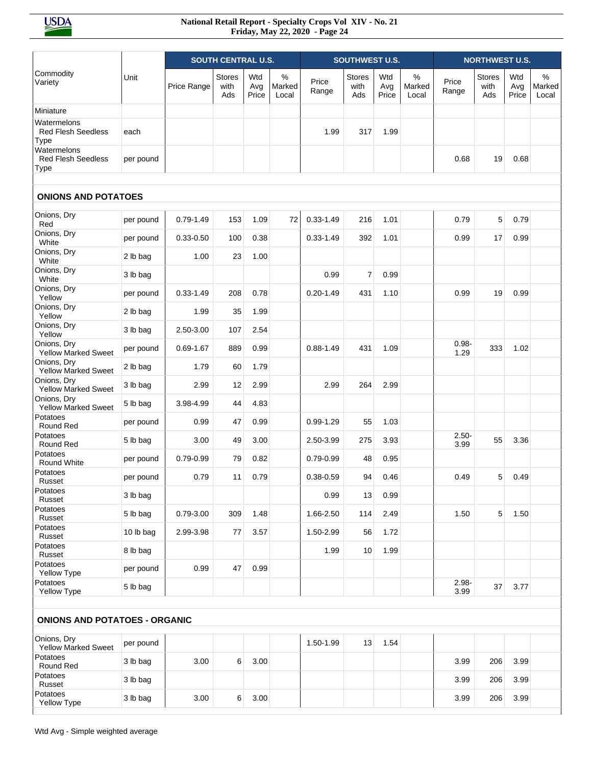| Commodity Variety | Unit | SOUTH CENTRAL U.S. | | | | SOUTHWEST U.S. | | | | NORTHWEST U.S. | | | |
|---|---|---|---|---|---|---|---|---|---|---|---|---|---|
| | | Price Range | Stores with Ads | Wtd Avg Price | % Marked Local | Price Range | Stores with Ads | Wtd Avg Price | % Marked Local | Price Range | Stores with Ads | Wtd Avg Price | % Marked Local |
| Miniature | | | | | | | | | | | | | |
| Watermelons Red Flesh Seedless Type | each | | | | | 1.99 | 317 | 1.99 | | | | | |
| Watermelons Red Flesh Seedless Type | per pound | | | | | | | | | 0.68 | 19 | 0.68 | |
| **ONIONS AND POTATOES** | | | | | | | | | | | | | |
| Onions, Dry Red | per pound | 0.79-1.49 | 153 | 1.09 | 72 | 0.33-1.49 | 216 | 1.01 | | 0.79 | 5 | 0.79 | |
| Onions, Dry White | per pound | 0.33-0.50 | 100 | 0.38 | | 0.33-1.49 | 392 | 1.01 | | 0.99 | 17 | 0.99 | |
| Onions, Dry White | 2 lb bag | 1.00 | 23 | 1.00 | | | | | | | | | |
| Onions, Dry White | 3 lb bag | | | | | 0.99 | 7 | 0.99 | | | | | |
| Onions, Dry Yellow | per pound | 0.33-1.49 | 208 | 0.78 | | 0.20-1.49 | 431 | 1.10 | | 0.99 | 19 | 0.99 | |
| Onions, Dry Yellow | 2 lb bag | 1.99 | 35 | 1.99 | | | | | | | | | |
| Onions, Dry Yellow | 3 lb bag | 2.50-3.00 | 107 | 2.54 | | | | | | | | | |
| Onions, Dry Yellow Marked Sweet | per pound | 0.69-1.67 | 889 | 0.99 | | 0.88-1.49 | 431 | 1.09 | | 0.98-1.29 | 333 | 1.02 | |
| Onions, Dry Yellow Marked Sweet | 2 lb bag | 1.79 | 60 | 1.79 | | | | | | | | | |
| Onions, Dry Yellow Marked Sweet | 3 lb bag | 2.99 | 12 | 2.99 | | 2.99 | 264 | 2.99 | | | | | |
| Onions, Dry Yellow Marked Sweet | 5 lb bag | 3.98-4.99 | 44 | 4.83 | | | | | | | | | |
| Potatoes Round Red | per pound | 0.99 | 47 | 0.99 | | 0.99-1.29 | 55 | 1.03 | | | | | |
| Potatoes Round Red | 5 lb bag | 3.00 | 49 | 3.00 | | 2.50-3.99 | 275 | 3.93 | | 2.50-3.99 | 55 | 3.36 | |
| Potatoes Round White | per pound | 0.79-0.99 | 79 | 0.82 | | 0.79-0.99 | 48 | 0.95 | | | | | |
| Potatoes Russet | per pound | 0.79 | 11 | 0.79 | | 0.38-0.59 | 94 | 0.46 | | 0.49 | 5 | 0.49 | |
| Potatoes Russet | 3 lb bag | | | | | 0.99 | 13 | 0.99 | | | | | |
| Potatoes Russet | 5 lb bag | 0.79-3.00 | 309 | 1.48 | | 1.66-2.50 | 114 | 2.49 | | 1.50 | 5 | 1.50 | |
| Potatoes Russet | 10 lb bag | 2.99-3.98 | 77 | 3.57 | | 1.50-2.99 | 56 | 1.72 | | | | | |
| Potatoes Russet | 8 lb bag | | | | | 1.99 | 10 | 1.99 | | | | | |
| Potatoes Yellow Type | per pound | 0.99 | 47 | 0.99 | | | | | | | | | |
| Potatoes Yellow Type | 5 lb bag | | | | | | | | | 2.98-3.99 | 37 | 3.77 | |
| **ONIONS AND POTATOES - ORGANIC** | | | | | | | | | | | | | |
| Onions, Dry Yellow Marked Sweet | per pound | | | | | 1.50-1.99 | 13 | 1.54 | | | | | |
| Potatoes Round Red | 3 lb bag | 3.00 | 6 | 3.00 | | | | | | 3.99 | 206 | 3.99 | |
| Potatoes Russet | 3 lb bag | | | | | | | | | 3.99 | 206 | 3.99 | |
| Potatoes Yellow Type | 3 lb bag | 3.00 | 6 | 3.00 | | | | | | 3.99 | 206 | 3.99 | |

Wtd Avg - Simple weighted average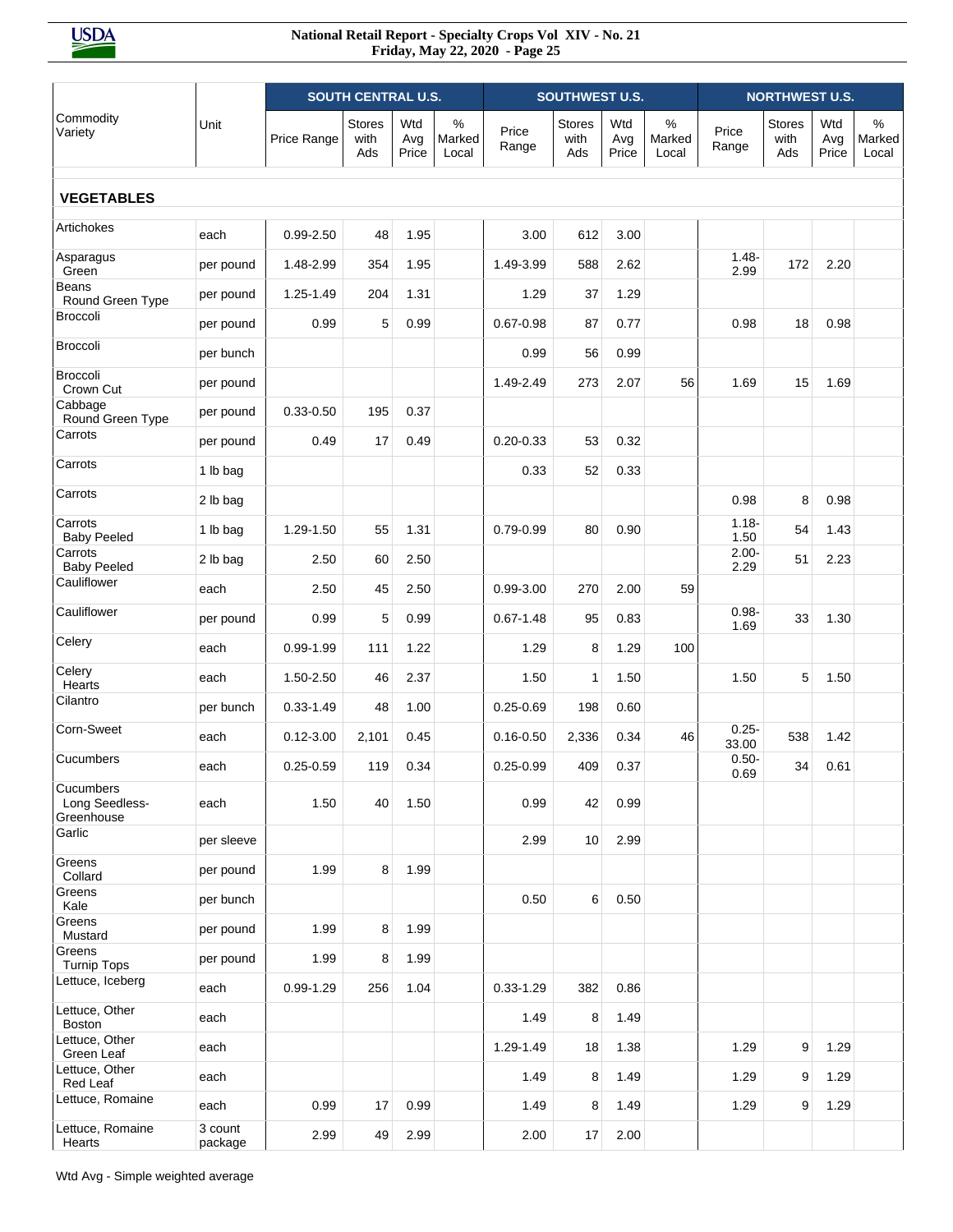| Commodity Variety | Unit | SOUTH CENTRAL U.S. | | | | SOUTHWEST U.S. | | | | NORTHWEST U.S. | | | |
|---|---|---|---|---|---|---|---|---|---|---|---|---|---|
| | | Price Range | Stores with Ads | Wtd Avg Price | % Marked Local | Price Range | Stores with Ads | Wtd Avg Price | % Marked Local | Price Range | Stores with Ads | Wtd Avg Price | % Marked Local |
| **VEGETABLES** | | | | | | | | | | | | | |
| Artichokes | each | 0.99-2.50 | 48 | 1.95 | | 3.00 | 612 | 3.00 | | | | | |
| Asparagus Green | per pound | 1.48-2.99 | 354 | 1.95 | | 1.49-3.99 | 588 | 2.62 | | 1.48-2.99 | 172 | 2.20 | |
| Beans Round Green Type | per pound | 1.25-1.49 | 204 | 1.31 | | 1.29 | 37 | 1.29 | | | | | |
| Broccoli | per pound | 0.99 | 5 | 0.99 | | 0.67-0.98 | 87 | 0.77 | | 0.98 | 18 | 0.98 | |
| Broccoli | per bunch | | | | | 0.99 | 56 | 0.99 | | | | | |
| Broccoli Crown Cut | per pound | | | | | 1.49-2.49 | 273 | 2.07 | 56 | 1.69 | 15 | 1.69 | |
| Cabbage Round Green Type | per pound | 0.33-0.50 | 195 | 0.37 | | | | | | | | | |
| Carrots | per pound | 0.49 | 17 | 0.49 | | 0.20-0.33 | 53 | 0.32 | | | | | |
| Carrots | 1 lb bag | | | | | 0.33 | 52 | 0.33 | | | | | |
| Carrots | 2 lb bag | | | | | | | | | 0.98 | 8 | 0.98 | |
| Carrots Baby Peeled | 1 lb bag | 1.29-1.50 | 55 | 1.31 | | 0.79-0.99 | 80 | 0.90 | | 1.18-1.50 | 54 | 1.43 | |
| Carrots Baby Peeled | 2 lb bag | 2.50 | 60 | 2.50 | | | | | | 2.00-2.29 | 51 | 2.23 | |
| Cauliflower | each | 2.50 | 45 | 2.50 | | 0.99-3.00 | 270 | 2.00 | 59 | | | | |
| Cauliflower | per pound | 0.99 | 5 | 0.99 | | 0.67-1.48 | 95 | 0.83 | | 0.98-1.69 | 33 | 1.30 | |
| Celery | each | 0.99-1.99 | 111 | 1.22 | | 1.29 | 8 | 1.29 | 100 | | | | |
| Celery Hearts | each | 1.50-2.50 | 46 | 2.37 | | 1.50 | 1 | 1.50 | | 1.50 | 5 | 1.50 | |
| Cilantro | per bunch | 0.33-1.49 | 48 | 1.00 | | 0.25-0.69 | 198 | 0.60 | | | | | |
| Corn-Sweet | each | 0.12-3.00 | 2,101 | 0.45 | | 0.16-0.50 | 2,336 | 0.34 | 46 | 0.25-33.00 | 538 | 1.42 | |
| Cucumbers | each | 0.25-0.59 | 119 | 0.34 | | 0.25-0.99 | 409 | 0.37 | | 0.50-0.69 | 34 | 0.61 | |
| Cucumbers Long Seedless-Greenhouse | each | 1.50 | 40 | 1.50 | | 0.99 | 42 | 0.99 | | | | | |
| Garlic | per sleeve | | | | | 2.99 | 10 | 2.99 | | | | | |
| Greens Collard | per pound | 1.99 | 8 | 1.99 | | | | | | | | | |
| Greens Kale | per bunch | | | | | 0.50 | 6 | 0.50 | | | | | |
| Greens Mustard | per pound | 1.99 | 8 | 1.99 | | | | | | | | | |
| Greens Turnip Tops | per pound | 1.99 | 8 | 1.99 | | | | | | | | | |
| Lettuce, Iceberg | each | 0.99-1.29 | 256 | 1.04 | | 0.33-1.29 | 382 | 0.86 | | | | | |
| Lettuce, Other Boston | each | | | | | 1.49 | 8 | 1.49 | | | | | |
| Lettuce, Other Green Leaf | each | | | | | 1.29-1.49 | 18 | 1.38 | | 1.29 | 9 | 1.29 | |
| Lettuce, Other Red Leaf | each | | | | | 1.49 | 8 | 1.49 | | 1.29 | 9 | 1.29 | |
| Lettuce, Romaine | each | 0.99 | 17 | 0.99 | | 1.49 | 8 | 1.49 | | 1.29 | 9 | 1.29 | |
| Lettuce, Romaine Hearts | 3 count package | 2.99 | 49 | 2.99 | | 2.00 | 17 | 2.00 | | | | | |

Wtd Avg - Simple weighted average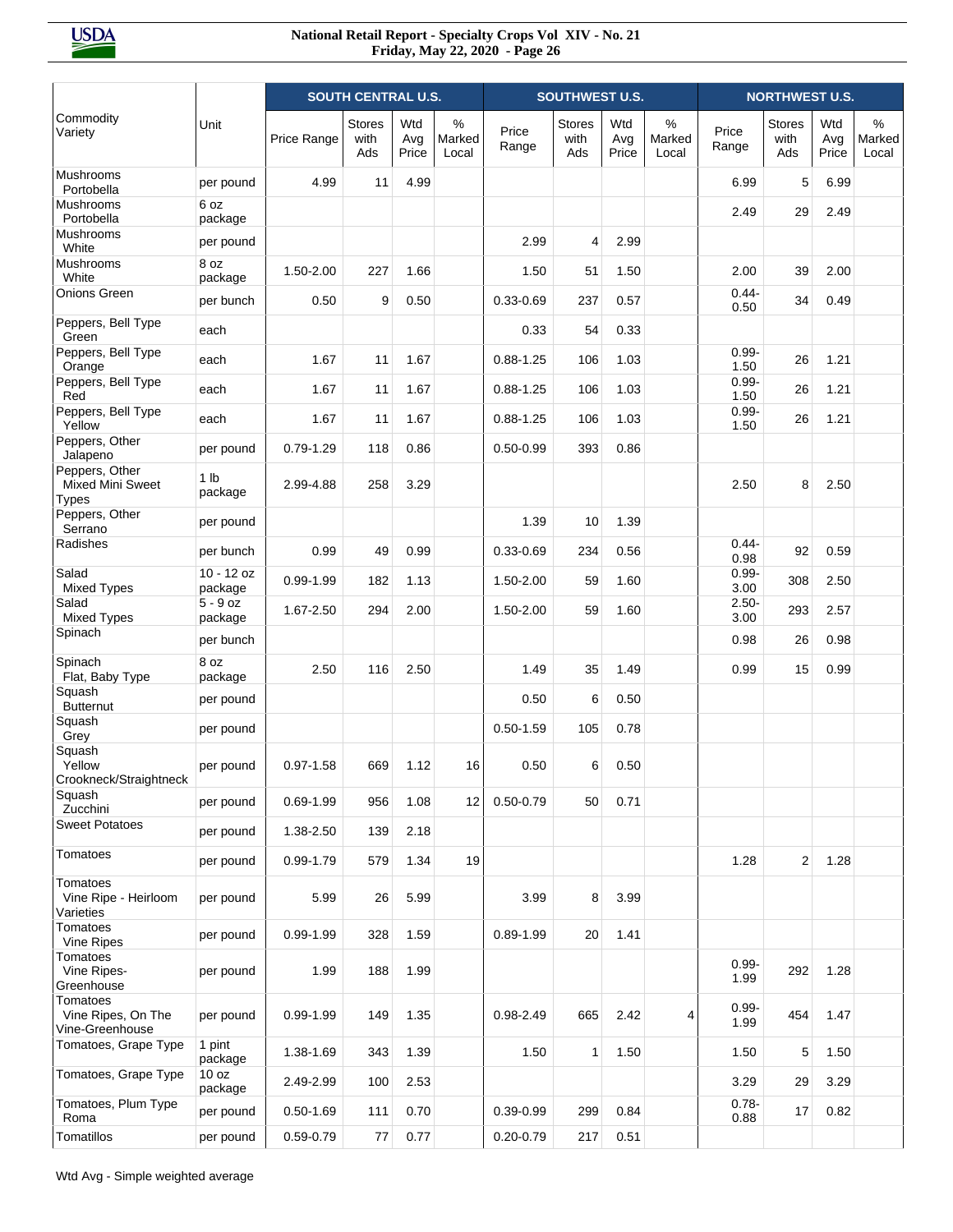| Commodity Variety | Unit | SOUTH CENTRAL U.S. | | | | SOUTHWEST U.S. | | | | NORTHWEST U.S. | | | |
|---|---|---|---|---|---|---|---|---|---|---|---|---|---|
| | | Price Range | Stores with Ads | Wtd Avg Price | % Marked Local | Price Range | Stores with Ads | Wtd Avg Price | % Marked Local | Price Range | Stores with Ads | Wtd Avg Price | % Marked Local |
| Mushrooms Portobella | per pound | 4.99 | 11 | 4.99 | | | | | | 6.99 | 5 | 6.99 | |
| Mushrooms Portobella | 6 oz package | | | | | | | | | 2.49 | 29 | 2.49 | |
| Mushrooms White | per pound | | | | | 2.99 | 4 | 2.99 | | | | | |
| Mushrooms White | 8 oz package | 1.50-2.00 | 227 | 1.66 | | 1.50 | 51 | 1.50 | | 2.00 | 39 | 2.00 | |
| Onions Green | per bunch | 0.50 | 9 | 0.50 | | 0.33-0.69 | 237 | 0.57 | | 0.44-0.50 | 34 | 0.49 | |
| Peppers, Bell Type Green | each | | | | | 0.33 | 54 | 0.33 | | | | | |
| Peppers, Bell Type Orange | each | 1.67 | 11 | 1.67 | | 0.88-1.25 | 106 | 1.03 | | 0.99-1.50 | 26 | 1.21 | |
| Peppers, Bell Type Red | each | 1.67 | 11 | 1.67 | | 0.88-1.25 | 106 | 1.03 | | 0.99-1.50 | 26 | 1.21 | |
| Peppers, Bell Type Yellow | each | 1.67 | 11 | 1.67 | | 0.88-1.25 | 106 | 1.03 | | 0.99-1.50 | 26 | 1.21 | |
| Peppers, Other Jalapeno | per pound | 0.79-1.29 | 118 | 0.86 | | 0.50-0.99 | 393 | 0.86 | | | | | |
| Peppers, Other Mixed Mini Sweet Types | 1 lb package | 2.99-4.88 | 258 | 3.29 | | | | | | 2.50 | 8 | 2.50 | |
| Peppers, Other Serrano | per pound | | | | | 1.39 | 10 | 1.39 | | | | | |
| Radishes | per bunch | 0.99 | 49 | 0.99 | | 0.33-0.69 | 234 | 0.56 | | 0.44-0.98 | 92 | 0.59 | |
| Salad Mixed Types | 10 - 12 oz package | 0.99-1.99 | 182 | 1.13 | | 1.50-2.00 | 59 | 1.60 | | 0.99-3.00 | 308 | 2.50 | |
| Salad Mixed Types | 5 - 9 oz package | 1.67-2.50 | 294 | 2.00 | | 1.50-2.00 | 59 | 1.60 | | 2.50-3.00 | 293 | 2.57 | |
| Spinach | per bunch | | | | | | | | | 0.98 | 26 | 0.98 | |
| Spinach Flat, Baby Type | 8 oz package | 2.50 | 116 | 2.50 | | 1.49 | 35 | 1.49 | | 0.99 | 15 | 0.99 | |
| Squash Butternut | per pound | | | | | 0.50 | 6 | 0.50 | | | | | |
| Squash Grey | per pound | | | | | 0.50-1.59 | 105 | 0.78 | | | | | |
| Squash Yellow Crookneck/Straightneck | per pound | 0.97-1.58 | 669 | 1.12 | 16 | 0.50 | 6 | 0.50 | | | | | |
| Squash Zucchini | per pound | 0.69-1.99 | 956 | 1.08 | 12 | 0.50-0.79 | 50 | 0.71 | | | | | |
| Sweet Potatoes | per pound | 1.38-2.50 | 139 | 2.18 | | | | | | | | | |
| Tomatoes | per pound | 0.99-1.79 | 579 | 1.34 | 19 | | | | | 1.28 | 2 | 1.28 | |
| Tomatoes Vine Ripe - Heirloom Varieties | per pound | 5.99 | 26 | 5.99 | | 3.99 | 8 | 3.99 | | | | | |
| Tomatoes Vine Ripes | per pound | 0.99-1.99 | 328 | 1.59 | | 0.89-1.99 | 20 | 1.41 | | | | | |
| Tomatoes Vine Ripes-Greenhouse | per pound | 1.99 | 188 | 1.99 | | | | | | 0.99-1.99 | 292 | 1.28 | |
| Tomatoes Vine Ripes, On The Vine-Greenhouse | per pound | 0.99-1.99 | 149 | 1.35 | | 0.98-2.49 | 665 | 2.42 | 4 | 0.99-1.99 | 454 | 1.47 | |
| Tomatoes, Grape Type | 1 pint package | 1.38-1.69 | 343 | 1.39 | | 1.50 | 1 | 1.50 | | 1.50 | 5 | 1.50 | |
| Tomatoes, Grape Type | 10 oz package | 2.49-2.99 | 100 | 2.53 | | | | | | 3.29 | 29 | 3.29 | |
| Tomatoes, Plum Type Roma | per pound | 0.50-1.69 | 111 | 0.70 | | 0.39-0.99 | 299 | 0.84 | | 0.78-0.88 | 17 | 0.82 | |
| Tomatillos | per pound | 0.59-0.79 | 77 | 0.77 | | 0.20-0.79 | 217 | 0.51 | | | | | |

Wtd Avg - Simple weighted average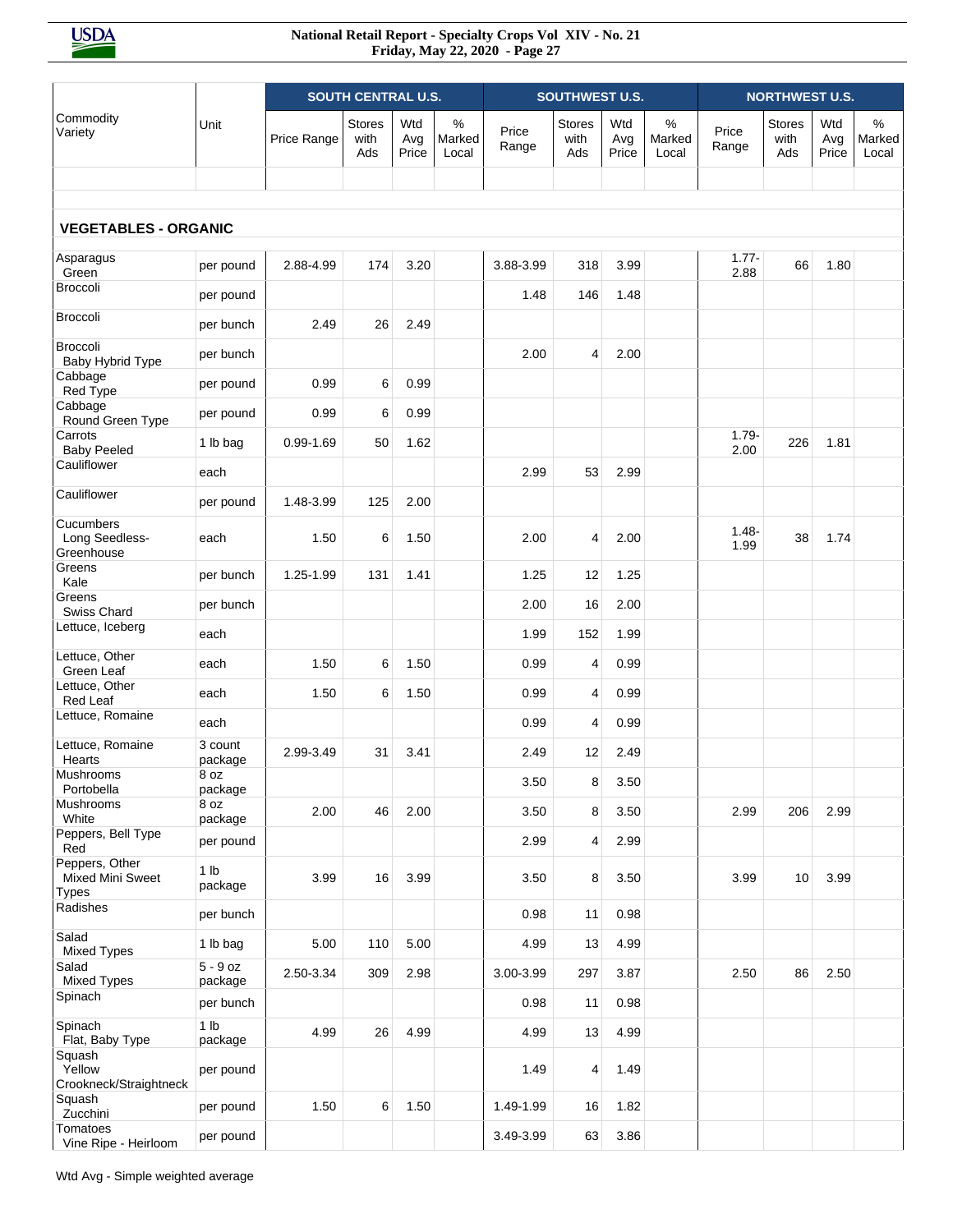| Commodity Variety | Unit | SOUTH CENTRAL U.S. | | | | SOUTHWEST U.S. | | | | NORTHWEST U.S. | | | |
|---|---|---|---|---|---|---|---|---|---|---|---|---|---|
| | | Price Range | Stores with Ads | Wtd Avg Price | % Marked Local | Price Range | Stores with Ads | Wtd Avg Price | % Marked Local | Price Range | Stores with Ads | Wtd Avg Price | % Marked Local |
| **VEGETABLES - ORGANIC** | | | | | | | | | | | | | |
| Asparagus Green | per pound | 2.88-4.99 | 174 | 3.20 | | 3.88-3.99 | 318 | 3.99 | | 1.77-2.88 | 66 | 1.80 | |
| Broccoli | per pound | | | | | 1.48 | 146 | 1.48 | | | | | |
| Broccoli | per bunch | 2.49 | 26 | 2.49 | | | | | | | | | |
| Broccoli Baby Hybrid Type | per bunch | | | | | 2.00 | 4 | 2.00 | | | | | |
| Cabbage Red Type | per pound | 0.99 | 6 | 0.99 | | | | | | | | | |
| Cabbage Round Green Type | per pound | 0.99 | 6 | 0.99 | | | | | | | | | |
| Carrots Baby Peeled | 1 lb bag | 0.99-1.69 | 50 | 1.62 | | | | | | 1.79-2.00 | 226 | 1.81 | |
| Cauliflower | each | | | | | 2.99 | 53 | 2.99 | | | | | |
| Cauliflower | per pound | 1.48-3.99 | 125 | 2.00 | | | | | | | | | |
| Cucumbers Long Seedless-Greenhouse | each | 1.50 | 6 | 1.50 | | 2.00 | 4 | 2.00 | | 1.48-1.99 | 38 | 1.74 | |
| Greens Kale | per bunch | 1.25-1.99 | 131 | 1.41 | | 1.25 | 12 | 1.25 | | | | | |
| Greens Swiss Chard | per bunch | | | | | 2.00 | 16 | 2.00 | | | | | |
| Lettuce, Iceberg | each | | | | | 1.99 | 152 | 1.99 | | | | | |
| Lettuce, Other Green Leaf | each | 1.50 | 6 | 1.50 | | 0.99 | 4 | 0.99 | | | | | |
| Lettuce, Other Red Leaf | each | 1.50 | 6 | 1.50 | | 0.99 | 4 | 0.99 | | | | | |
| Lettuce, Romaine | each | | | | | 0.99 | 4 | 0.99 | | | | | |
| Lettuce, Romaine Hearts | 3 count package | 2.99-3.49 | 31 | 3.41 | | 2.49 | 12 | 2.49 | | | | | |
| Mushrooms Portobella | 8 oz package | | | | | 3.50 | 8 | 3.50 | | | | | |
| Mushrooms White | 8 oz package | 2.00 | 46 | 2.00 | | 3.50 | 8 | 3.50 | | 2.99 | 206 | 2.99 | |
| Peppers, Bell Type Red | per pound | | | | | 2.99 | 4 | 2.99 | | | | | |
| Peppers, Other Mixed Mini Sweet Types | 1 lb package | 3.99 | 16 | 3.99 | | 3.50 | 8 | 3.50 | | 3.99 | 10 | 3.99 | |
| Radishes | per bunch | | | | | 0.98 | 11 | 0.98 | | | | | |
| Salad Mixed Types | 1 lb bag | 5.00 | 110 | 5.00 | | 4.99 | 13 | 4.99 | | | | | |
| Salad Mixed Types | 5 - 9 oz package | 2.50-3.34 | 309 | 2.98 | | 3.00-3.99 | 297 | 3.87 | | 2.50 | 86 | 2.50 | |
| Spinach | per bunch | | | | | 0.98 | 11 | 0.98 | | | | | |
| Spinach Flat, Baby Type | 1 lb package | 4.99 | 26 | 4.99 | | 4.99 | 13 | 4.99 | | | | | |
| Squash Yellow Crookneck/Straightneck | per pound | | | | | 1.49 | 4 | 1.49 | | | | | |
| Squash Zucchini | per pound | 1.50 | 6 | 1.50 | | 1.49-1.99 | 16 | 1.82 | | | | | |
| Tomatoes Vine Ripe - Heirloom | per pound | | | | | 3.49-3.99 | 63 | 3.86 | | | | | |

Wtd Avg - Simple weighted average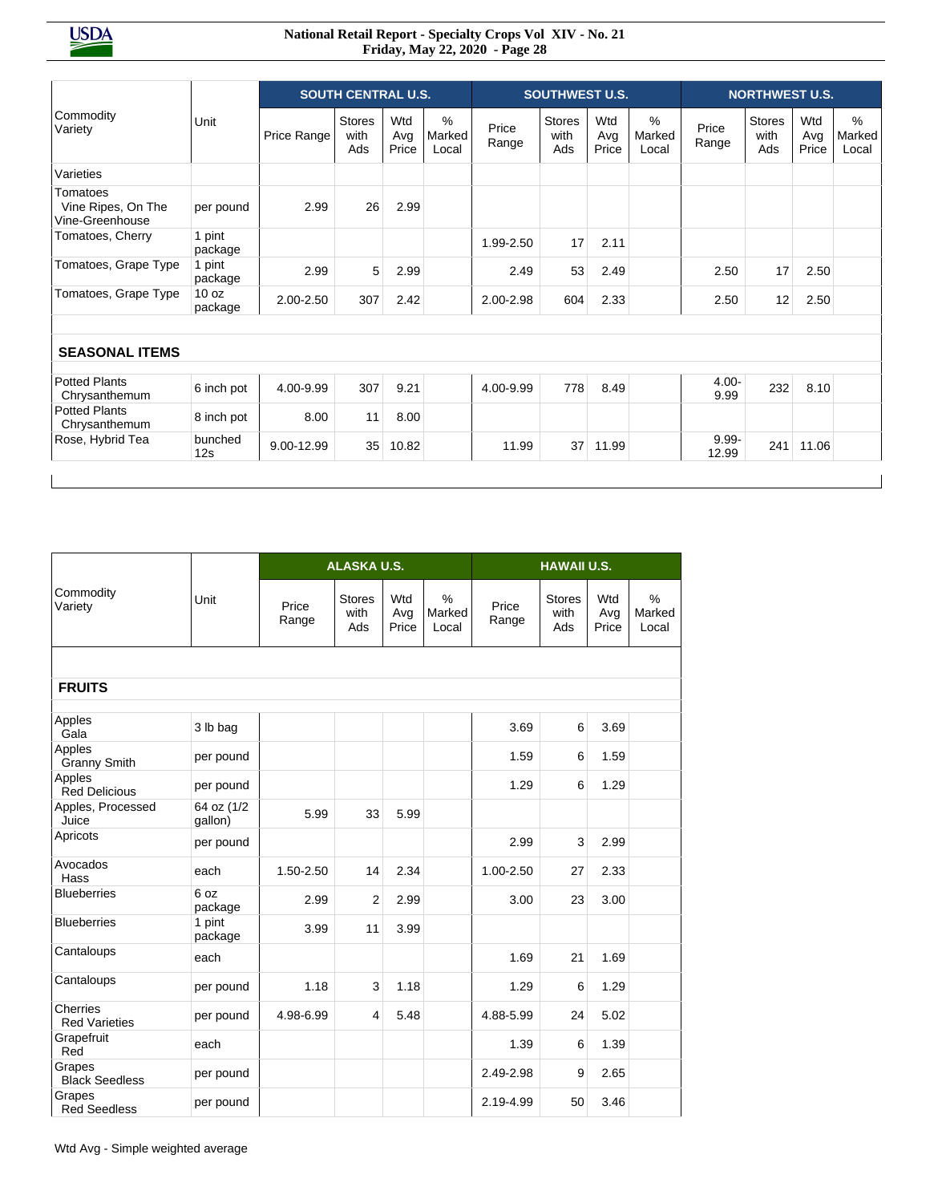| Commodity Variety | Unit | SOUTH CENTRAL U.S. | | | | SOUTHWEST U.S. | | | | NORTHWEST U.S. | | | |
|---|---|---|---|---|---|---|---|---|---|---|---|---|---|
| | | Price Range | Stores with Ads | Wtd Avg Price | % Marked Local | Price Range | Stores with Ads | Wtd Avg Price | % Marked Local | Price Range | Stores with Ads | Wtd Avg Price | % Marked Local |
| Varieties | | | | | | | | | | | | | |
| Tomatoes Vine Ripes, On The Vine-Greenhouse | per pound | 2.99 | 26 | 2.99 | | | | | | | | | |
| Tomatoes, Cherry | 1 pint package | | | | | 1.99-2.50 | 17 | 2.11 | | | | | |
| Tomatoes, Grape Type | 1 pint package | 2.99 | 5 | 2.99 | | 2.49 | 53 | 2.49 | | 2.50 | 17 | 2.50 | |
| Tomatoes, Grape Type | 10 oz package | 2.00-2.50 | 307 | 2.42 | | 2.00-2.98 | 604 | 2.33 | | 2.50 | 12 | 2.50 | |
| **SEASONAL ITEMS** | | | | | | | | | | | | | |
| Potted Plants Chrysanthemum | 6 inch pot | 4.00-9.99 | 307 | 9.21 | | 4.00-9.99 | 778 | 8.49 | | 4.00-9.99 | 232 | 8.10 | |
| Potted Plants Chrysanthemum | 8 inch pot | 8.00 | 11 | 8.00 | | | | | | | | | |
| Rose, Hybrid Tea | bunched 12s | 9.00-12.99 | 35 | 10.82 | | 11.99 | 37 | 11.99 | | 9.99-12.99 | 241 | 11.06 | |

| Commodity Variety | Unit | ALASKA U.S. | | | | HAWAII U.S. | | | |
|---|---|---|---|---|---|---|---|---|---|
| | | Price Range | Stores with Ads | Wtd Avg Price | % Marked Local | Price Range | Stores with Ads | Wtd Avg Price | % Marked Local |
| **FRUITS** | | | | | | | | | |
| Apples Gala | 3 lb bag | | | | | 3.69 | 6 | 3.69 | |
| Apples Granny Smith | per pound | | | | | 1.59 | 6 | 1.59 | |
| Apples Red Delicious | per pound | | | | | 1.29 | 6 | 1.29 | |
| Apples, Processed Juice | 64 oz (1/2 gallon) | 5.99 | 33 | 5.99 | | | | | |
| Apricots | per pound | | | | | 2.99 | 3 | 2.99 | |
| Avocados Hass | each | 1.50-2.50 | 14 | 2.34 | | 1.00-2.50 | 27 | 2.33 | |
| Blueberries | 6 oz package | 2.99 | 2 | 2.99 | | 3.00 | 23 | 3.00 | |
| Blueberries | 1 pint package | 3.99 | 11 | 3.99 | | | | | |
| Cantaloups | each | | | | | 1.69 | 21 | 1.69 | |
| Cantaloups | per pound | 1.18 | 3 | 1.18 | | 1.29 | 6 | 1.29 | |
| Cherries Red Varieties | per pound | 4.98-6.99 | 4 | 5.48 | | 4.88-5.99 | 24 | 5.02 | |
| Grapefruit Red | each | | | | | 1.39 | 6 | 1.39 | |
| Grapes Black Seedless | per pound | | | | | 2.49-2.98 | 9 | 2.65 | |
| Grapes Red Seedless | per pound | | | | | 2.19-4.99 | 50 | 3.46 | |

Wtd Avg - Simple weighted average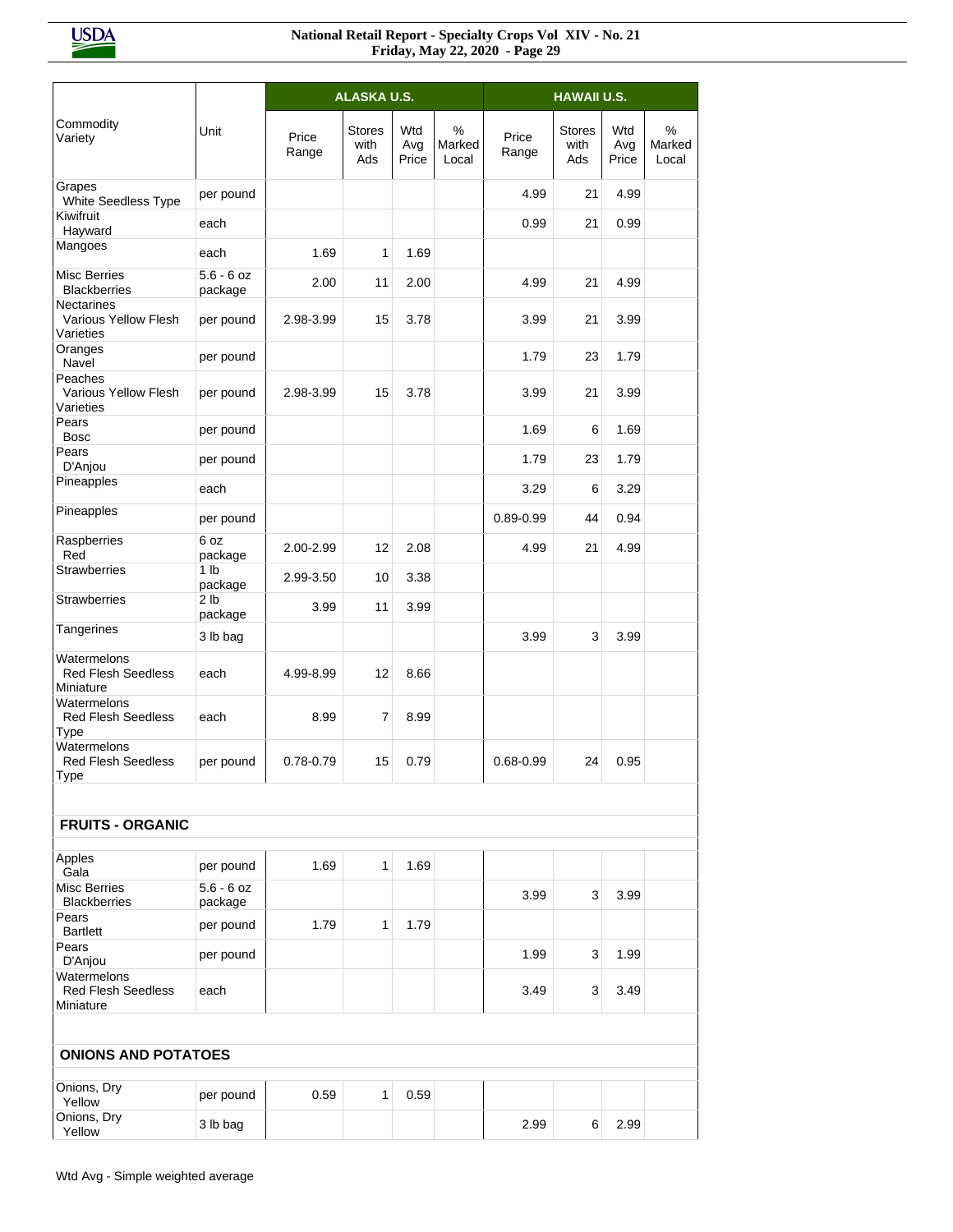| Commodity Variety | Unit | ALASKA U.S. Price Range | Stores with Ads | Wtd Avg Price | % Marked Local | HAWAII U.S. Price Range | Stores with Ads | Wtd Avg Price | % Marked Local |
|---|---|---|---|---|---|---|---|---|---|
| Grapes White Seedless Type | per pound | | | | | 4.99 | 21 | 4.99 | |
| Kiwifruit Hayward | each | | | | | 0.99 | 21 | 0.99 | |
| Mangoes | each | 1.69 | 1 | 1.69 | | | | | |
| Misc Berries Blackberries | 5.6 - 6 oz package | 2.00 | 11 | 2.00 | | 4.99 | 21 | 4.99 | |
| Nectarines Various Yellow Flesh Varieties | per pound | 2.98-3.99 | 15 | 3.78 | | 3.99 | 21 | 3.99 | |
| Oranges Navel | per pound | | | | | 1.79 | 23 | 1.79 | |
| Peaches Various Yellow Flesh Varieties | per pound | 2.98-3.99 | 15 | 3.78 | | 3.99 | 21 | 3.99 | |
| Pears Bosc | per pound | | | | | 1.69 | 6 | 1.69 | |
| Pears D'Anjou | per pound | | | | | 1.79 | 23 | 1.79 | |
| Pineapples | each | | | | | 3.29 | 6 | 3.29 | |
| Pineapples | per pound | | | | | 0.89-0.99 | 44 | 0.94 | |
| Raspberries Red | 6 oz package | 2.00-2.99 | 12 | 2.08 | | 4.99 | 21 | 4.99 | |
| Strawberries | 1 lb package | 2.99-3.50 | 10 | 3.38 | | | | | |
| Strawberries | 2 lb package | 3.99 | 11 | 3.99 | | | | | |
| Tangerines | 3 lb bag | | | | | 3.99 | 3 | 3.99 | |
| Watermelons Red Flesh Seedless Miniature | each | 4.99-8.99 | 12 | 8.66 | | | | | |
| Watermelons Red Flesh Seedless Type | each | 8.99 | 7 | 8.99 | | | | | |
| Watermelons Red Flesh Seedless Type | per pound | 0.78-0.79 | 15 | 0.79 | | 0.68-0.99 | 24 | 0.95 | |
| **FRUITS - ORGANIC** | | | | | | | | | |
| Apples Gala | per pound | 1.69 | 1 | 1.69 | | | | | |
| Misc Berries Blackberries | 5.6 - 6 oz package | | | | | 3.99 | 3 | 3.99 | |
| Pears Bartlett | per pound | 1.79 | 1 | 1.79 | | | | | |
| Pears D'Anjou | per pound | | | | | 1.99 | 3 | 1.99 | |
| Watermelons Red Flesh Seedless Miniature | each | | | | | 3.49 | 3 | 3.49 | |
| **ONIONS AND POTATOES** | | | | | | | | | |
| Onions, Dry Yellow | per pound | 0.59 | 1 | 0.59 | | | | | |
| Onions, Dry Yellow | 3 lb bag | | | | | 2.99 | 6 | 2.99 | |

Wtd Avg - Simple weighted average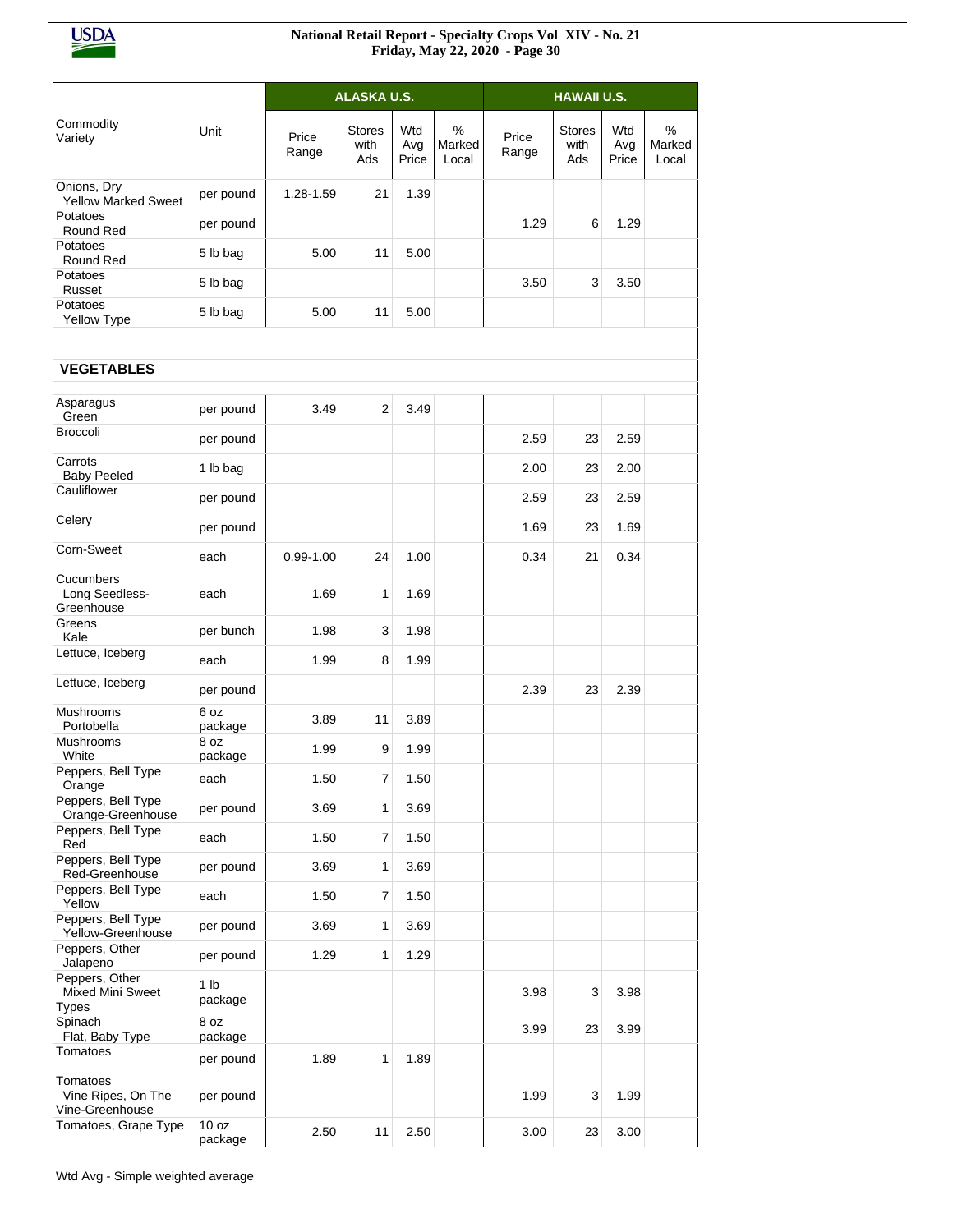| Commodity Variety | Unit | ALASKA U.S. | | | | HAWAII U.S. | | | |
|---|---|---|---|---|---|---|---|---|---|
| | | Price Range | Stores with Ads | Wtd Avg Price | % Marked Local | Price Range | Stores with Ads | Wtd Avg Price | % Marked Local |
| Onions, Dry Yellow Marked Sweet | per pound | 1.28-1.59 | 21 | 1.39 | | | | | |
| Potatoes Round Red | per pound | | | | | 1.29 | 6 | 1.29 | |
| Potatoes Round Red | 5 lb bag | 5.00 | 11 | 5.00 | | | | | |
| Potatoes Russet | 5 lb bag | | | | | 3.50 | 3 | 3.50 | |
| Potatoes Yellow Type | 5 lb bag | 5.00 | 11 | 5.00 | | | | | |
| **VEGETABLES** | | | | | | | | | |
| Asparagus Green | per pound | 3.49 | 2 | 3.49 | | | | | |
| Broccoli | per pound | | | | | 2.59 | 23 | 2.59 | |
| Carrots Baby Peeled | 1 lb bag | | | | | 2.00 | 23 | 2.00 | |
| Cauliflower | per pound | | | | | 2.59 | 23 | 2.59 | |
| Celery | per pound | | | | | 1.69 | 23 | 1.69 | |
| Corn-Sweet | each | 0.99-1.00 | 24 | 1.00 | | 0.34 | 21 | 0.34 | |
| Cucumbers Long Seedless-Greenhouse | each | 1.69 | 1 | 1.69 | | | | | |
| Greens Kale | per bunch | 1.98 | 3 | 1.98 | | | | | |
| Lettuce, Iceberg | each | 1.99 | 8 | 1.99 | | | | | |
| Lettuce, Iceberg | per pound | | | | | 2.39 | 23 | 2.39 | |
| Mushrooms Portobella | 6 oz package | 3.89 | 11 | 3.89 | | | | | |
| Mushrooms White | 8 oz package | 1.99 | 9 | 1.99 | | | | | |
| Peppers, Bell Type Orange | each | 1.50 | 7 | 1.50 | | | | | |
| Peppers, Bell Type Orange-Greenhouse | per pound | 3.69 | 1 | 3.69 | | | | | |
| Peppers, Bell Type Red | each | 1.50 | 7 | 1.50 | | | | | |
| Peppers, Bell Type Red-Greenhouse | per pound | 3.69 | 1 | 3.69 | | | | | |
| Peppers, Bell Type Yellow | each | 1.50 | 7 | 1.50 | | | | | |
| Peppers, Bell Type Yellow-Greenhouse | per pound | 3.69 | 1 | 3.69 | | | | | |
| Peppers, Other Jalapeno | per pound | 1.29 | 1 | 1.29 | | | | | |
| Peppers, Other Mixed Mini Sweet Types | 1 lb package | | | | | 3.98 | 3 | 3.98 | |
| Spinach Flat, Baby Type | 8 oz package | | | | | 3.99 | 23 | 3.99 | |
| Tomatoes | per pound | 1.89 | 1 | 1.89 | | | | | |
| Tomatoes Vine Ripes, On The Vine-Greenhouse | per pound | | | | | 1.99 | 3 | 1.99 | |
| Tomatoes, Grape Type | 10 oz package | 2.50 | 11 | 2.50 | | 3.00 | 23 | 3.00 | |

Wtd Avg - Simple weighted average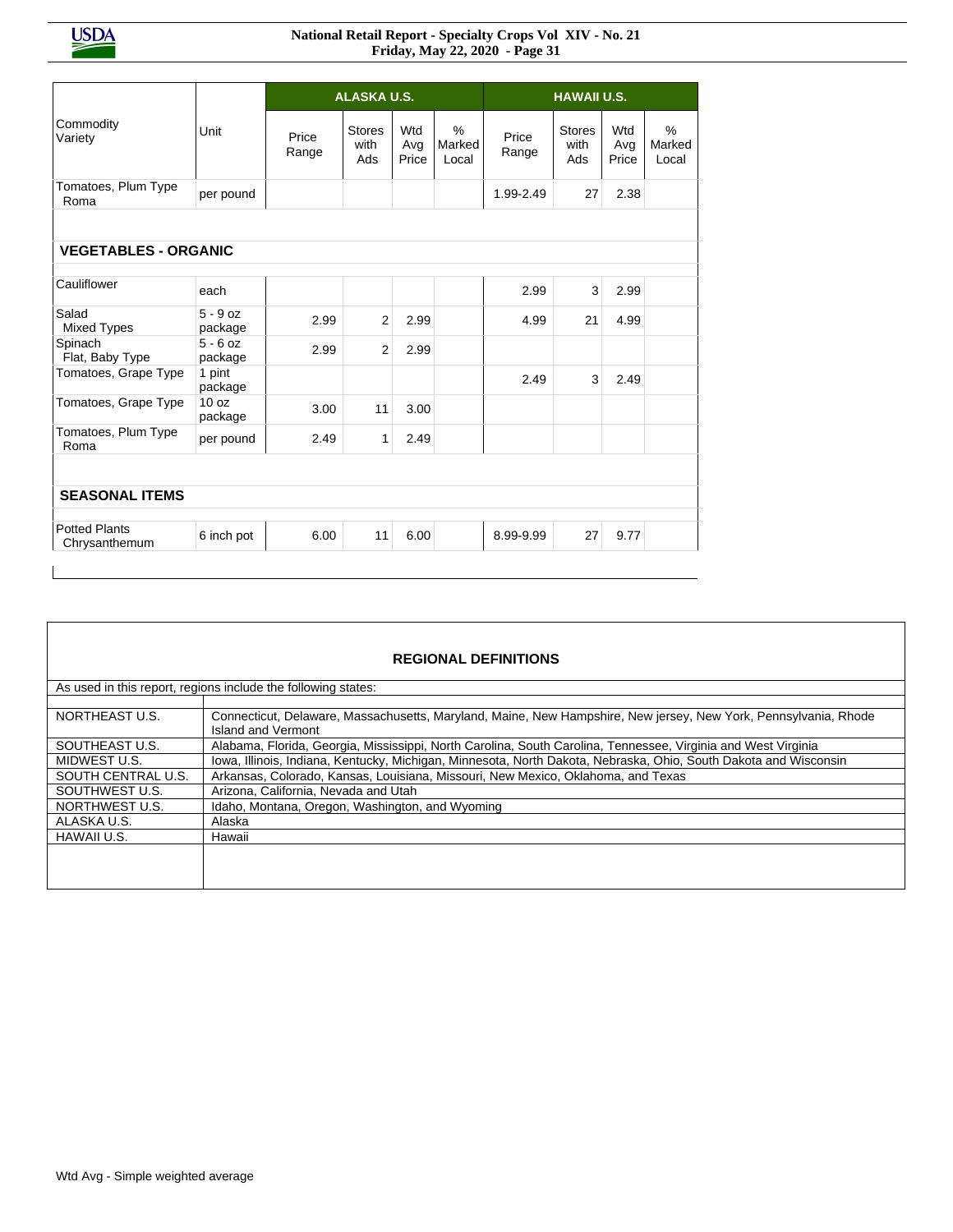| Commodity Variety | Unit | ALASKA U.S. | | | | HAWAII U.S. | | | |
|---|---|---|---|---|---|---|---|---|---|
| | | Price Range | Stores with Ads | Wtd Avg Price | % Marked Local | Price Range | Stores with Ads | Wtd Avg Price | % Marked Local |
| Tomatoes, Plum Type Roma | per pound | | | | | 1.99-2.49 | 27 | 2.38 | |
| **VEGETABLES - ORGANIC** | | | | | | | | | |
| Cauliflower | each | | | | | 2.99 | 3 | 2.99 | |
| Salad Mixed Types | 5 - 9 oz package | 2.99 | 2 | 2.99 | | 4.99 | 21 | 4.99 | |
| Spinach Flat, Baby Type | 5 - 6 oz package | 2.99 | 2 | 2.99 | | | | | |
| Tomatoes, Grape Type | 1 pint package | | | | | 2.49 | 3 | 2.49 | |
| Tomatoes, Grape Type | 10 oz package | 3.00 | 11 | 3.00 | | | | | |
| Tomatoes, Plum Type Roma | per pound | 2.49 | 1 | 2.49 | | | | | |
| **SEASONAL ITEMS** | | | | | | | | | |
| Potted Plants Chrysanthemum | 6 inch pot | 6.00 | 11 | 6.00 | | 8.99-9.99 | 27 | 9.77 | |

## REGIONAL DEFINITIONS

As used in this report, regions include the following states:

| | |
|---|---|
| NORTHEAST U.S. | Connecticut, Delaware, Massachusetts, Maryland, Maine, New Hampshire, New jersey, New York, Pennsylvania, Rhode Island and Vermont |
| SOUTHEAST U.S. | Alabama, Florida, Georgia, Mississippi, North Carolina, South Carolina, Tennessee, Virginia and West Virginia |
| MIDWEST U.S. | Iowa, Illinois, Indiana, Kentucky, Michigan, Minnesota, North Dakota, Nebraska, Ohio, South Dakota and Wisconsin |
| SOUTH CENTRAL U.S. | Arkansas, Colorado, Kansas, Louisiana, Missouri, New Mexico, Oklahoma, and Texas |
| SOUTHWEST U.S. | Arizona, California, Nevada and Utah |
| NORTHWEST U.S. | Idaho, Montana, Oregon, Washington, and Wyoming |
| ALASKA U.S. | Alaska |
| HAWAII U.S. | Hawaii |

Wtd Avg - Simple weighted average